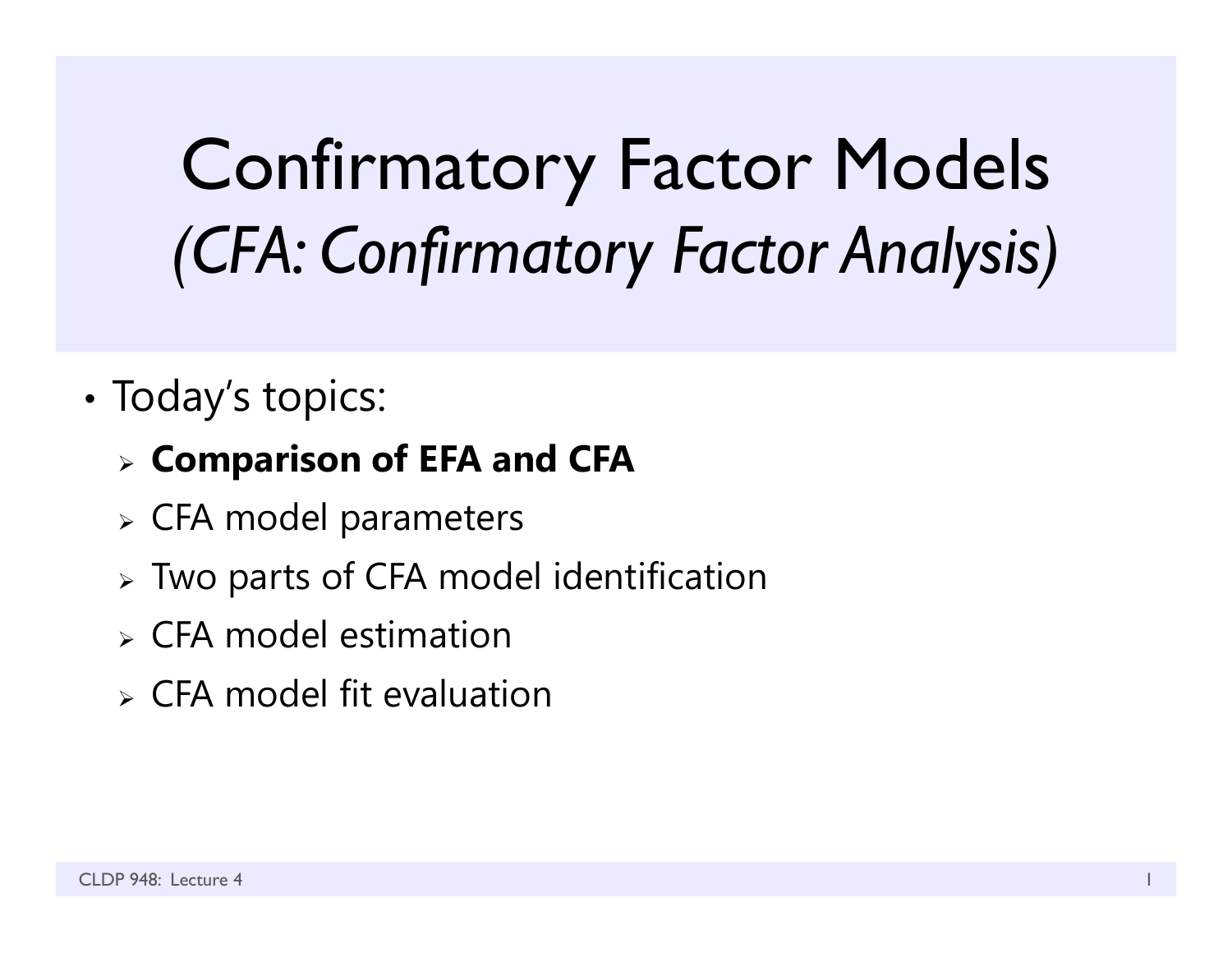# Confirmatory Factor Models
## *(CFA: Confirmatory Factor Analysis)*

- Today's topics:
  - **Comparison of EFA and CFA**
  - CFA model parameters
  - Two parts of CFA model identification
  - CFA model estimation
  - CFA model fit evaluation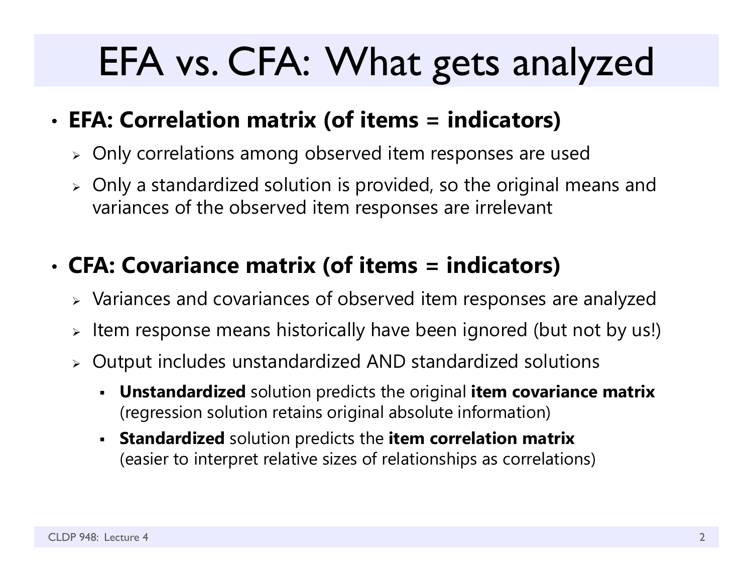# EFA vs. CFA: What gets analyzed

- **EFA: Correlation matrix (of items = indicators)**
  - Only correlations among observed item responses are used
  - Only a standardized solution is provided, so the original means and variances of the observed item responses are irrelevant

- **CFA: Covariance matrix (of items = indicators)**
  - Variances and covariances of observed item responses are analyzed
  - Item response means historically have been ignored (but not by us!)
  - Output includes unstandardized AND standardized solutions
    - **Unstandardized** solution predicts the original **item covariance matrix** (regression solution retains original absolute information)
    - **Standardized** solution predicts the **item correlation matrix** (easier to interpret relative sizes of relationships as correlations)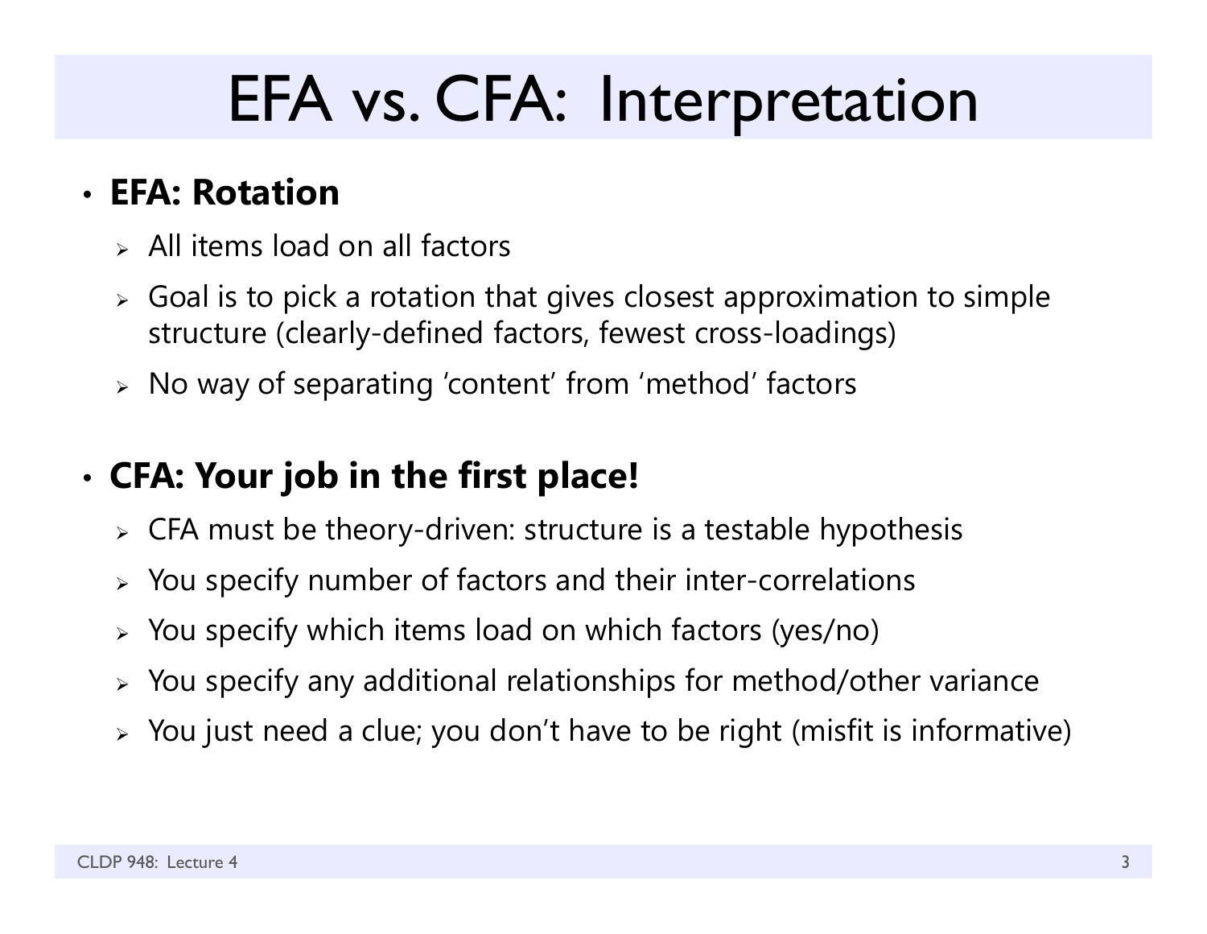# EFA vs. CFA: Interpretation

- **EFA: Rotation**
  - All items load on all factors
  - Goal is to pick a rotation that gives closest approximation to simple structure (clearly-defined factors, fewest cross-loadings)
  - No way of separating 'content' from 'method' factors

- **CFA: Your job in the first place!**
  - CFA must be theory-driven: structure is a testable hypothesis
  - You specify number of factors and their inter-correlations
  - You specify which items load on which factors (yes/no)
  - You specify any additional relationships for method/other variance
  - You just need a clue; you don't have to be right (misfit is informative)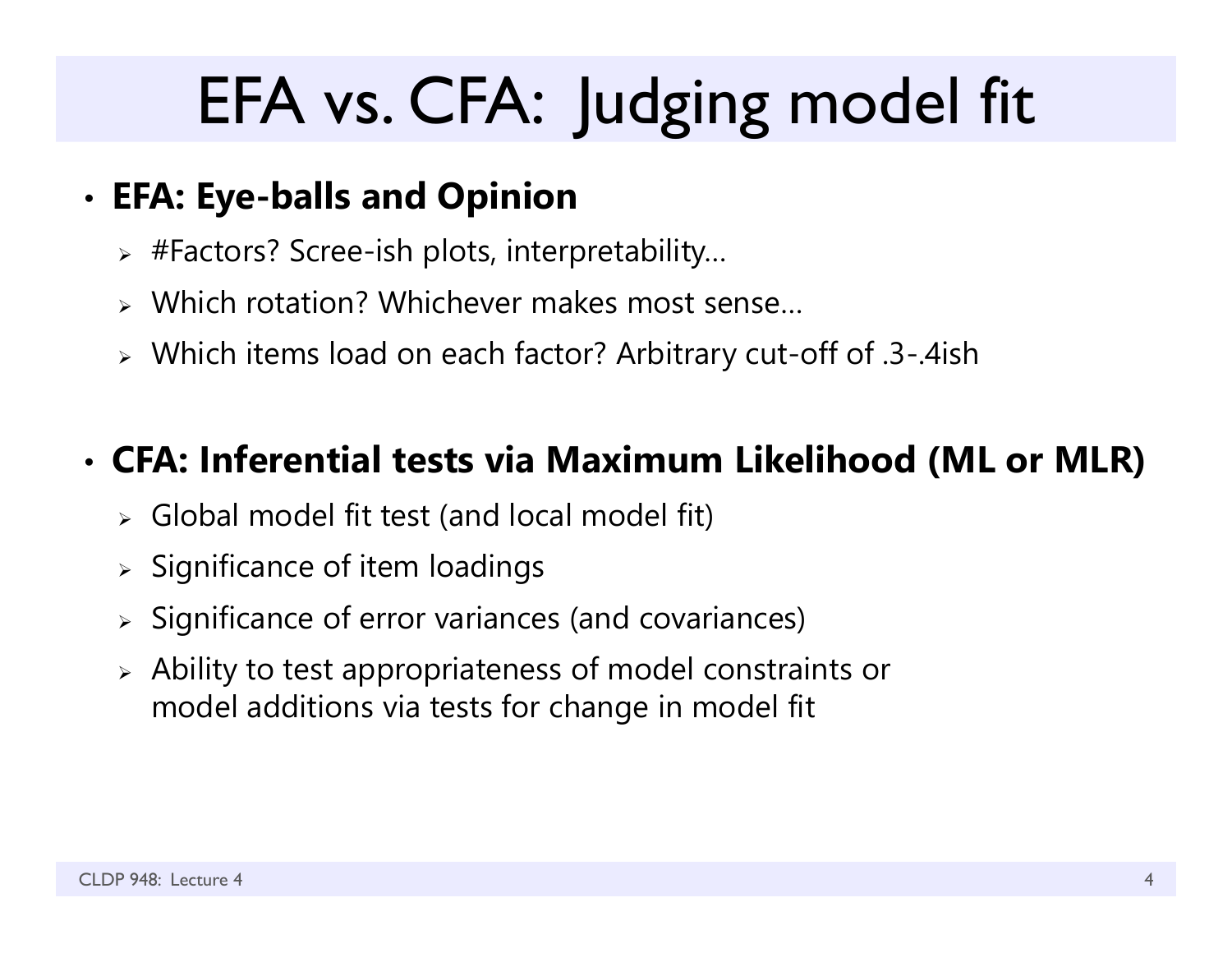# EFA vs. CFA: Judging model fit

- **EFA: Eye-balls and Opinion**
  - #Factors? Scree-ish plots, interpretability…
  - Which rotation? Whichever makes most sense…
  - Which items load on each factor? Arbitrary cut-off of .3-.4ish

- **CFA: Inferential tests via Maximum Likelihood (ML or MLR)**
  - Global model fit test (and local model fit)
  - Significance of item loadings
  - Significance of error variances (and covariances)
  - Ability to test appropriateness of model constraints or model additions via tests for change in model fit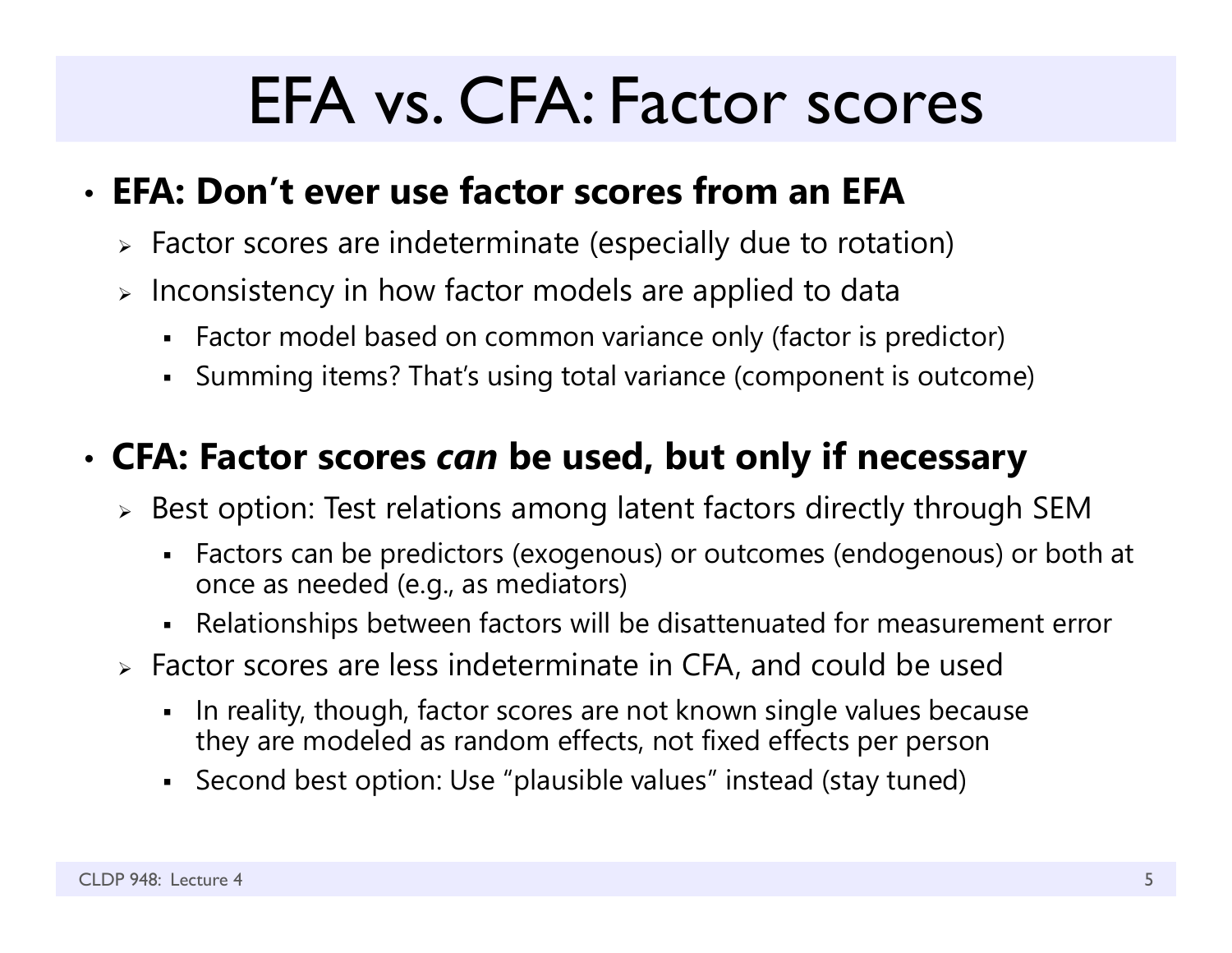# EFA vs. CFA: Factor scores

- **EFA: Don't ever use factor scores from an EFA**
  - Factor scores are indeterminate (especially due to rotation)
  - Inconsistency in how factor models are applied to data
    - Factor model based on common variance only (factor is predictor)
    - Summing items? That's using total variance (component is outcome)

- **CFA: Factor scores *can* be used, but only if necessary**
  - Best option: Test relations among latent factors directly through SEM
    - Factors can be predictors (exogenous) or outcomes (endogenous) or both at once as needed (e.g., as mediators)
    - Relationships between factors will be disattenuated for measurement error
  - Factor scores are less indeterminate in CFA, and could be used
    - In reality, though, factor scores are not known single values because they are modeled as random effects, not fixed effects per person
    - Second best option: Use "plausible values" instead (stay tuned)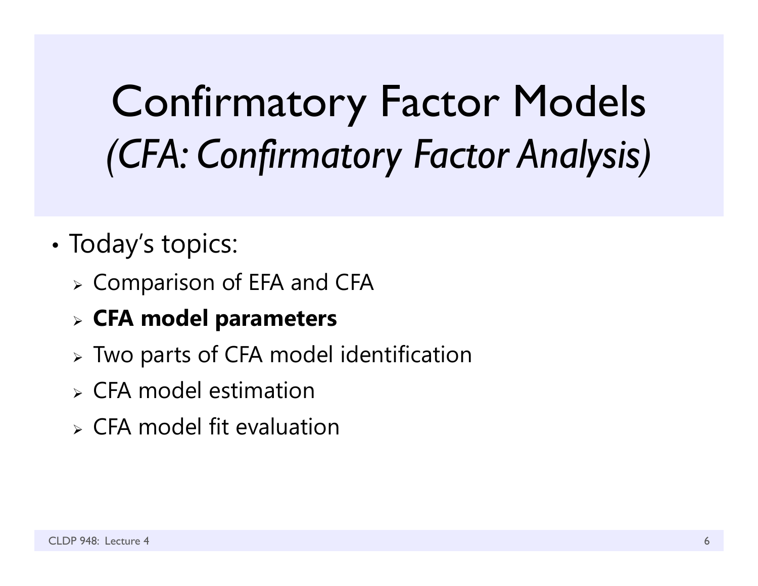# Confirmatory Factor Models
## *(CFA: Confirmatory Factor Analysis)*

- Today's topics:
  - Comparison of EFA and CFA
  - **CFA model parameters**
  - Two parts of CFA model identification
  - CFA model estimation
  - CFA model fit evaluation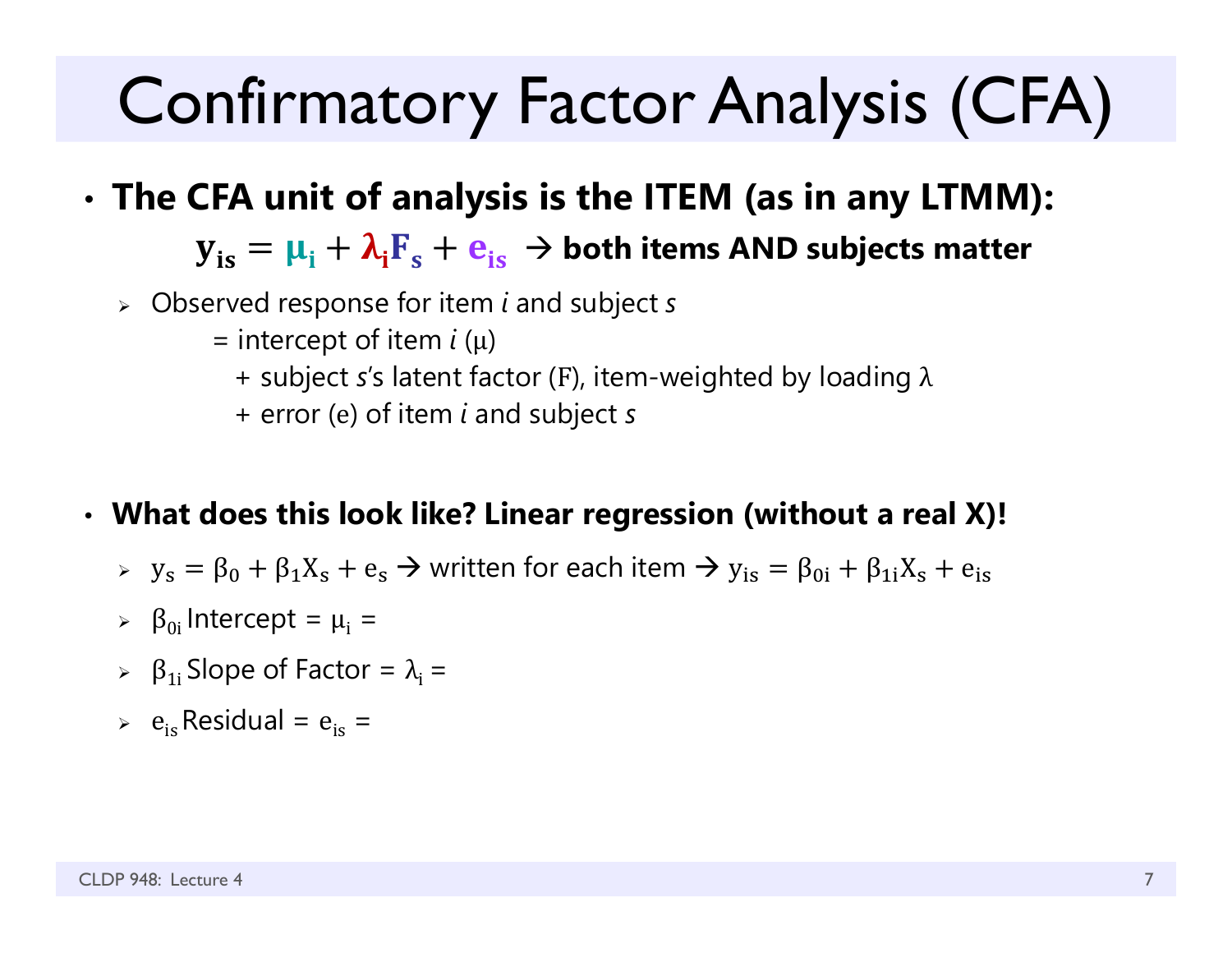# Confirmatory Factor Analysis (CFA)

- **The CFA unit of analysis is the ITEM (as in any LTMM):**

  $$\mathbf{y_{is}} = \boldsymbol{\mu_i} + \boldsymbol{\lambda_i}\mathbf{F_s} + \mathbf{e_{is}}$$ → **both items AND subjects matter**

  - Observed response for item *i* and subject *s*
    = intercept of item $i$ (μ)
    + subject *s*'s latent factor (F), item-weighted by loading λ
    + error (e) of item *i* and subject *s*

- **What does this look like? Linear regression (without a real X)!**
  - $y_s = \beta_0 + \beta_1 X_s + e_s$ → written for each item → $y_{is} = \beta_{0i} + \beta_{1i} X_s + e_{is}$
  - $\beta_{0i}$ Intercept = $\mu_i$ =
  - $\beta_{1i}$ Slope of Factor = $\lambda_i$ =
  - $e_{is}$ Residual = $e_{is}$ =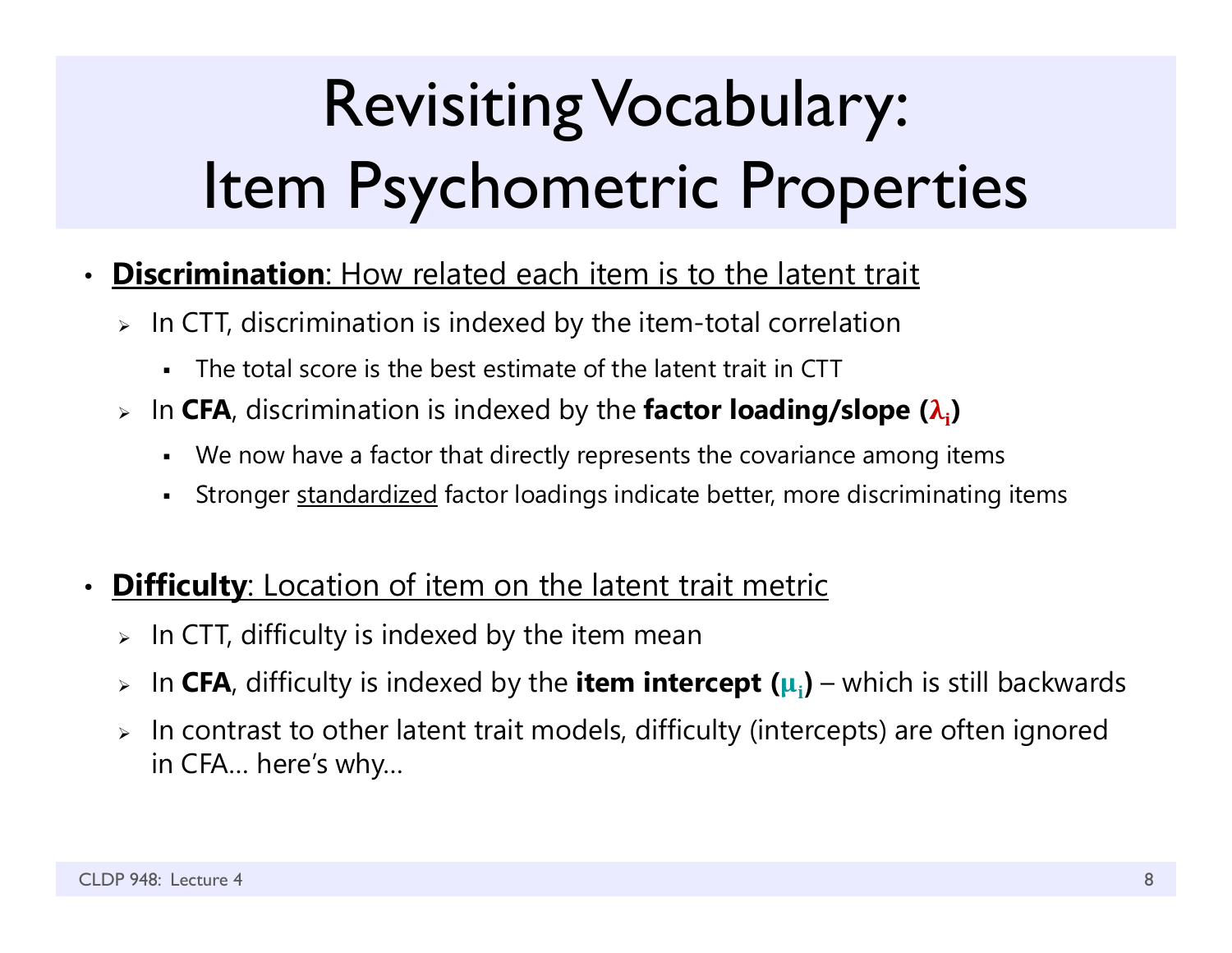# Revisiting Vocabulary: Item Psychometric Properties

- **Discrimination**: How related each item is to the latent trait
  - In CTT, discrimination is indexed by the item-total correlation
    - The total score is the best estimate of the latent trait in CTT
  - In **CFA**, discrimination is indexed by the **factor loading/slope ($\lambda_i$)**
    - We now have a factor that directly represents the covariance among items
    - Stronger standardized factor loadings indicate better, more discriminating items

- **Difficulty**: Location of item on the latent trait metric
  - In CTT, difficulty is indexed by the item mean
  - In **CFA**, difficulty is indexed by the **item intercept ($\mu_i$)** – which is still backwards
  - In contrast to other latent trait models, difficulty (intercepts) are often ignored in CFA… here's why…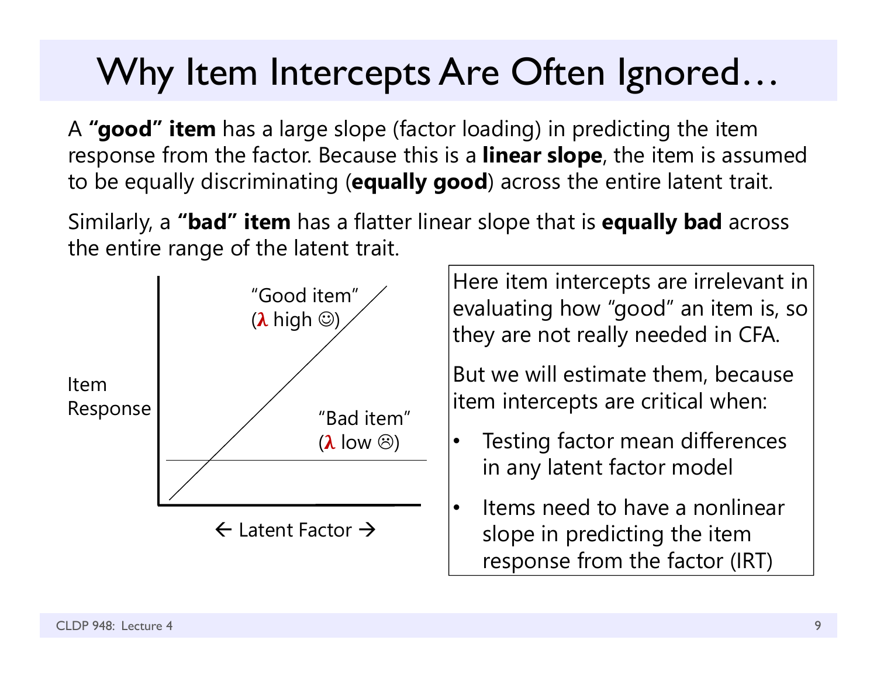# Why Item Intercepts Are Often Ignored…

A **"good" item** has a large slope (factor loading) in predicting the item response from the factor. Because this is a **linear slope**, the item is assumed to be equally discriminating (**equally good**) across the entire latent trait.

Similarly, a **"bad" item** has a flatter linear slope that is **equally bad** across the entire range of the latent trait.

Item Response

"Good item" ($\lambda$ high ☺)

"Bad item" ($\lambda$ low ☹)

← Latent Factor →

Here item intercepts are irrelevant in evaluating how "good" an item is, so they are not really needed in CFA.

But we will estimate them, because item intercepts are critical when:

- Testing factor mean differences in any latent factor model
- Items need to have a nonlinear slope in predicting the item response from the factor (IRT)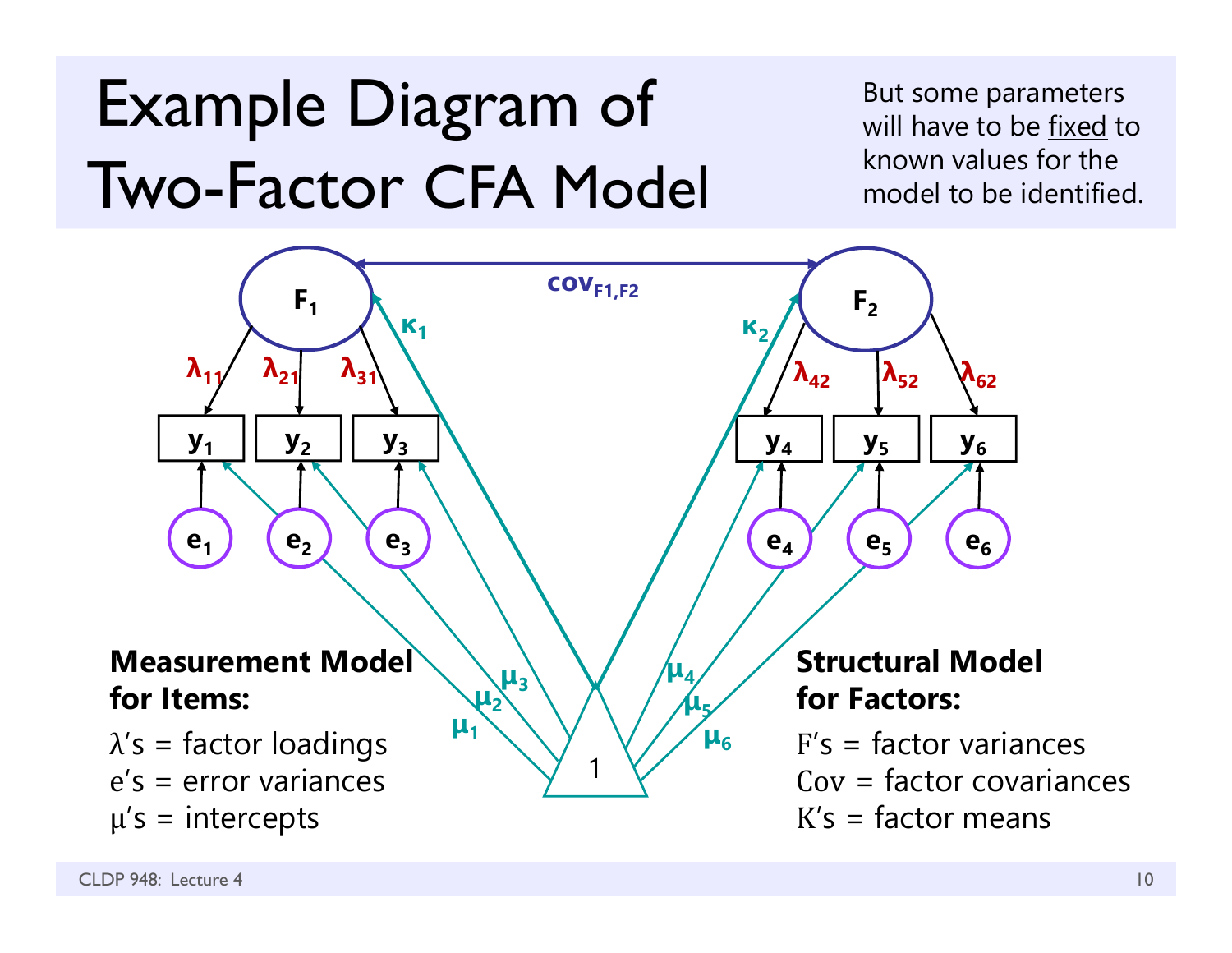# Example Diagram of Two-Factor CFA Model

But some parameters will have to be <u>fixed</u> to known values for the model to be identified.

**Measurement Model for Items:**

$\lambda$'s = factor loadings
e's = error variances
$\mu$'s = intercepts

**Structural Model for Factors:**

F's = factor variances
Cov = factor covariances
K's = factor means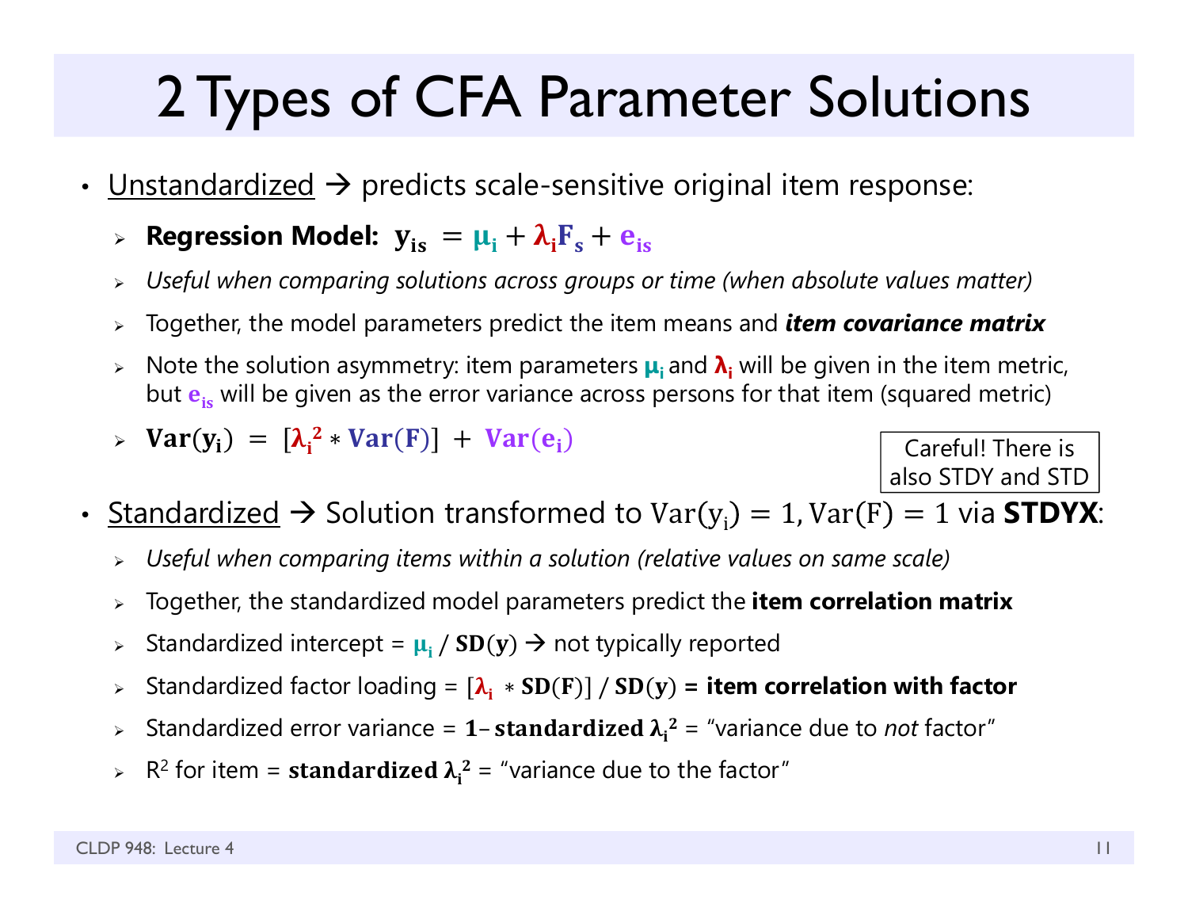# 2 Types of CFA Parameter Solutions

- Unstandardized → predicts scale-sensitive original item response:
  - **Regression Model:** $\mathbf{y_{is}} = \boldsymbol{\mu}_\mathbf{i} + \boldsymbol{\lambda}_\mathbf{i}\mathbf{F_s} + \mathbf{e_{is}}$
  - *Useful when comparing solutions across groups or time (when absolute values matter)*
  - Together, the model parameters predict the item means and ***item covariance matrix***
  - Note the solution asymmetry: item parameters $\boldsymbol{\mu}_\mathbf{i}$ and $\boldsymbol{\lambda}_\mathbf{i}$ will be given in the item metric, but $\mathbf{e_{is}}$ will be given as the error variance across persons for that item (squared metric)
  - $\mathbf{Var(y_i)} = [\boldsymbol{\lambda}_\mathbf{i}^\mathbf{2} * \mathbf{Var(F)}] + \mathbf{Var(e_i)}$

Careful! There is also STDY and STD

- Standardized → Solution transformed to $\mathrm{Var(y_i)} = 1, \mathrm{Var(F)} = 1$ via **STDYX**:
  - *Useful when comparing items within a solution (relative values on same scale)*
  - Together, the standardized model parameters predict the **item correlation matrix**
  - Standardized intercept = $\boldsymbol{\mu}_\mathbf{i}$ / $\mathbf{SD(y)}$ → not typically reported
  - Standardized factor loading = $[\boldsymbol{\lambda}_\mathbf{i} * \mathbf{SD(F)}]$ / $\mathbf{SD(y)}$ **= item correlation with factor**
  - Standardized error variance = $\mathbf{1 -}$ **standardized** $\boldsymbol{\lambda}_\mathbf{i}^\mathbf{2}$ = "variance due to *not* factor"
  - $R^2$ for item = **standardized** $\boldsymbol{\lambda}_\mathbf{i}^\mathbf{2}$ = "variance due to the factor"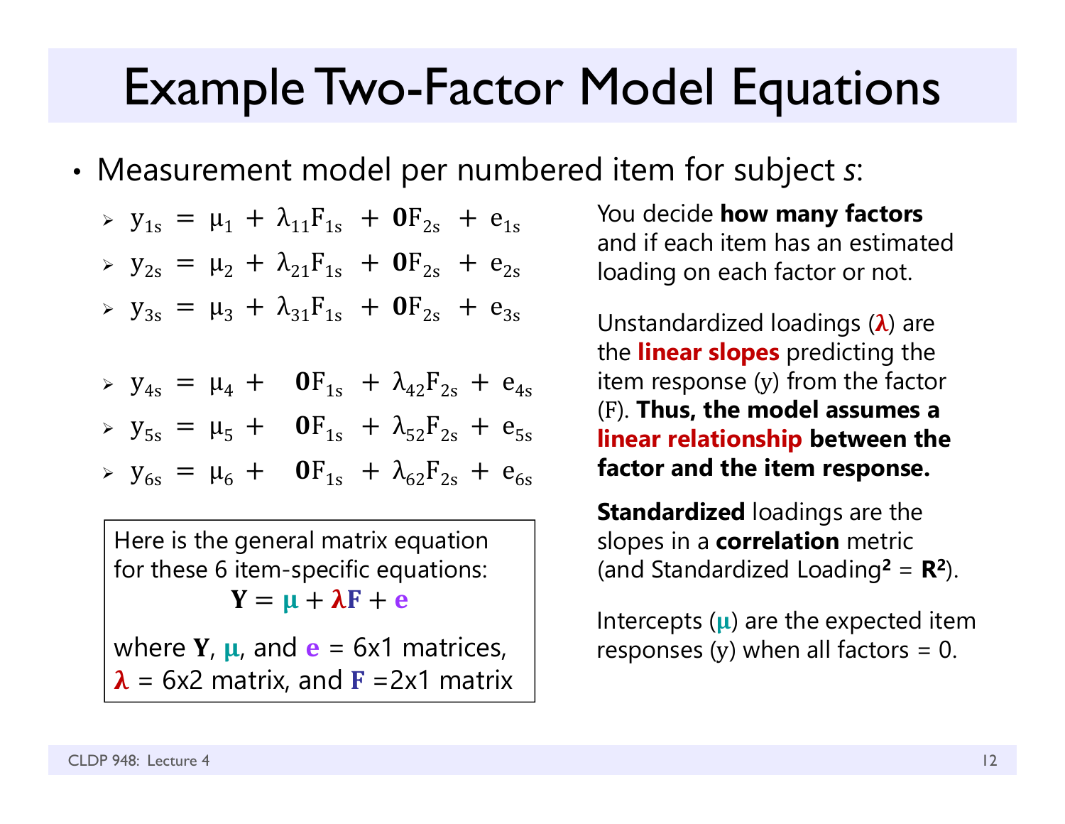# Example Two-Factor Model Equations

- Measurement model per numbered item for subject *s*:
  - $y_{1s} = \mu_1 + \lambda_{11}F_{1s} + \mathbf{0}F_{2s} + e_{1s}$
  - $y_{2s} = \mu_2 + \lambda_{21}F_{1s} + \mathbf{0}F_{2s} + e_{2s}$
  - $y_{3s} = \mu_3 + \lambda_{31}F_{1s} + \mathbf{0}F_{2s} + e_{3s}$
  - $y_{4s} = \mu_4 + \mathbf{0}F_{1s} + \lambda_{42}F_{2s} + e_{4s}$
  - $y_{5s} = \mu_5 + \mathbf{0}F_{1s} + \lambda_{52}F_{2s} + e_{5s}$
  - $y_{6s} = \mu_6 + \mathbf{0}F_{1s} + \lambda_{62}F_{2s} + e_{6s}$

Here is the general matrix equation for these 6 item-specific equations:

$$\mathbf{Y} = \boldsymbol{\mu} + \boldsymbol{\lambda}\mathbf{F} + \mathbf{e}$$

where $\mathbf{Y}$, $\boldsymbol{\mu}$, and $\mathbf{e}$ = 6x1 matrices, $\boldsymbol{\lambda}$ = 6x2 matrix, and $\mathbf{F}$ =2x1 matrix

You decide **how many factors** and if each item has an estimated loading on each factor or not.

Unstandardized loadings ($\boldsymbol{\lambda}$) are the **linear slopes** predicting the item response (y) from the factor (F). **Thus, the model assumes a linear relationship between the factor and the item response.**

**Standardized** loadings are the slopes in a **correlation** metric (and Standardized Loading$^2$ = $\mathbf{R^2}$).

Intercepts ($\boldsymbol{\mu}$) are the expected item responses (y) when all factors = 0.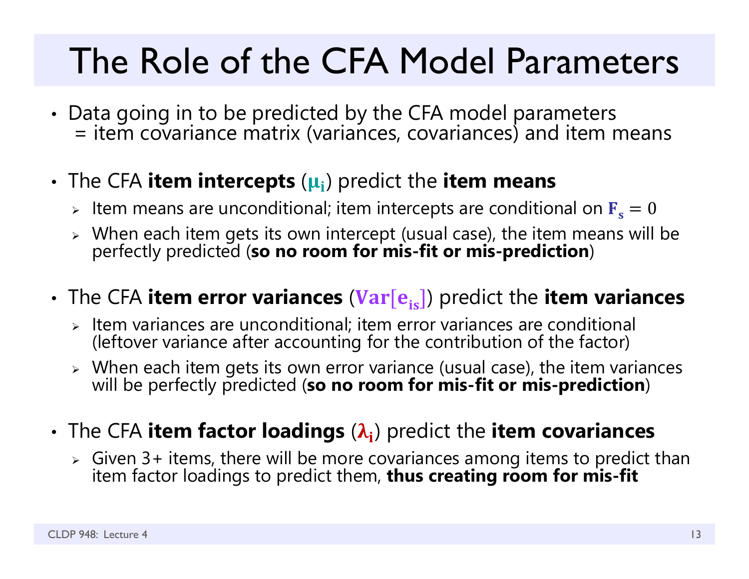# The Role of the CFA Model Parameters

- Data going in to be predicted by the CFA model parameters = item covariance matrix (variances, covariances) and item means
- The CFA **item intercepts** ($\mu_i$) predict the **item means**
  - Item means are unconditional; item intercepts are conditional on $F_s = 0$
  - When each item gets its own intercept (usual case), the item means will be perfectly predicted (**so no room for mis-fit or mis-prediction**)
- The CFA **item error variances** ($\mathrm{Var}[e_{is}]$) predict the **item variances**
  - Item variances are unconditional; item error variances are conditional (leftover variance after accounting for the contribution of the factor)
  - When each item gets its own error variance (usual case), the item variances will be perfectly predicted (**so no room for mis-fit or mis-prediction**)
- The CFA **item factor loadings** ($\lambda_i$) predict the **item covariances**
  - Given 3+ items, there will be more covariances among items to predict than item factor loadings to predict them, **thus creating room for mis-fit**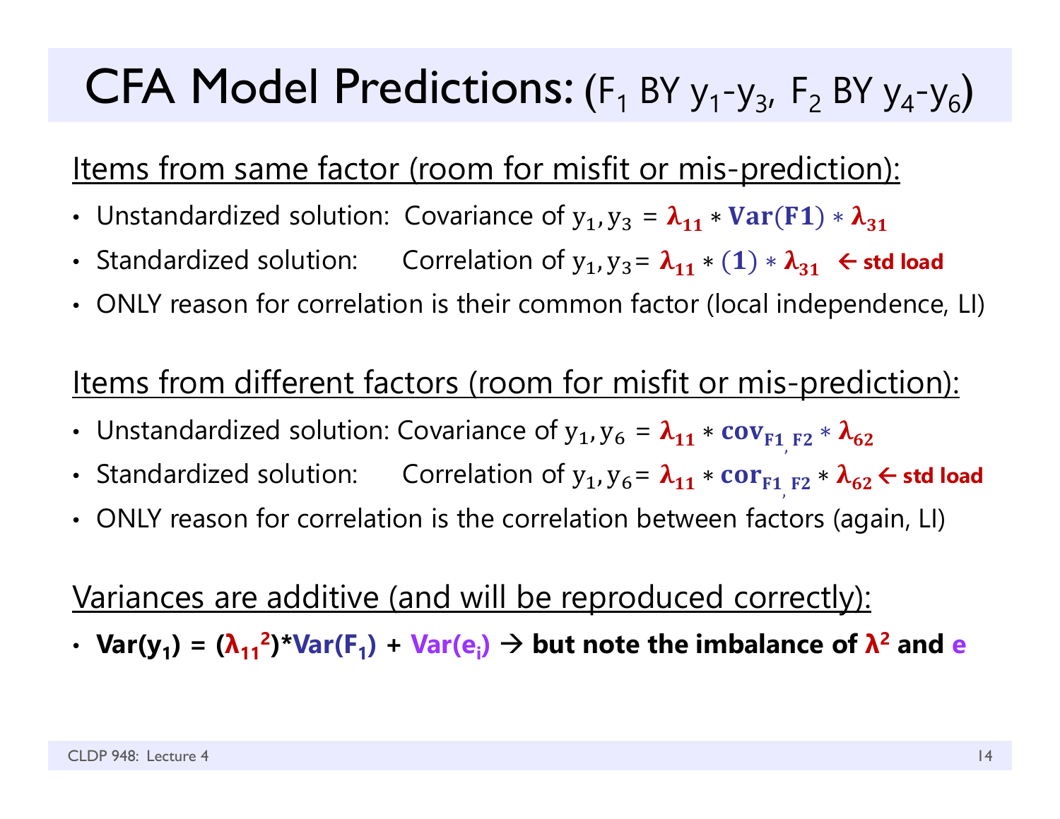# CFA Model Predictions: ($F_1$ BY $y_1$-$y_3$, $F_2$ BY $y_4$-$y_6$)

Items from same factor (room for misfit or mis-prediction):

- Unstandardized solution: Covariance of $y_1, y_3 = \lambda_{11} * \mathbf{Var(F1)} * \lambda_{31}$
- Standardized solution: Correlation of $y_1, y_3 = \lambda_{11} * (1) * \lambda_{31}$ ← **std load**
- ONLY reason for correlation is their common factor (local independence, LI)

Items from different factors (room for misfit or mis-prediction):

- Unstandardized solution: Covariance of $y_1, y_6 = \lambda_{11} * \mathbf{cov}_{F1,F2} * \lambda_{62}$
- Standardized solution: Correlation of $y_1, y_6 = \lambda_{11} * \mathbf{cor}_{F1,F2} * \lambda_{62}$ ← **std load**
- ONLY reason for correlation is the correlation between factors (again, LI)

Variances are additive (and will be reproduced correctly):

- **$Var(y_1) = (\lambda_{11}^2) * Var(F_1) + Var(e_i)$ → but note the imbalance of $\lambda^2$ and $e$**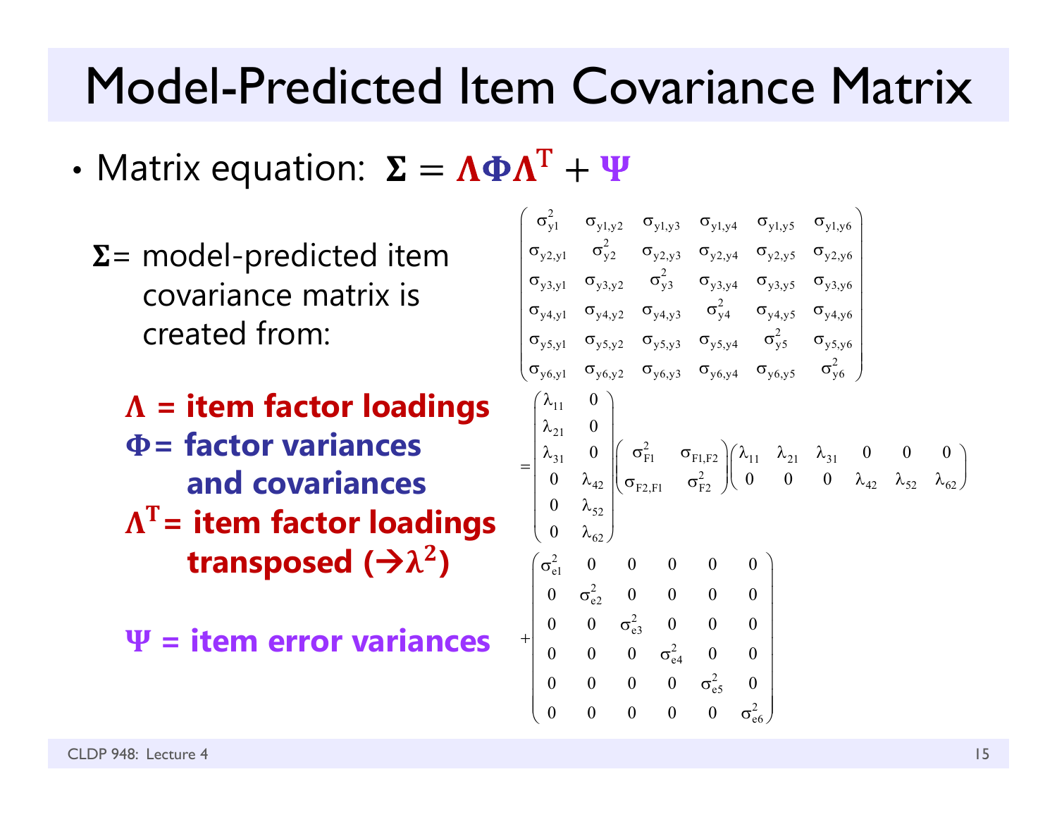# Model-Predicted Item Covariance Matrix

- Matrix equation: $\boldsymbol{\Sigma} = \boldsymbol{\Lambda\Phi\Lambda}^{\mathbf{T}} + \boldsymbol{\Psi}$

  $\boldsymbol{\Sigma}$ = model-predicted item covariance matrix is created from:

  **$\boldsymbol{\Lambda}$ = item factor loadings**

  **$\boldsymbol{\Phi}$ = factor variances and covariances**

  **$\boldsymbol{\Lambda}^{\mathbf{T}}$ = item factor loadings transposed ($\rightarrow \lambda^2$)**

  **$\boldsymbol{\Psi}$ = item error variances**

$$
\begin{pmatrix}
\sigma^2_{y1} & \sigma_{y1,y2} & \sigma_{y1,y3} & \sigma_{y1,y4} & \sigma_{y1,y5} & \sigma_{y1,y6} \\
\sigma_{y2,y1} & \sigma^2_{y2} & \sigma_{y2,y3} & \sigma_{y2,y4} & \sigma_{y2,y5} & \sigma_{y2,y6} \\
\sigma_{y3,y1} & \sigma_{y3,y2} & \sigma^2_{y3} & \sigma_{y3,y4} & \sigma_{y3,y5} & \sigma_{y3,y6} \\
\sigma_{y4,y1} & \sigma_{y4,y2} & \sigma_{y4,y3} & \sigma^2_{y4} & \sigma_{y4,y5} & \sigma_{y4,y6} \\
\sigma_{y5,y1} & \sigma_{y5,y2} & \sigma_{y5,y3} & \sigma_{y5,y4} & \sigma^2_{y5} & \sigma_{y5,y6} \\
\sigma_{y6,y1} & \sigma_{y6,y2} & \sigma_{y6,y3} & \sigma_{y6,y4} & \sigma_{y6,y5} & \sigma^2_{y6}
\end{pmatrix}
$$

$$
= \begin{pmatrix}
\lambda_{11} & 0 \\
\lambda_{21} & 0 \\
\lambda_{31} & 0 \\
0 & \lambda_{42} \\
0 & \lambda_{52} \\
0 & \lambda_{62}
\end{pmatrix}
\begin{pmatrix}
\sigma^2_{F1} & \sigma_{F1,F2} \\
\sigma_{F2,F1} & \sigma^2_{F2}
\end{pmatrix}
\begin{pmatrix}
\lambda_{11} & \lambda_{21} & \lambda_{31} & 0 & 0 & 0 \\
0 & 0 & 0 & \lambda_{42} & \lambda_{52} & \lambda_{62}
\end{pmatrix}
$$

$$
+ \begin{pmatrix}
\sigma^2_{e1} & 0 & 0 & 0 & 0 & 0 \\
0 & \sigma^2_{e2} & 0 & 0 & 0 & 0 \\
0 & 0 & \sigma^2_{e3} & 0 & 0 & 0 \\
0 & 0 & 0 & \sigma^2_{e4} & 0 & 0 \\
0 & 0 & 0 & 0 & \sigma^2_{e5} & 0 \\
0 & 0 & 0 & 0 & 0 & \sigma^2_{e6}
\end{pmatrix}
$$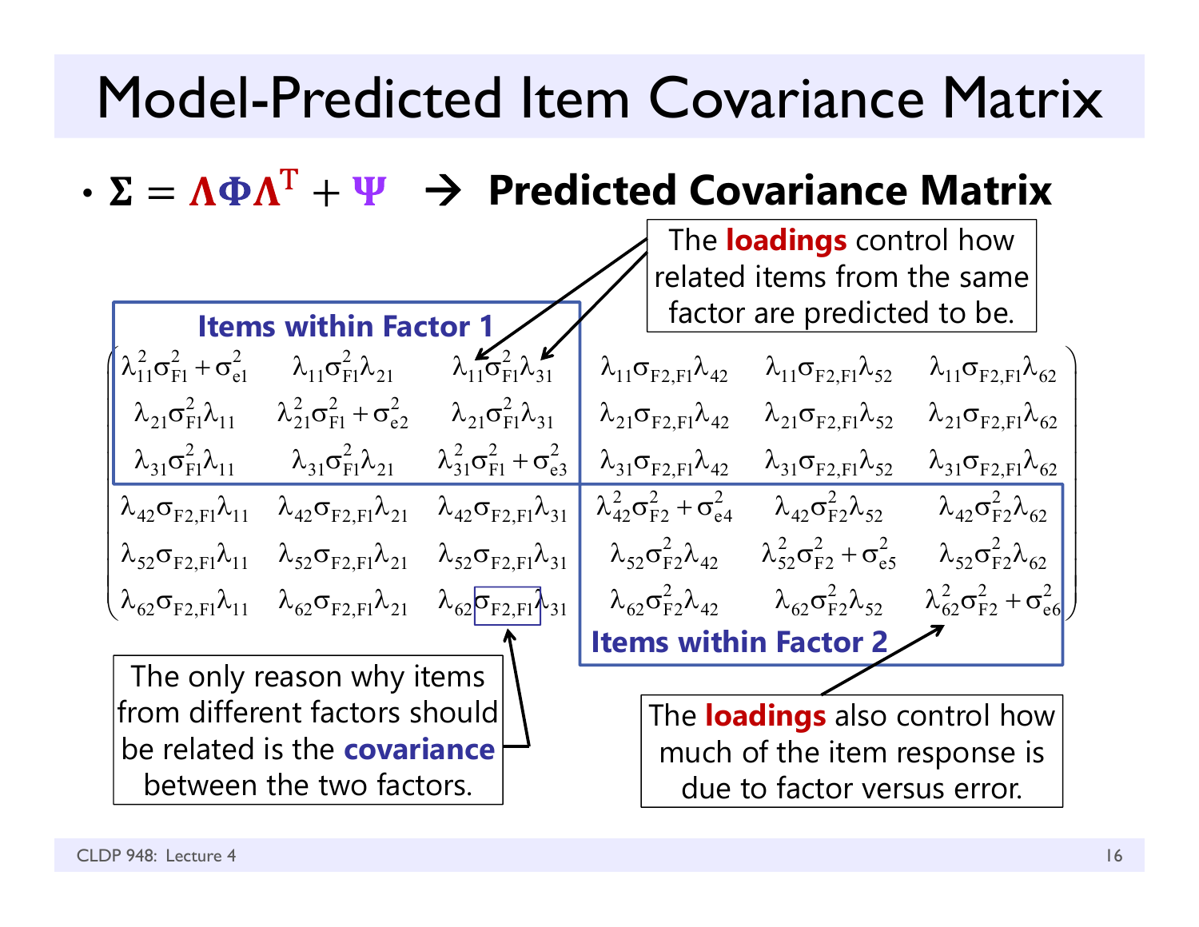# Model-Predicted Item Covariance Matrix

- $\mathbf{\Sigma} = \mathbf{\Lambda \Phi \Lambda}^T + \mathbf{\Psi}$ → **Predicted Covariance Matrix**

**Items within Factor 1**

$$
\begin{pmatrix}
\lambda_{11}^2\sigma_{F1}^2 + \sigma_{e1}^2 & \lambda_{11}\sigma_{F1}^2\lambda_{21} & \lambda_{11}\sigma_{F1}^2\lambda_{31} & \lambda_{11}\sigma_{F2,F1}\lambda_{42} & \lambda_{11}\sigma_{F2,F1}\lambda_{52} & \lambda_{11}\sigma_{F2,F1}\lambda_{62} \\
\lambda_{21}\sigma_{F1}^2\lambda_{11} & \lambda_{21}^2\sigma_{F1}^2 + \sigma_{e2}^2 & \lambda_{21}\sigma_{F1}^2\lambda_{31} & \lambda_{21}\sigma_{F2,F1}\lambda_{42} & \lambda_{21}\sigma_{F2,F1}\lambda_{52} & \lambda_{21}\sigma_{F2,F1}\lambda_{62} \\
\lambda_{31}\sigma_{F1}^2\lambda_{11} & \lambda_{31}\sigma_{F1}^2\lambda_{21} & \lambda_{31}^2\sigma_{F1}^2 + \sigma_{e3}^2 & \lambda_{31}\sigma_{F2,F1}\lambda_{42} & \lambda_{31}\sigma_{F2,F1}\lambda_{52} & \lambda_{31}\sigma_{F2,F1}\lambda_{62} \\
\lambda_{42}\sigma_{F2,F1}\lambda_{11} & \lambda_{42}\sigma_{F2,F1}\lambda_{21} & \lambda_{42}\sigma_{F2,F1}\lambda_{31} & \lambda_{42}^2\sigma_{F2}^2 + \sigma_{e4}^2 & \lambda_{42}\sigma_{F2}^2\lambda_{52} & \lambda_{42}\sigma_{F2}^2\lambda_{62} \\
\lambda_{52}\sigma_{F2,F1}\lambda_{11} & \lambda_{52}\sigma_{F2,F1}\lambda_{21} & \lambda_{52}\sigma_{F2,F1}\lambda_{31} & \lambda_{52}\sigma_{F2}^2\lambda_{42} & \lambda_{52}^2\sigma_{F2}^2 + \sigma_{e5}^2 & \lambda_{52}\sigma_{F2}^2\lambda_{62} \\
\lambda_{62}\sigma_{F2,F1}\lambda_{11} & \lambda_{62}\sigma_{F2,F1}\lambda_{21} & \lambda_{62}\sigma_{F2,F1}\lambda_{31} & \lambda_{62}\sigma_{F2}^2\lambda_{42} & \lambda_{62}\sigma_{F2}^2\lambda_{52} & \lambda_{62}^2\sigma_{F2}^2 + \sigma_{e6}^2
\end{pmatrix}
$$

**Items within Factor 2**

The **loadings** control how related items from the same factor are predicted to be.

The only reason why items from different factors should be related is the **covariance** between the two factors.

The **loadings** also control how much of the item response is due to factor versus error.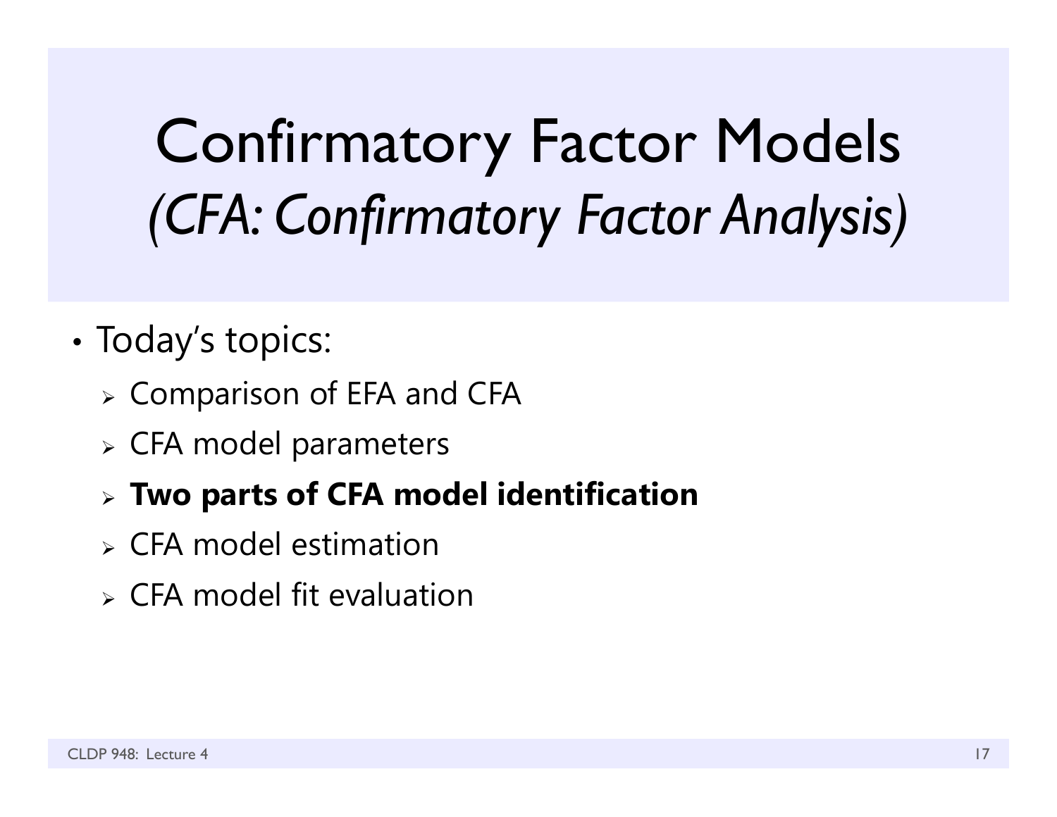# Confirmatory Factor Models
## *(CFA: Confirmatory Factor Analysis)*

- Today's topics:
  - Comparison of EFA and CFA
  - CFA model parameters
  - **Two parts of CFA model identification**
  - CFA model estimation
  - CFA model fit evaluation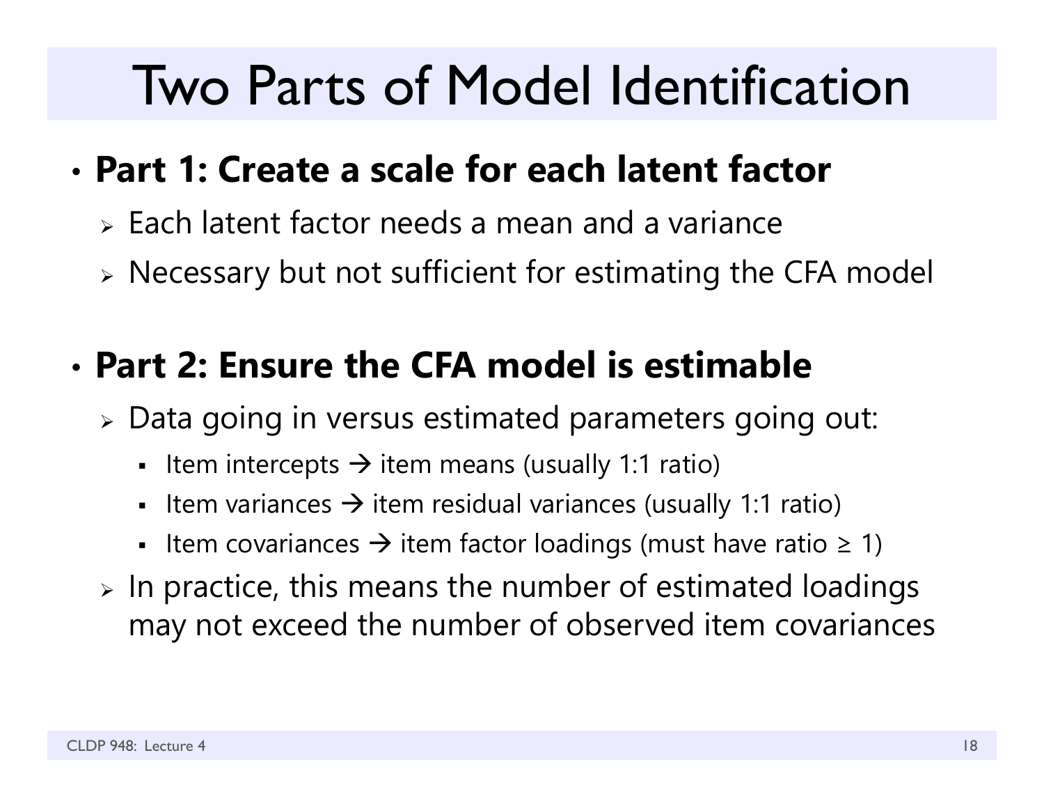# Two Parts of Model Identification

- **Part 1: Create a scale for each latent factor**
  - Each latent factor needs a mean and a variance
  - Necessary but not sufficient for estimating the CFA model

- **Part 2: Ensure the CFA model is estimable**
  - Data going in versus estimated parameters going out:
    - Item intercepts → item means (usually 1:1 ratio)
    - Item variances → item residual variances (usually 1:1 ratio)
    - Item covariances → item factor loadings (must have ratio ≥ 1)
  - In practice, this means the number of estimated loadings may not exceed the number of observed item covariances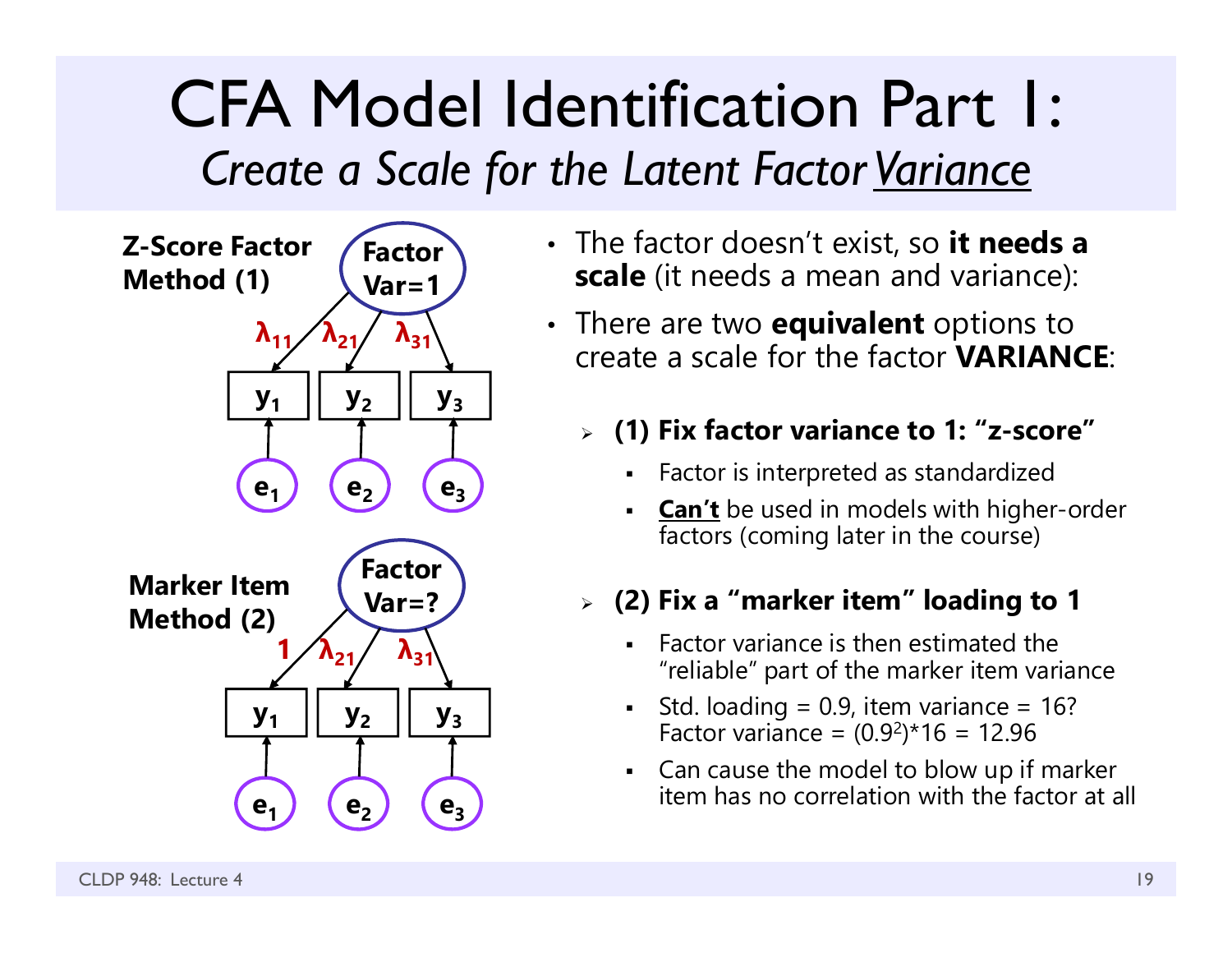# CFA Model Identification Part 1:

## *Create a Scale for the Latent Factor Variance*

**Z-Score Factor Method (1)**

Factor Var=1; loadings $\lambda_{11}$, $\lambda_{21}$, $\lambda_{31}$ to $y_1$, $y_2$, $y_3$ with errors $e_1$, $e_2$, $e_3$

**Marker Item Method (2)**

Factor Var=?; loadings 1, $\lambda_{21}$, $\lambda_{31}$ to $y_1$, $y_2$, $y_3$ with errors $e_1$, $e_2$, $e_3$

- The factor doesn't exist, so **it needs a scale** (it needs a mean and variance):
- There are two **equivalent** options to create a scale for the factor **VARIANCE**:
  - **(1) Fix factor variance to 1: "z-score"**
    - Factor is interpreted as standardized
    - **Can't** be used in models with higher-order factors (coming later in the course)
  - **(2) Fix a "marker item" loading to 1**
    - Factor variance is then estimated the "reliable" part of the marker item variance
    - Std. loading = 0.9, item variance = 16? Factor variance = $(0.9^2)*16 = 12.96$
    - Can cause the model to blow up if marker item has no correlation with the factor at all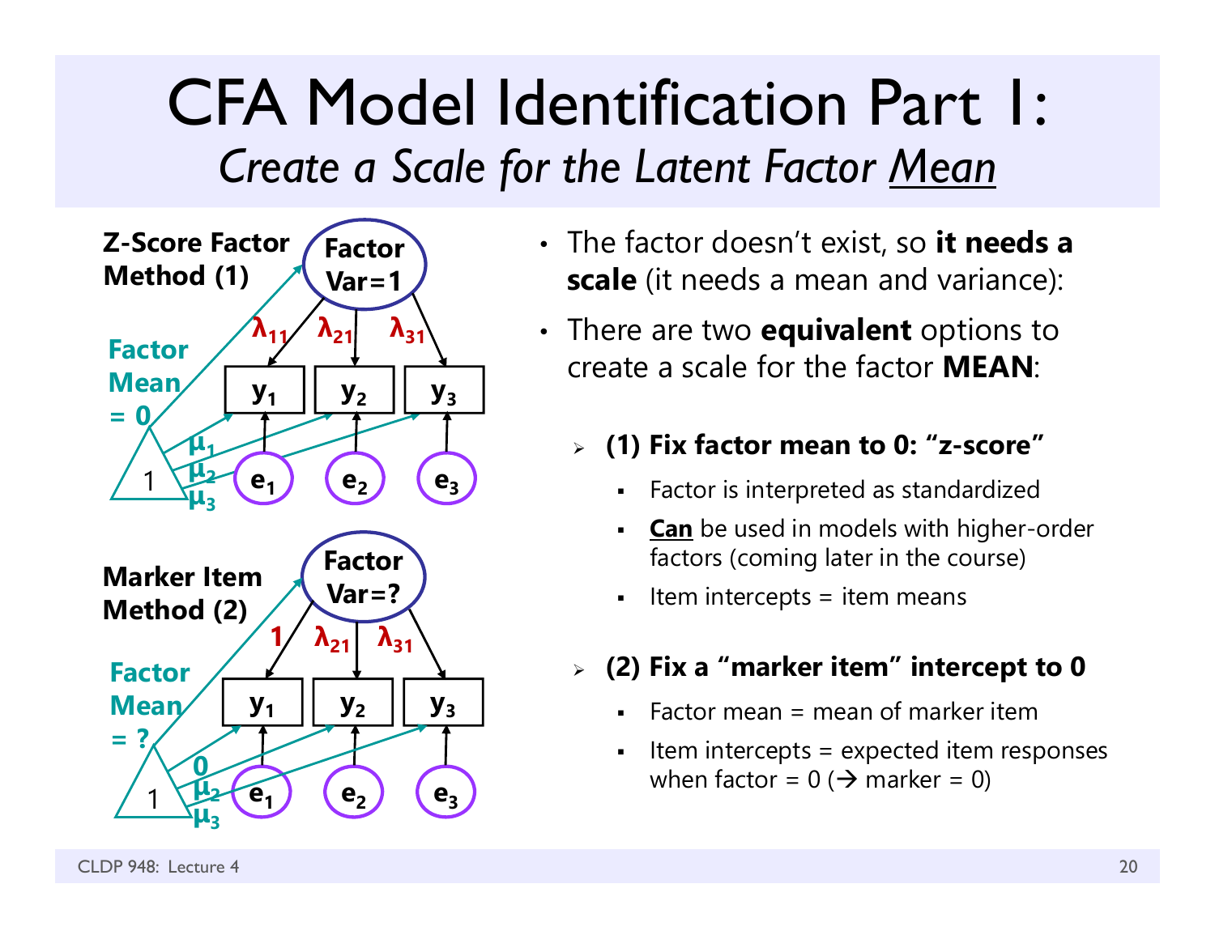# CFA Model Identification Part 1:

## *Create a Scale for the Latent Factor Mean*

**Z-Score Factor Method (1)**

Factor Var=1; Factor Mean = 0; loadings $\lambda_{11}$, $\lambda_{21}$, $\lambda_{31}$; intercepts $\mu_1$, $\mu_2$, $\mu_3$; items $y_1$, $y_2$, $y_3$; errors $e_1$, $e_2$, $e_3$

**Marker Item Method (2)**

Factor Var=?; Factor Mean = ?; loadings 1, $\lambda_{21}$, $\lambda_{31}$; intercepts 0, $\mu_2$, $\mu_3$; items $y_1$, $y_2$, $y_3$; errors $e_1$, $e_2$, $e_3$

- The factor doesn't exist, so **it needs a scale** (it needs a mean and variance):
- There are two **equivalent** options to create a scale for the factor **MEAN**:
  - **(1) Fix factor mean to 0: "z-score"**
    - Factor is interpreted as standardized
    - **Can** be used in models with higher-order factors (coming later in the course)
    - Item intercepts = item means
  - **(2) Fix a "marker item" intercept to 0**
    - Factor mean = mean of marker item
    - Item intercepts = expected item responses when factor = 0 (→ marker = 0)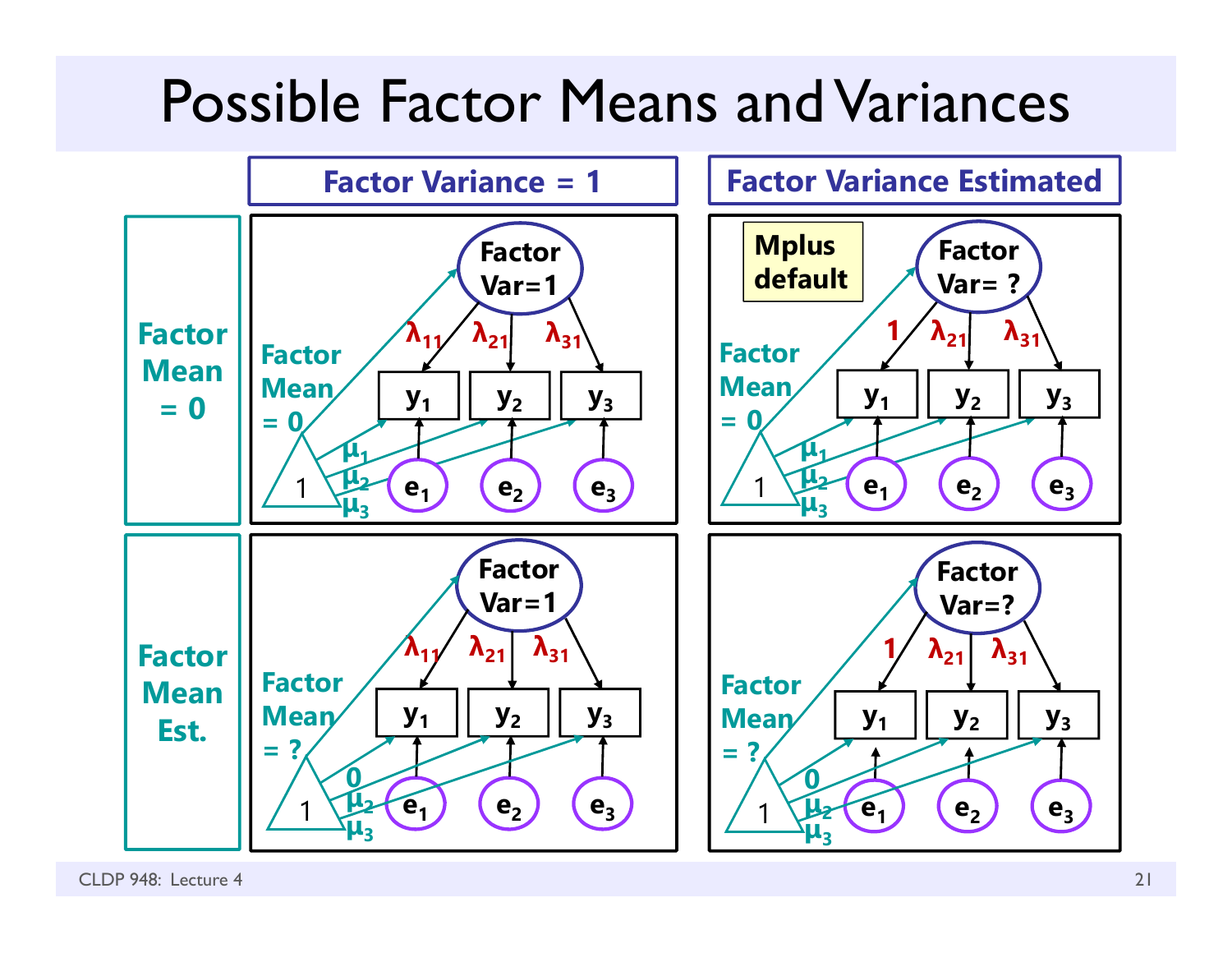# Possible Factor Means and Variances

| | Factor Variance = 1 | Factor Variance Estimated |
|---|---|---|
| Factor Mean = 0 | Factor Var=1; loadings $\lambda_{11}$, $\lambda_{21}$, $\lambda_{31}$ to $y_1$, $y_2$, $y_3$; Factor Mean = 0; intercepts $\mu_1$, $\mu_2$, $\mu_3$; errors $e_1$, $e_2$, $e_3$ | **Mplus default**: Factor Var= ?; loadings 1, $\lambda_{21}$, $\lambda_{31}$ to $y_1$, $y_2$, $y_3$; Factor Mean = 0; intercepts $\mu_1$, $\mu_2$, $\mu_3$; errors $e_1$, $e_2$, $e_3$ |
| Factor Mean Est. | Factor Var=1; loadings $\lambda_{11}$, $\lambda_{21}$, $\lambda_{31}$ to $y_1$, $y_2$, $y_3$; Factor Mean = ?; intercepts 0, $\mu_2$, $\mu_3$; errors $e_1$, $e_2$, $e_3$ | Factor Var=?; loadings 1, $\lambda_{21}$, $\lambda_{31}$ to $y_1$, $y_2$, $y_3$; Factor Mean = ?; intercepts 0, $\mu_2$, $\mu_3$; errors $e_1$, $e_2$, $e_3$ |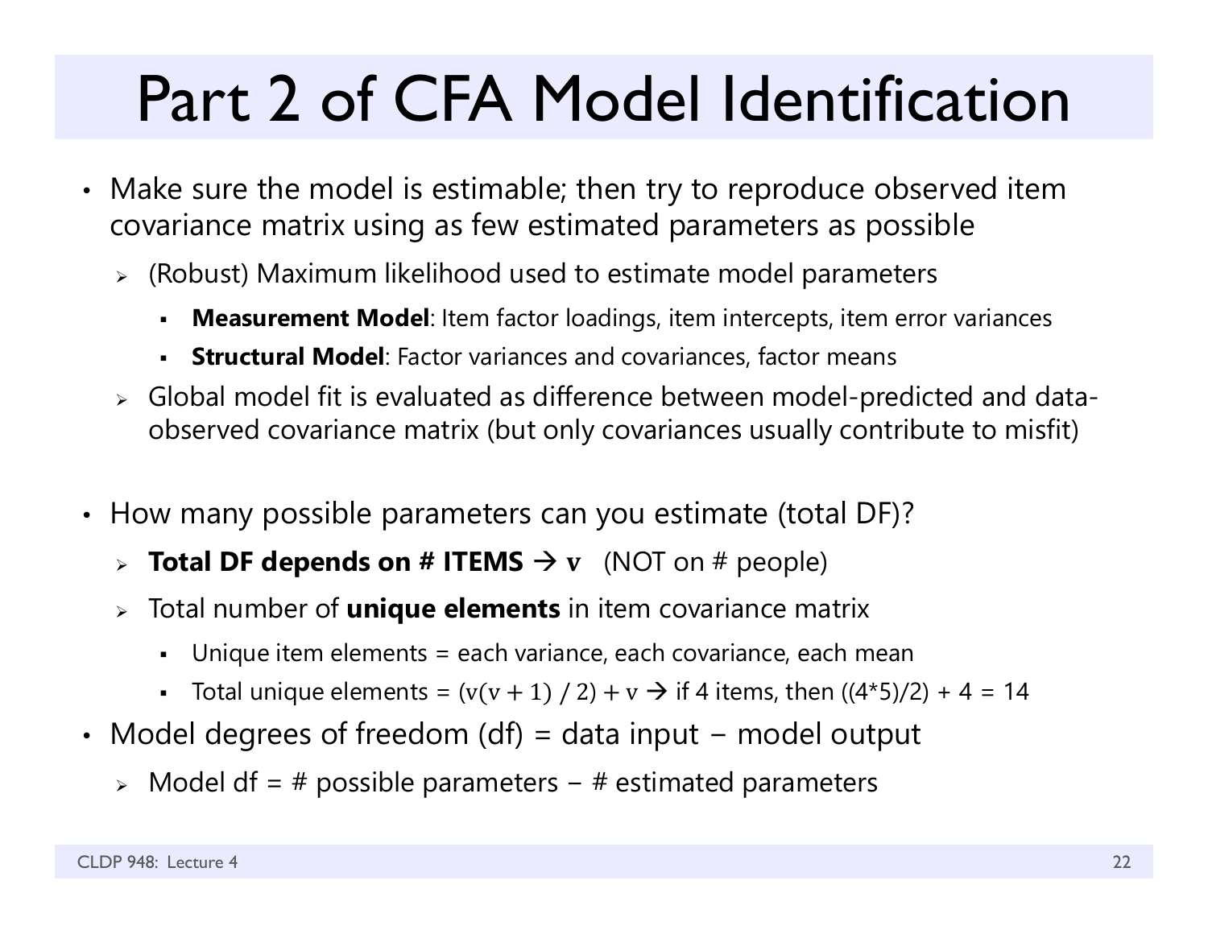# Part 2 of CFA Model Identification

- Make sure the model is estimable; then try to reproduce observed item covariance matrix using as few estimated parameters as possible
  - (Robust) Maximum likelihood used to estimate model parameters
    - **Measurement Model**: Item factor loadings, item intercepts, item error variances
    - **Structural Model**: Factor variances and covariances, factor means
  - Global model fit is evaluated as difference between model-predicted and data-observed covariance matrix (but only covariances usually contribute to misfit)

- How many possible parameters can you estimate (total DF)?
  - **Total DF depends on # ITEMS → $\mathbf{v}$** (NOT on # people)
  - Total number of **unique elements** in item covariance matrix
    - Unique item elements = each variance, each covariance, each mean
    - Total unique elements = $(v(v + 1) / 2) + v$ → if 4 items, then ((4*5)/2) + 4 = 14
- Model degrees of freedom (df) = data input − model output
  - Model df = # possible parameters − # estimated parameters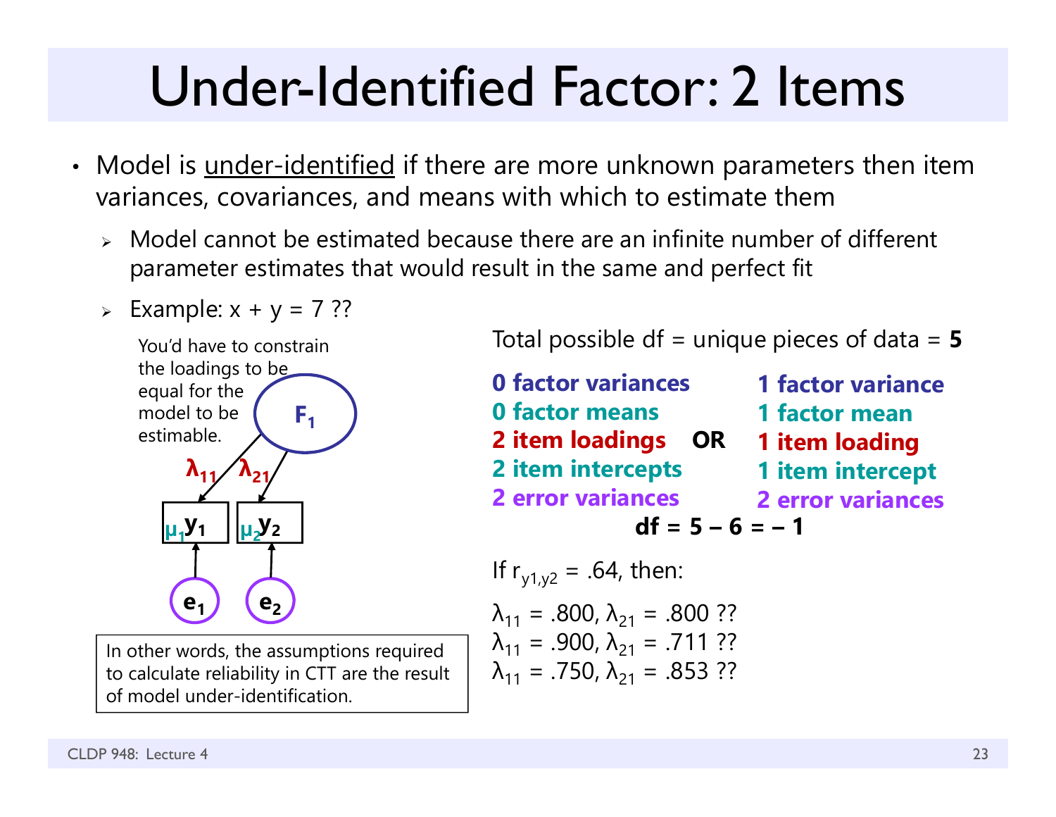# Under-Identified Factor: 2 Items

- Model is under-identified if there are more unknown parameters then item variances, covariances, and means with which to estimate them
  - Model cannot be estimated because there are an infinite number of different parameter estimates that would result in the same and perfect fit
  - Example: x + y = 7 ??

You'd have to constrain the loadings to be equal for the model to be estimable.

$F_1$, $\lambda_{11}$, $\lambda_{21}$, $\mu_1 y_1$, $\mu_2 y_2$, $e_1$, $e_2$

In other words, the assumptions required to calculate reliability in CTT are the result of model under-identification.

Total possible df = unique pieces of data = **5**

| | | |
|---|---|---|
| **0 factor variances** | | **1 factor variance** |
| **0 factor means** | | **1 factor mean** |
| **2 item loadings** | **OR** | **1 item loading** |
| **2 item intercepts** | | **1 item intercept** |
| **2 error variances** | | **2 error variances** |

**df = 5 – 6 = – 1**

If $r_{y1,y2} = .64$, then:

$\lambda_{11} = .800$, $\lambda_{21} = .800$ ??

$\lambda_{11} = .900$, $\lambda_{21} = .711$ ??

$\lambda_{11} = .750$, $\lambda_{21} = .853$ ??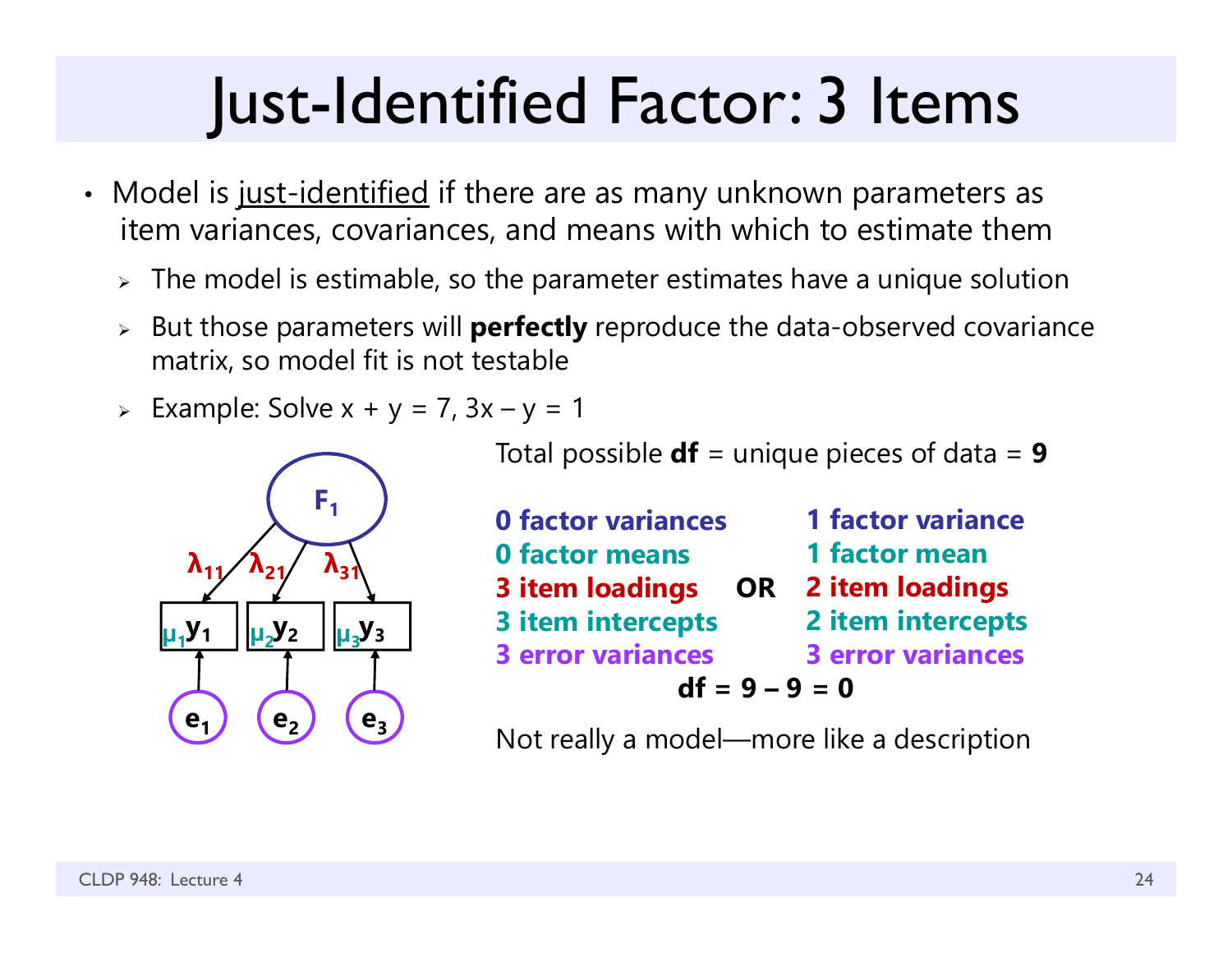# Just-Identified Factor: 3 Items

- Model is just-identified if there are as many unknown parameters as item variances, covariances, and means with which to estimate them
  - The model is estimable, so the parameter estimates have a unique solution
  - But those parameters will **perfectly** reproduce the data-observed covariance matrix, so model fit is not testable
  - Example: Solve x + y = 7, 3x – y = 1

Total possible **df** = unique pieces of data = **9**

| | | |
|---|---|---|
| **0 factor variances** | | **1 factor variance** |
| **0 factor means** | | **1 factor mean** |
| **3 item loadings** | **OR** | **2 item loadings** |
| **3 item intercepts** | | **2 item intercepts** |
| **3 error variances** | | **3 error variances** |

**df = 9 – 9 = 0**

Not really a model—more like a description

Diagram labels: $F_1$; $\lambda_{11}$, $\lambda_{21}$, $\lambda_{31}$; $\mu_1 y_1$, $\mu_2 y_2$, $\mu_3 y_3$; $e_1$, $e_2$, $e_3$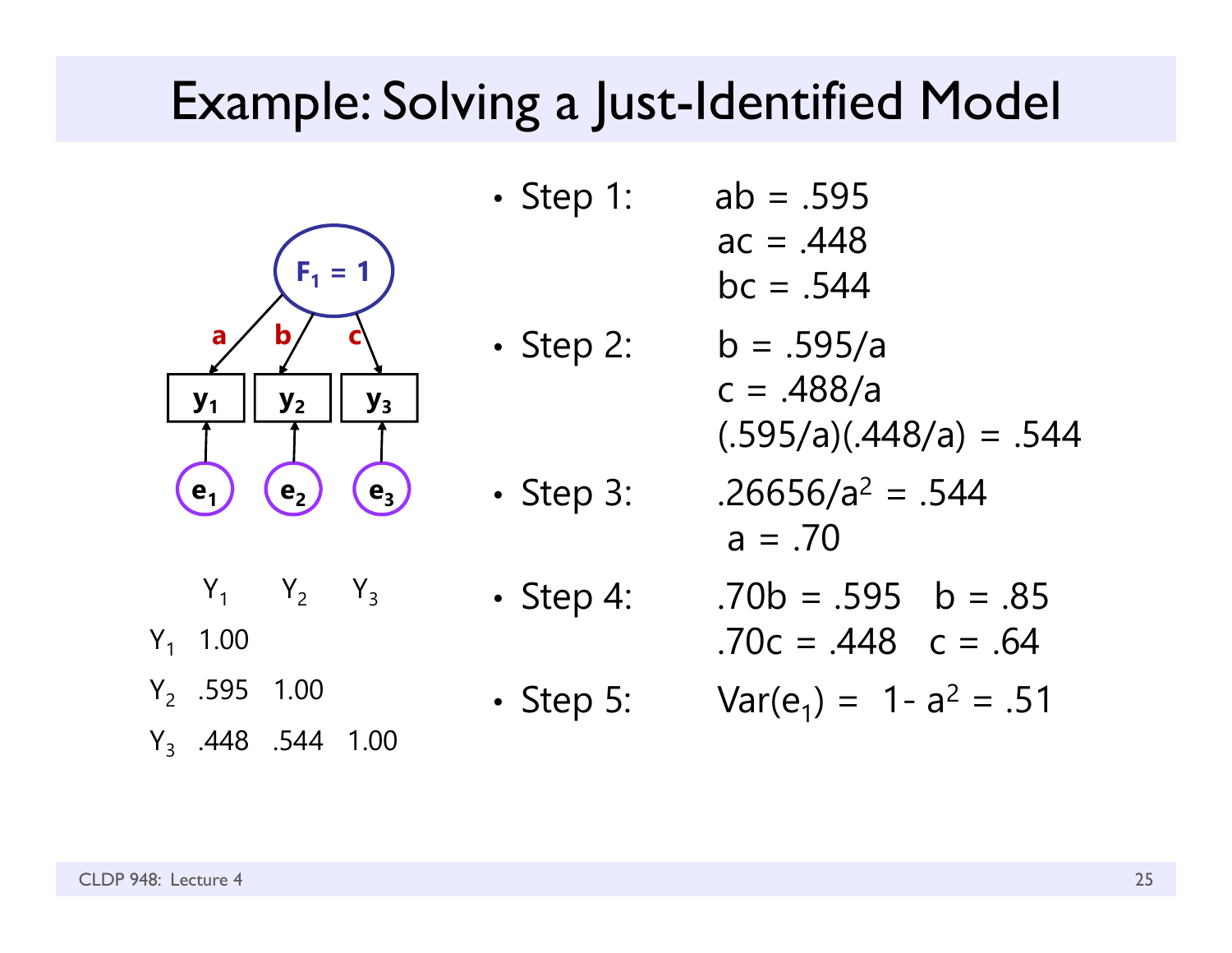# Example: Solving a Just-Identified Model

| | $Y_1$ | $Y_2$ | $Y_3$ |
|---|---|---|---|
| $Y_1$ | 1.00 | | |
| $Y_2$ | .595 | 1.00 | |
| $Y_3$ | .448 | .544 | 1.00 |

- Step 1:
  - $ab = .595$
  - $ac = .448$
  - $bc = .544$
- Step 2:
  - $b = .595/a$
  - $c = .488/a$
  - $(.595/a)(.448/a) = .544$
- Step 3:
  - $.26656/a^2 = .544$
  - $a = .70$
- Step 4:
  - $.70b = .595 \quad b = .85$
  - $.70c = .448 \quad c = .64$
- Step 5:
  - $Var(e_1) = 1 - a^2 = .51$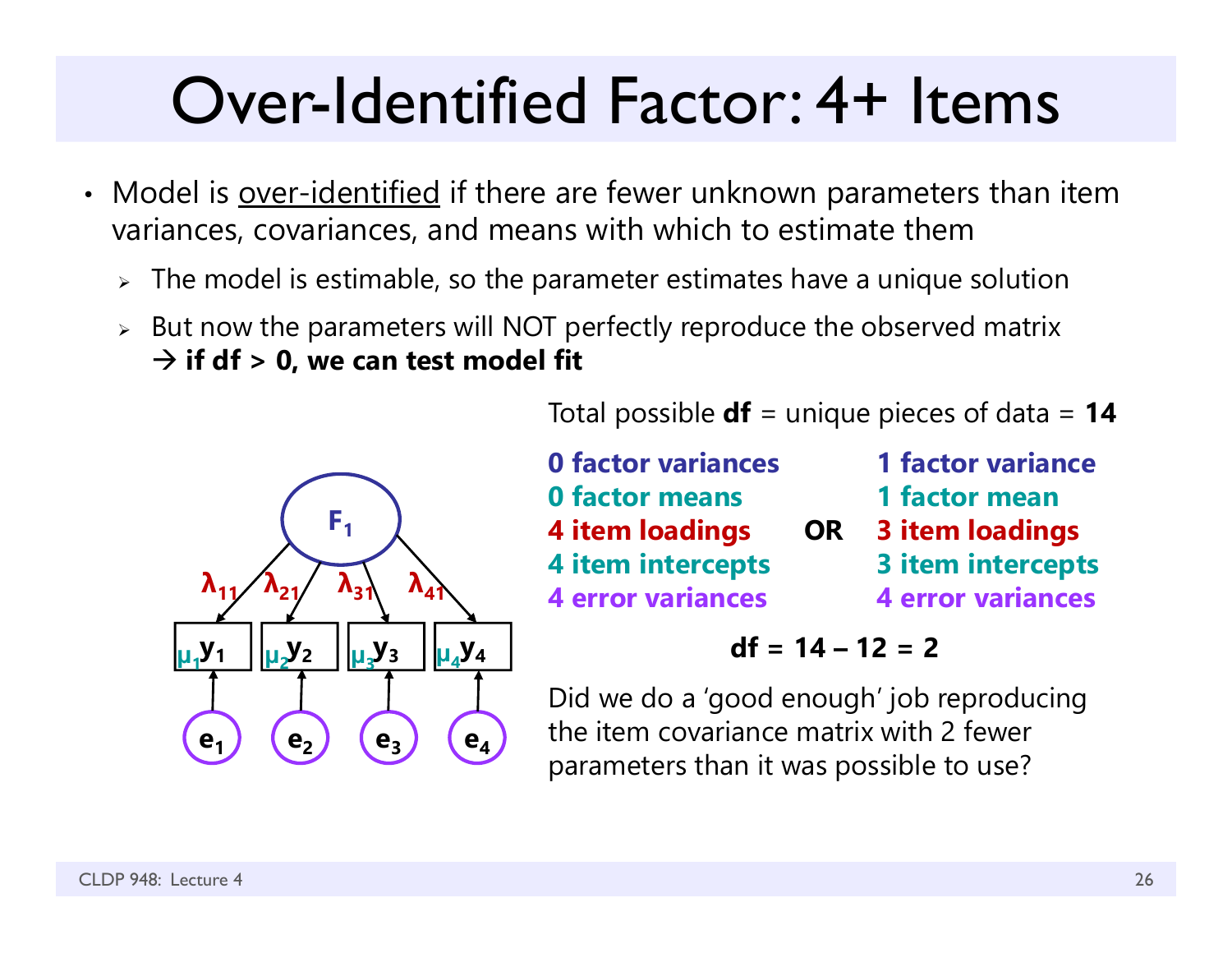# Over-Identified Factor: 4+ Items

- Model is over-identified if there are fewer unknown parameters than item variances, covariances, and means with which to estimate them
  - The model is estimable, so the parameter estimates have a unique solution
  - But now the parameters will NOT perfectly reproduce the observed matrix → **if df > 0, we can test model fit**

Total possible **df** = unique pieces of data = **14**

| | | |
|---|---|---|
| **0 factor variances** | | **1 factor variance** |
| **0 factor means** | | **1 factor mean** |
| **4 item loadings** | **OR** | **3 item loadings** |
| **4 item intercepts** | | **3 item intercepts** |
| **4 error variances** | | **4 error variances** |

**df = 14 – 12 = 2**

Did we do a 'good enough' job reproducing the item covariance matrix with 2 fewer parameters than it was possible to use?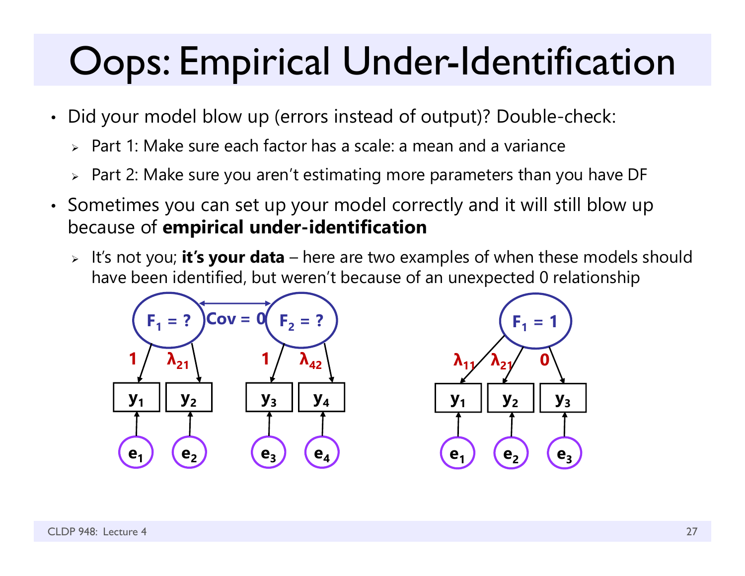# Oops: Empirical Under-Identification

- Did your model blow up (errors instead of output)? Double-check:
  - Part 1: Make sure each factor has a scale: a mean and a variance
  - Part 2: Make sure you aren't estimating more parameters than you have DF
- Sometimes you can set up your model correctly and it will still blow up because of **empirical under-identification**
  - It's not you; **it's your data** – here are two examples of when these models should have been identified, but weren't because of an unexpected 0 relationship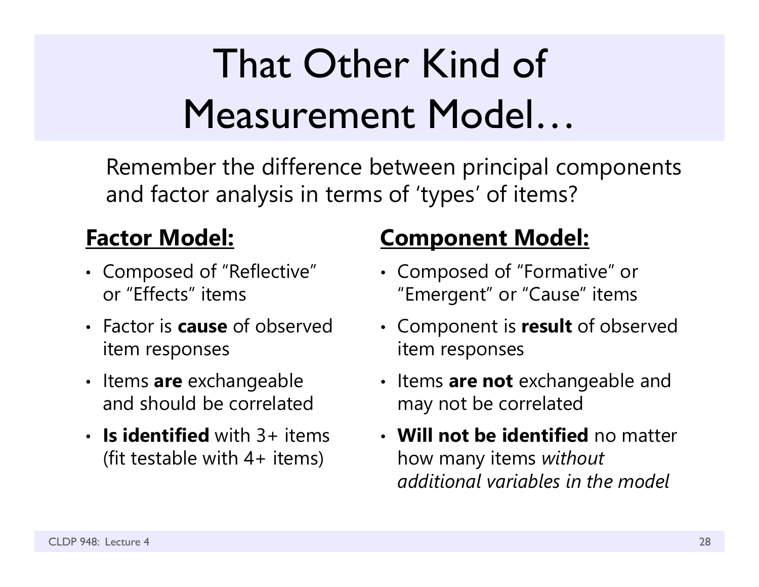# That Other Kind of Measurement Model…

Remember the difference between principal components and factor analysis in terms of 'types' of items?

**Factor Model:**

- Composed of "Reflective" or "Effects" items
- Factor is **cause** of observed item responses
- Items **are** exchangeable and should be correlated
- **Is identified** with 3+ items (fit testable with 4+ items)

**Component Model:**

- Composed of "Formative" or "Emergent" or "Cause" items
- Component is **result** of observed item responses
- Items **are not** exchangeable and may not be correlated
- **Will not be identified** no matter how many items *without additional variables in the model*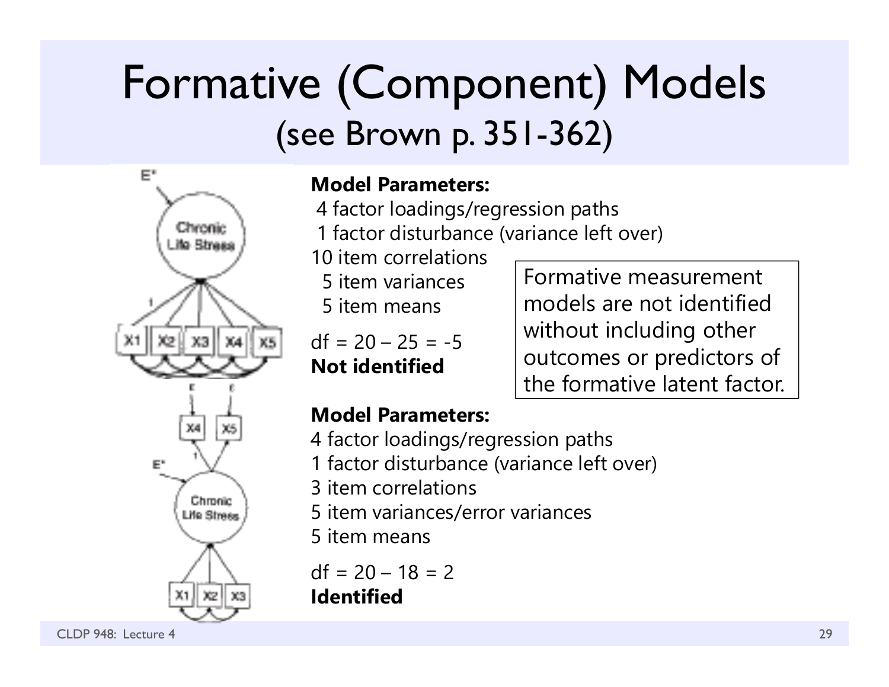# Formative (Component) Models
## (see Brown p. 351-362)

**Model Parameters:**
4 factor loadings/regression paths
1 factor disturbance (variance left over)
10 item correlations
5 item variances
5 item means

df = 20 – 25 = -5
**Not identified**

Formative measurement models are not identified without including other outcomes or predictors of the formative latent factor.

**Model Parameters:**
4 factor loadings/regression paths
1 factor disturbance (variance left over)
3 item correlations
5 item variances/error variances
5 item means

df = 20 – 18 = 2
**Identified**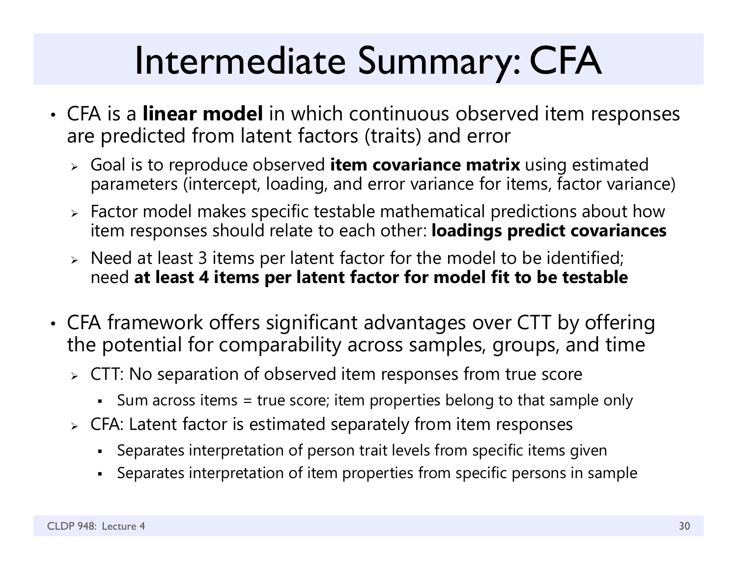# Intermediate Summary: CFA

- CFA is a **linear model** in which continuous observed item responses are predicted from latent factors (traits) and error
  - Goal is to reproduce observed **item covariance matrix** using estimated parameters (intercept, loading, and error variance for items, factor variance)
  - Factor model makes specific testable mathematical predictions about how item responses should relate to each other: **loadings predict covariances**
  - Need at least 3 items per latent factor for the model to be identified; need **at least 4 items per latent factor for model fit to be testable**

- CFA framework offers significant advantages over CTT by offering the potential for comparability across samples, groups, and time
  - CTT: No separation of observed item responses from true score
    - Sum across items = true score; item properties belong to that sample only
  - CFA: Latent factor is estimated separately from item responses
    - Separates interpretation of person trait levels from specific items given
    - Separates interpretation of item properties from specific persons in sample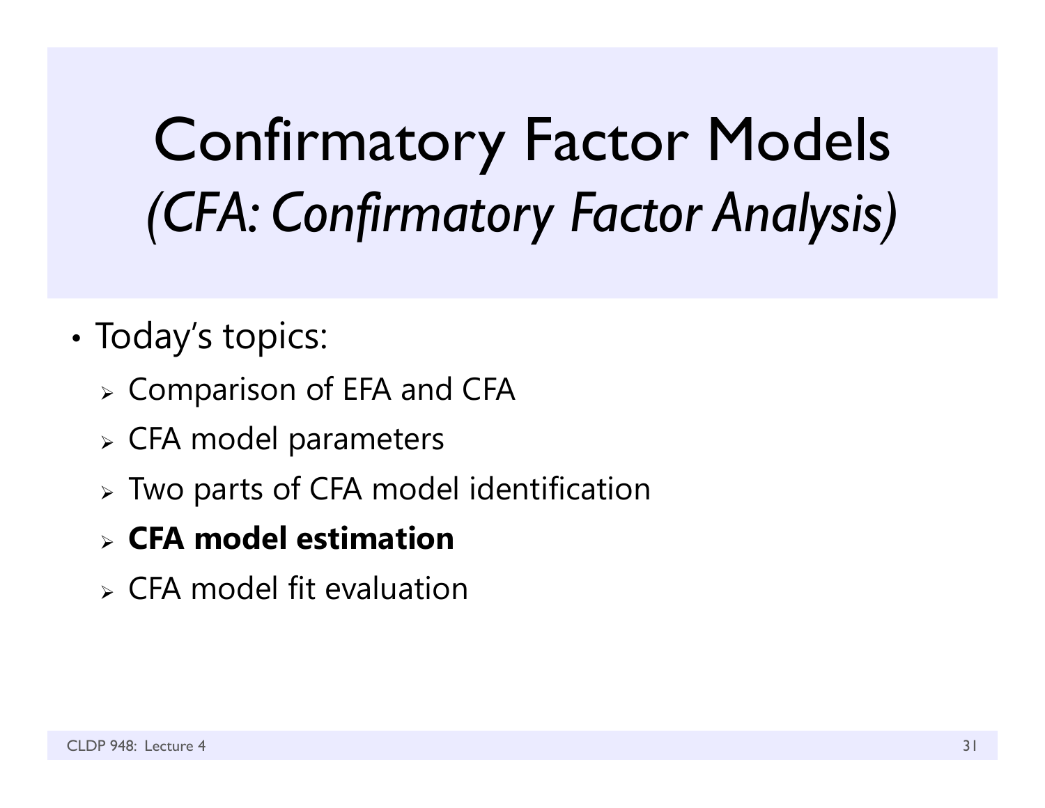# Confirmatory Factor Models
## *(CFA: Confirmatory Factor Analysis)*

- Today's topics:
  - Comparison of EFA and CFA
  - CFA model parameters
  - Two parts of CFA model identification
  - **CFA model estimation**
  - CFA model fit evaluation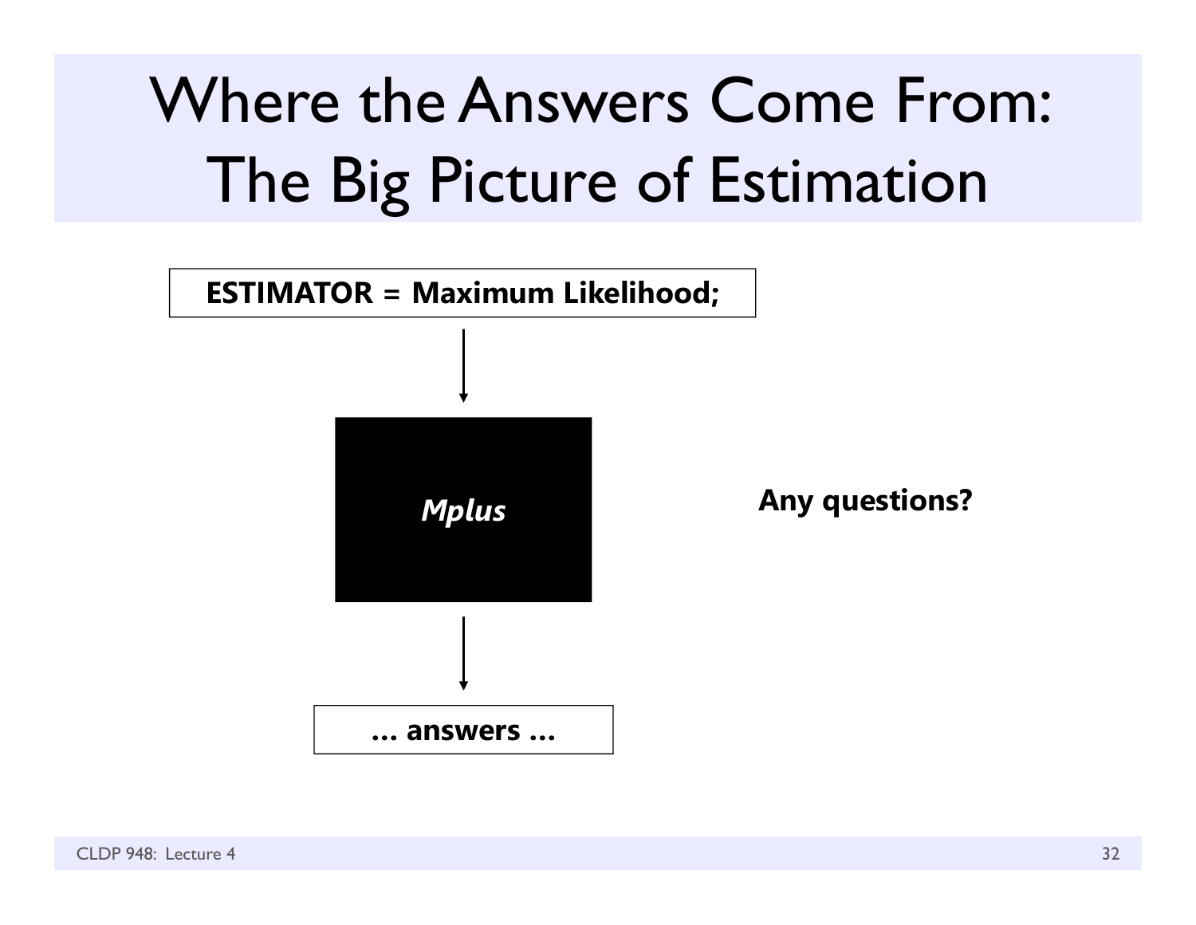# Where the Answers Come From: The Big Picture of Estimation

**ESTIMATOR = Maximum Likelihood;**

***Mplus***

**… answers …**

**Any questions?**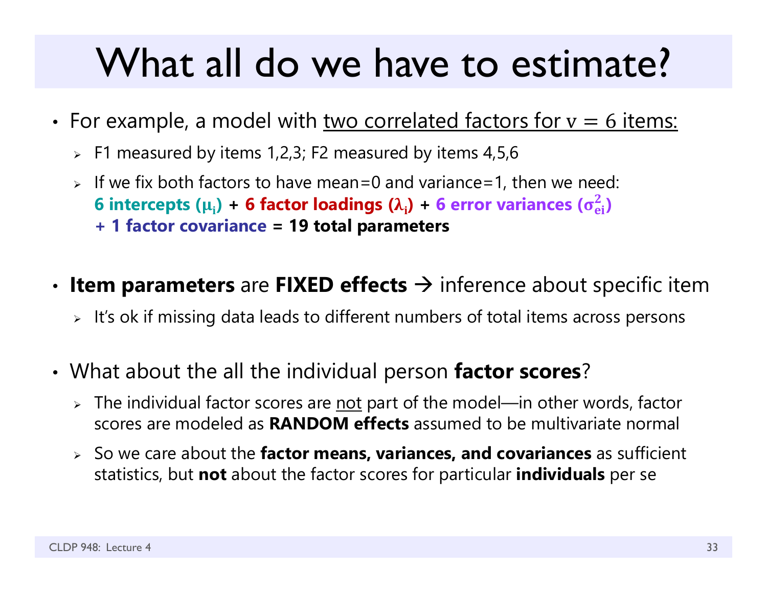# What all do we have to estimate?

- For example, a model with <u>two correlated factors for $v = 6$ items:</u>
  - F1 measured by items 1,2,3; F2 measured by items 4,5,6
  - If we fix both factors to have mean=0 and variance=1, then we need: **6 intercepts ($\mu_i$)** + **6 factor loadings ($\lambda_i$)** + **6 error variances ($\sigma_{ei}^2$)** **+ 1 factor covariance** = **19 total parameters**

- **Item parameters** are **FIXED effects** → inference about specific item
  - It's ok if missing data leads to different numbers of total items across persons

- What about the all the individual person **factor scores**?
  - The individual factor scores are <u>not</u> part of the model—in other words, factor scores are modeled as **RANDOM effects** assumed to be multivariate normal
  - So we care about the **factor means, variances, and covariances** as sufficient statistics, but **not** about the factor scores for particular **individuals** per se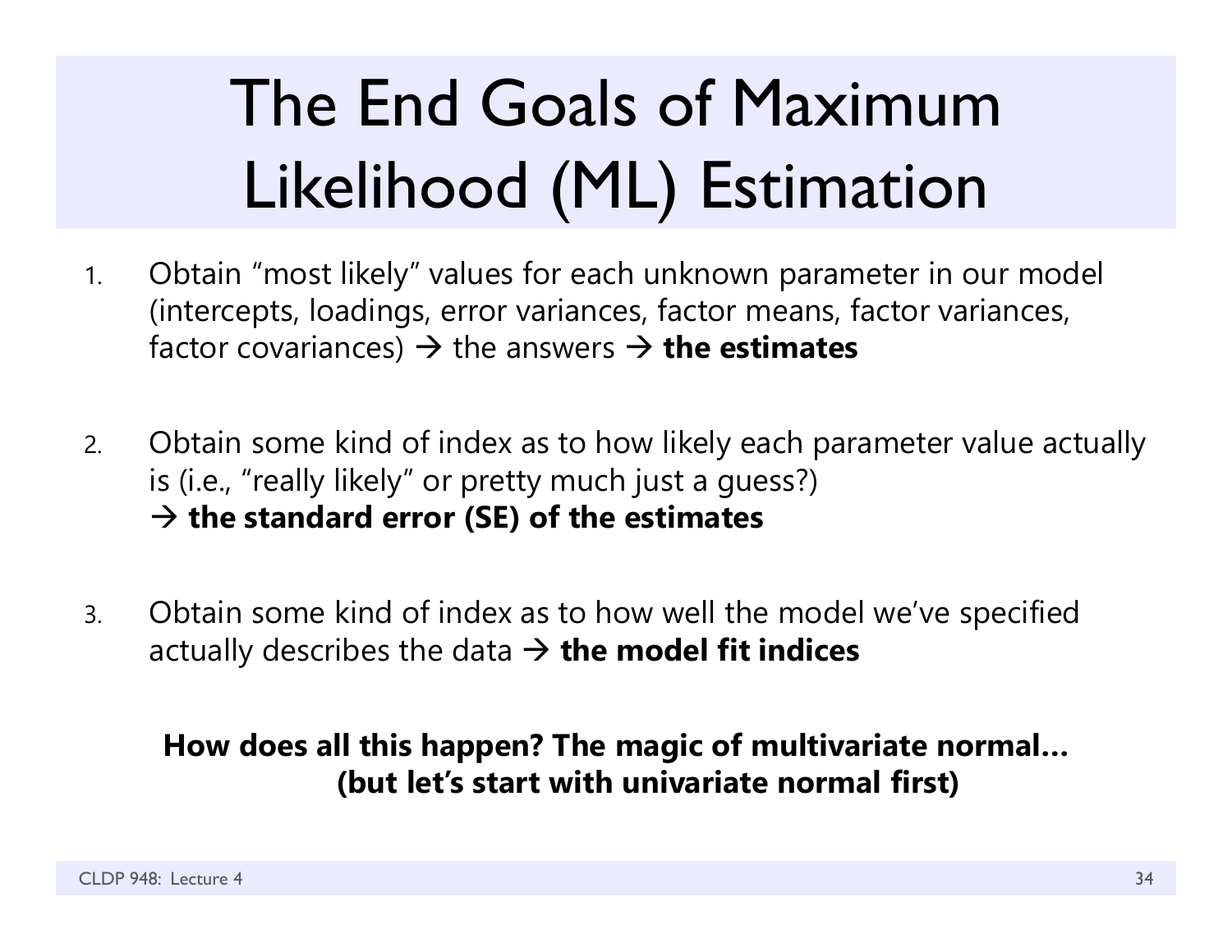# The End Goals of Maximum Likelihood (ML) Estimation

1. Obtain "most likely" values for each unknown parameter in our model (intercepts, loadings, error variances, factor means, factor variances, factor covariances) → the answers → **the estimates**

2. Obtain some kind of index as to how likely each parameter value actually is (i.e., "really likely" or pretty much just a guess?) → **the standard error (SE) of the estimates**

3. Obtain some kind of index as to how well the model we've specified actually describes the data → **the model fit indices**

**How does all this happen? The magic of multivariate normal… (but let's start with univariate normal first)**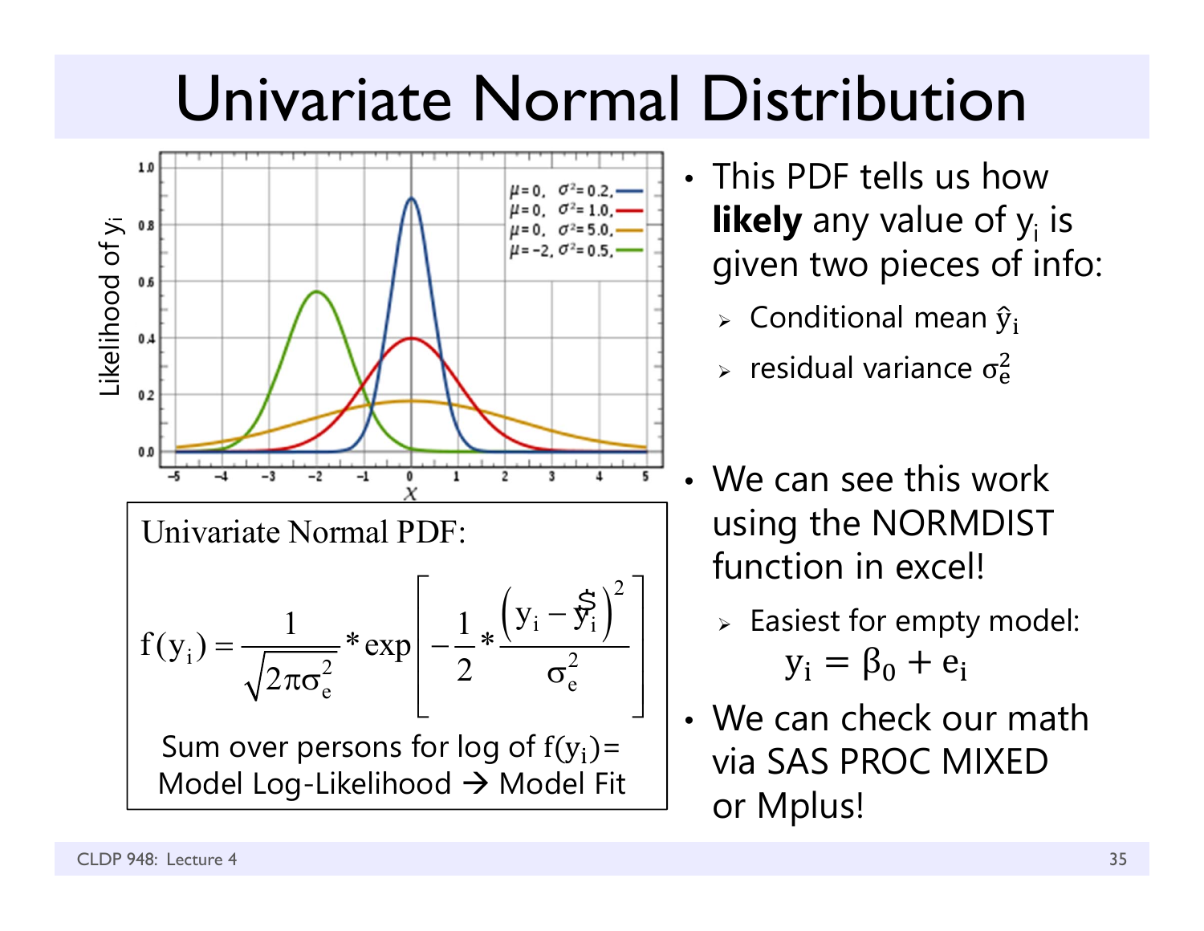# Univariate Normal Distribution

Univariate Normal PDF:

$$f(y_i) = \frac{1}{\sqrt{2\pi\sigma_e^2}} * \exp\left[-\frac{1}{2} * \frac{\left(y_i - \hat{y}_i\right)^2}{\sigma_e^2}\right]$$

Sum over persons for log of $f(y_i)$ = Model Log-Likelihood → Model Fit

- This PDF tells us how **likely** any value of $y_i$ is given two pieces of info:
  - Conditional mean $\hat{y}_i$
  - residual variance $\sigma_e^2$
- We can see this work using the NORMDIST function in excel!
  - Easiest for empty model: $y_i = \beta_0 + e_i$
- We can check our math via SAS PROC MIXED or Mplus!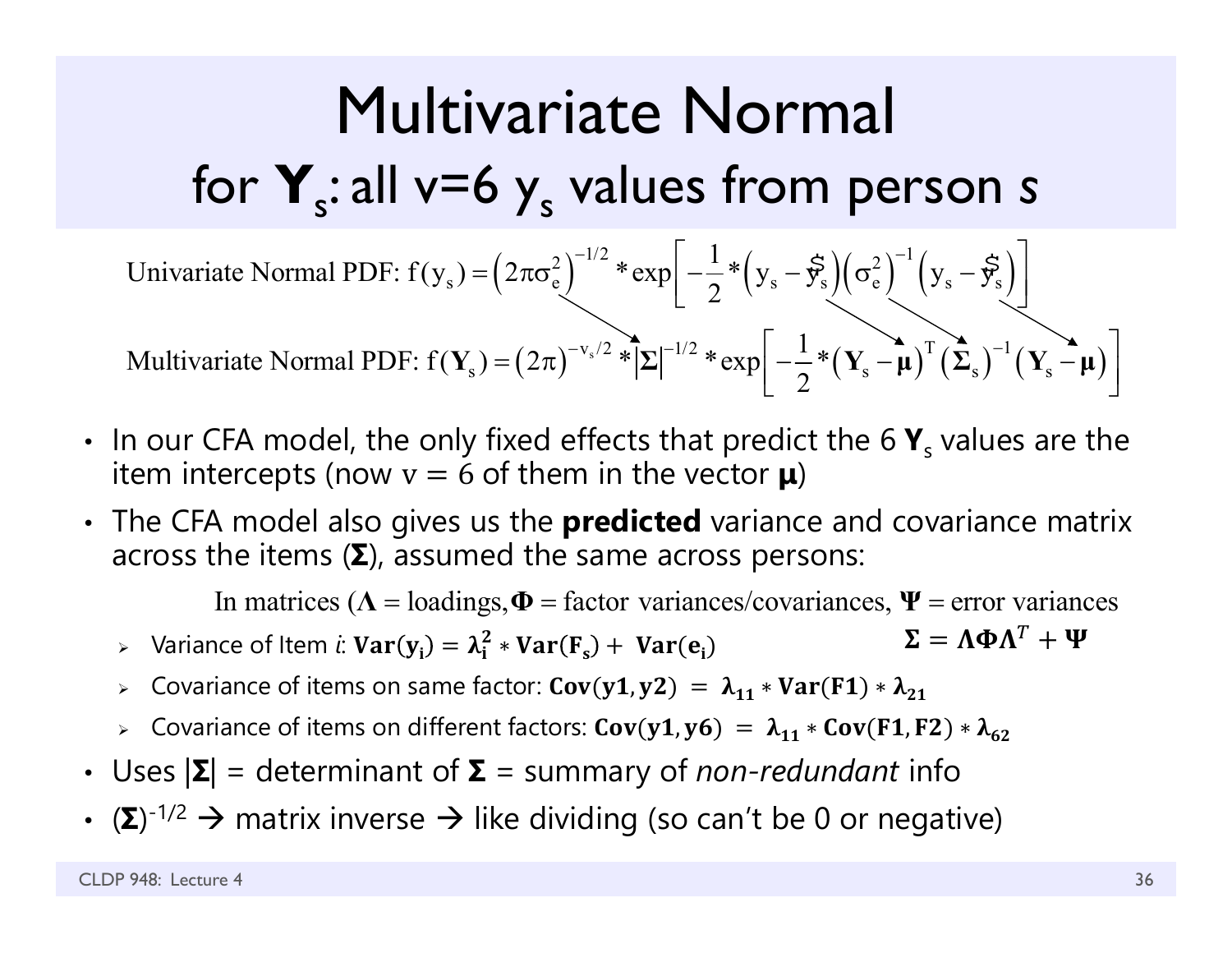# Multivariate Normal for $\mathbf{Y}_s$: all v=6 $y_s$ values from person *s*

$$\text{Univariate Normal PDF: } f(y_s) = \left(2\pi\sigma_e^2\right)^{-1/2} * \exp\left[-\frac{1}{2} * \left(y_s - \hat{y}_s\right)\left(\sigma_e^2\right)^{-1}\left(y_s - \hat{y}_s\right)\right]$$

$$\text{Multivariate Normal PDF: } f(\mathbf{Y}_s) = \left(2\pi\right)^{-v_s/2} * \left|\boldsymbol{\Sigma}\right|^{-1/2} * \exp\left[-\frac{1}{2} * \left(\mathbf{Y}_s - \boldsymbol{\mu}\right)^T \left(\boldsymbol{\Sigma}_s\right)^{-1}\left(\mathbf{Y}_s - \boldsymbol{\mu}\right)\right]$$

- In our CFA model, the only fixed effects that predict the 6 $\mathbf{Y}_s$ values are the item intercepts (now $v = 6$ of them in the vector $\boldsymbol{\mu}$)
- The CFA model also gives us the **predicted** variance and covariance matrix across the items ($\boldsymbol{\Sigma}$), assumed the same across persons:

  In matrices ($\boldsymbol{\Lambda}$ = loadings, $\boldsymbol{\Phi}$ = factor variances/covariances, $\boldsymbol{\Psi}$ = error variances

  $$\boldsymbol{\Sigma} = \boldsymbol{\Lambda}\boldsymbol{\Phi}\boldsymbol{\Lambda}^T + \boldsymbol{\Psi}$$

  - Variance of Item *i*: $\mathbf{Var}(\mathbf{y_i}) = \boldsymbol{\lambda}_\mathbf{i}^\mathbf{2} * \mathbf{Var}(\mathbf{F_s}) + \mathbf{Var}(\mathbf{e_i})$
  - Covariance of items on same factor: $\mathbf{Cov}(\mathbf{y1}, \mathbf{y2}) = \boldsymbol{\lambda}_\mathbf{11} * \mathbf{Var}(\mathbf{F1}) * \boldsymbol{\lambda}_\mathbf{21}$
  - Covariance of items on different factors: $\mathbf{Cov}(\mathbf{y1}, \mathbf{y6}) = \boldsymbol{\lambda}_\mathbf{11} * \mathbf{Cov}(\mathbf{F1}, \mathbf{F2}) * \boldsymbol{\lambda}_\mathbf{62}$
- Uses $|\boldsymbol{\Sigma}|$ = determinant of $\boldsymbol{\Sigma}$ = summary of *non-redundant* info
- $(\boldsymbol{\Sigma})^{-1/2}$ → matrix inverse → like dividing (so can't be 0 or negative)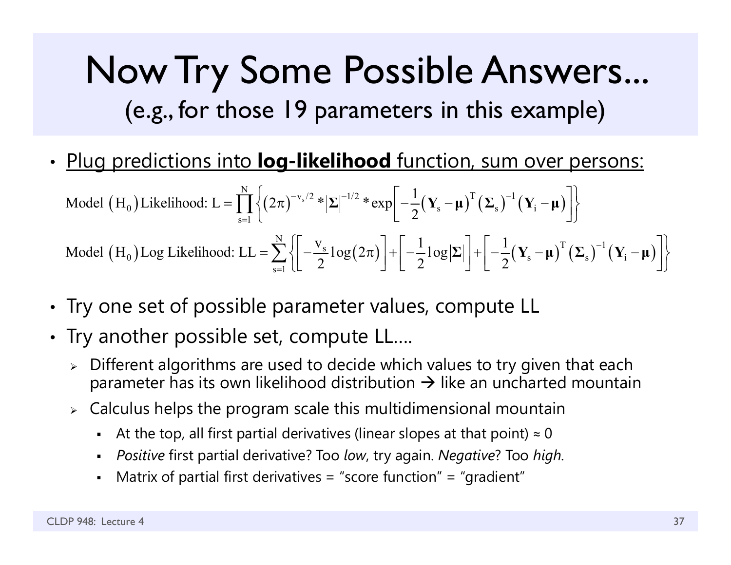# Now Try Some Possible Answers...

## (e.g., for those 19 parameters in this example)

- Plug predictions into **log-likelihood** function, sum over persons:

$$\text{Model } \left(H_0\right) \text{Likelihood: } L = \prod_{s=1}^{N} \left\{ \left(2\pi\right)^{-v_s/2} * \left|\boldsymbol{\Sigma}\right|^{-1/2} * \exp\left[ -\frac{1}{2}\left(\mathbf{Y}_s - \boldsymbol{\mu}\right)^T \left(\boldsymbol{\Sigma}_s\right)^{-1} \left(\mathbf{Y}_i - \boldsymbol{\mu}\right) \right] \right\}$$

$$\text{Model } \left(H_0\right) \text{Log Likelihood: } LL = \sum_{s=1}^{N} \left\{ \left[ -\frac{v_s}{2} \log\left(2\pi\right) \right] + \left[ -\frac{1}{2} \log\left|\boldsymbol{\Sigma}\right| \right] + \left[ -\frac{1}{2}\left(\mathbf{Y}_s - \boldsymbol{\mu}\right)^T \left(\boldsymbol{\Sigma}_s\right)^{-1} \left(\mathbf{Y}_i - \boldsymbol{\mu}\right) \right] \right\}$$

- Try one set of possible parameter values, compute LL
- Try another possible set, compute LL….
  - Different algorithms are used to decide which values to try given that each parameter has its own likelihood distribution → like an uncharted mountain
  - Calculus helps the program scale this multidimensional mountain
    - At the top, all first partial derivatives (linear slopes at that point) ≈ 0
    - *Positive* first partial derivative? Too *low*, try again. *Negative*? Too *high*.
    - Matrix of partial first derivatives = "score function" = "gradient"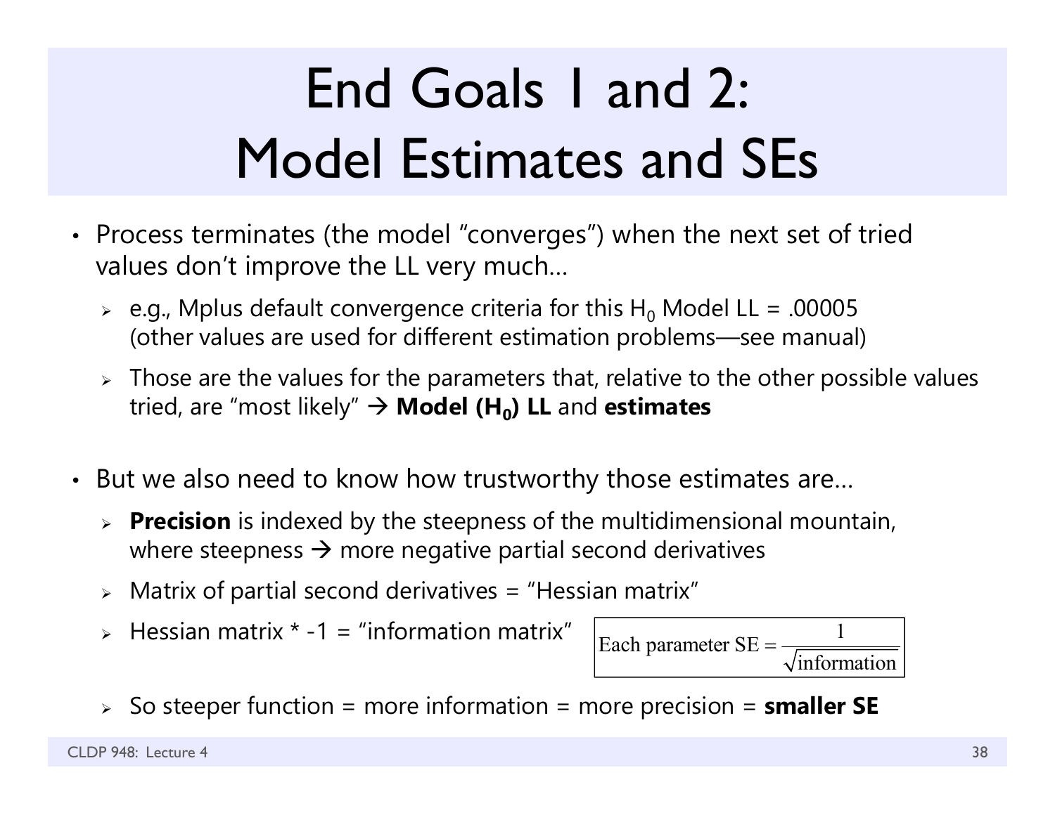# End Goals 1 and 2: Model Estimates and SEs

- Process terminates (the model "converges") when the next set of tried values don't improve the LL very much…
  - e.g., Mplus default convergence criteria for this $H_0$ Model LL = .00005 (other values are used for different estimation problems—see manual)
  - Those are the values for the parameters that, relative to the other possible values tried, are "most likely" → **Model ($H_0$) LL** and **estimates**

- But we also need to know how trustworthy those estimates are…
  - **Precision** is indexed by the steepness of the multidimensional mountain, where steepness → more negative partial second derivatives
  - Matrix of partial second derivatives = "Hessian matrix"
  - Hessian matrix * -1 = "information matrix"

$$\text{Each parameter SE} = \frac{1}{\sqrt{\text{information}}}$$

  - So steeper function = more information = more precision = **smaller SE**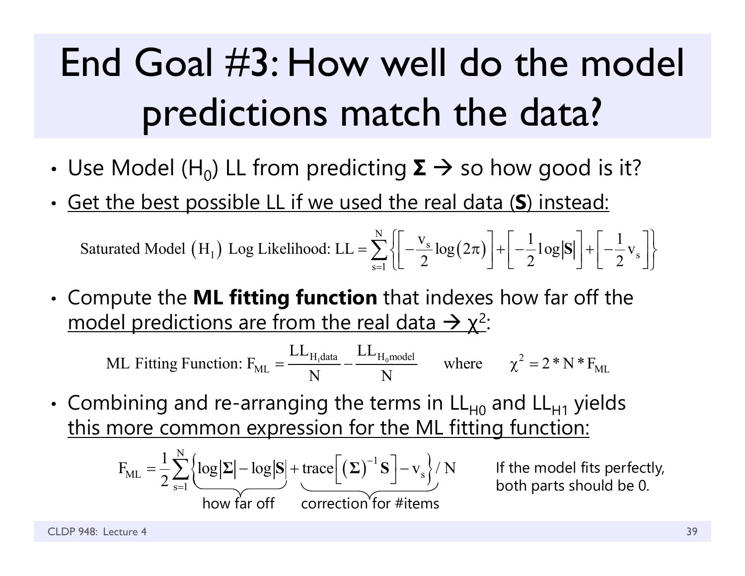# End Goal #3: How well do the model predictions match the data?

- Use Model ($H_0$) LL from predicting $\boldsymbol{\Sigma}$ → so how good is it?
- <u>Get the best possible LL if we used the real data ($\mathbf{S}$) instead:</u>

$$\text{Saturated Model } (\text{H}_1) \text{ Log Likelihood: LL} = \sum_{s=1}^{N} \left\{ \left[ -\frac{v_s}{2} \log(2\pi) \right] + \left[ -\frac{1}{2} \log|\mathbf{S}| \right] + \left[ -\frac{1}{2} v_s \right] \right\}$$

- Compute the **ML fitting function** that indexes how far off the <u>model predictions are from the real data → $\chi^2$:</u>

$$\text{ML Fitting Function: } F_{ML} = \frac{LL_{H_1 \text{data}}}{N} - \frac{LL_{H_0 \text{model}}}{N} \quad \text{where} \quad \chi^2 = 2 * N * F_{ML}$$

- Combining and re-arranging the terms in $LL_{H0}$ and $LL_{H1}$ yields <u>this more common expression for the ML fitting function:</u>

$$F_{ML} = \frac{1}{2} \sum_{s=1}^{N} \left\{ \underbrace{\log|\boldsymbol{\Sigma}| - \log|\mathbf{S}|}_{\text{how far off}} + \underbrace{\text{trace}\left[ (\boldsymbol{\Sigma})^{-1} \mathbf{S} \right] - v_s}_{\text{correction for \#items}} \right\} / N$$

If the model fits perfectly, both parts should be 0.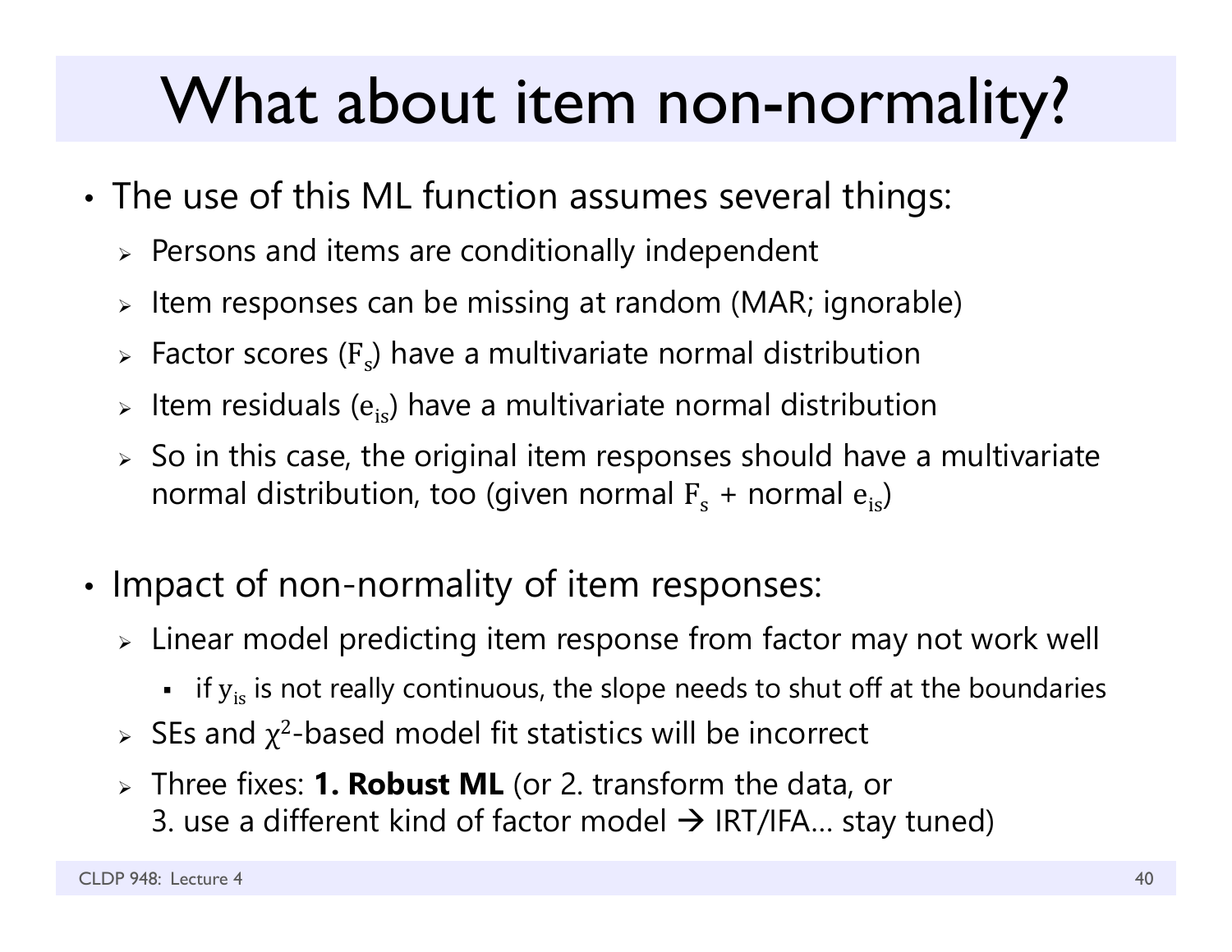# What about item non-normality?

- The use of this ML function assumes several things:
  - Persons and items are conditionally independent
  - Item responses can be missing at random (MAR; ignorable)
  - Factor scores ($F_s$) have a multivariate normal distribution
  - Item residuals ($e_{is}$) have a multivariate normal distribution
  - So in this case, the original item responses should have a multivariate normal distribution, too (given normal $F_s$ + normal $e_{is}$)

- Impact of non-normality of item responses:
  - Linear model predicting item response from factor may not work well
    - if $y_{is}$ is not really continuous, the slope needs to shut off at the boundaries
  - SEs and $\chi^2$-based model fit statistics will be incorrect
  - Three fixes: **1. Robust ML** (or 2. transform the data, or 3. use a different kind of factor model → IRT/IFA… stay tuned)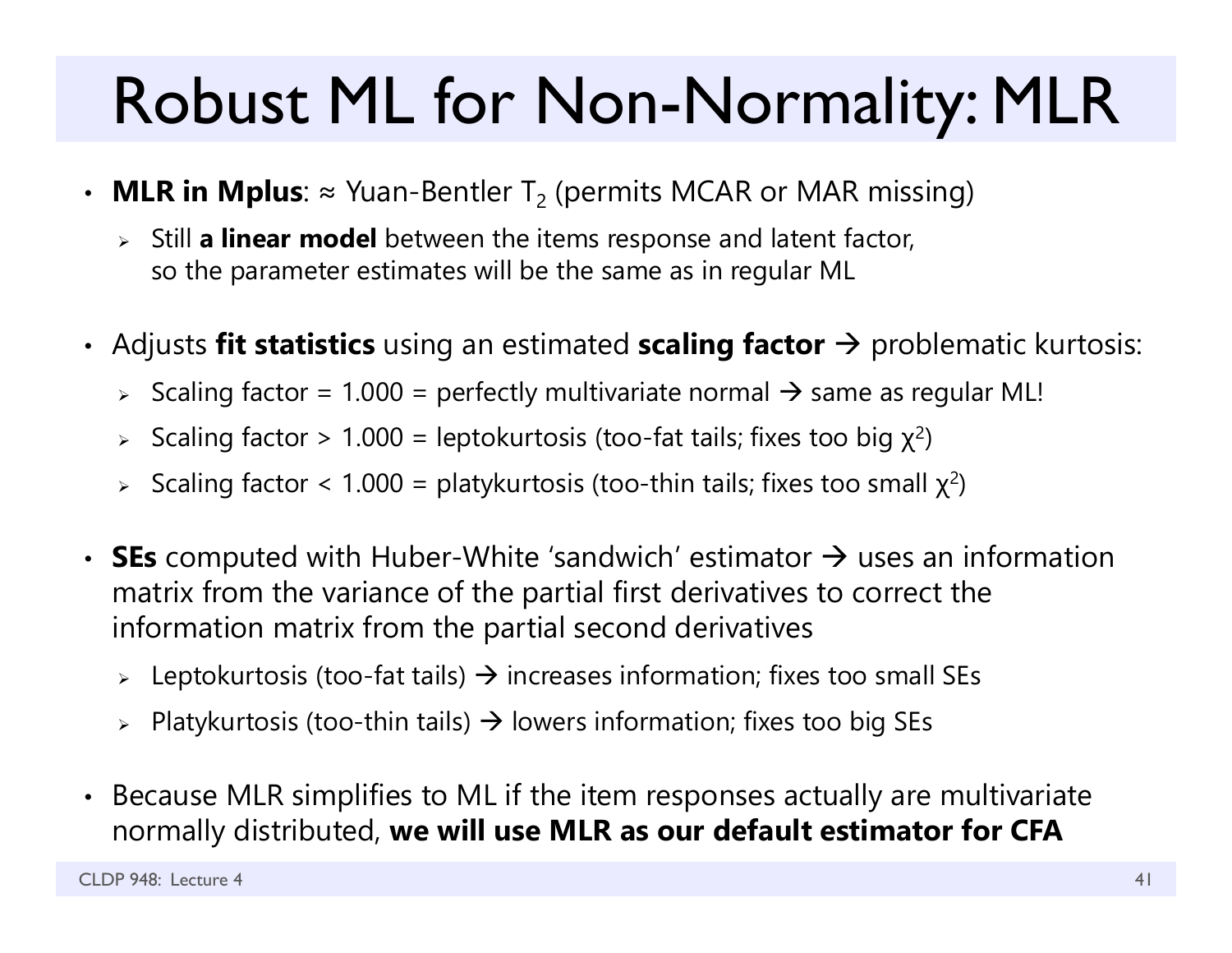# Robust ML for Non-Normality: MLR

- **MLR in Mplus**: ≈ Yuan-Bentler $T_2$ (permits MCAR or MAR missing)
  - Still **a linear model** between the items response and latent factor, so the parameter estimates will be the same as in regular ML
- Adjusts **fit statistics** using an estimated **scaling factor** → problematic kurtosis:
  - Scaling factor = 1.000 = perfectly multivariate normal → same as regular ML!
  - Scaling factor > 1.000 = leptokurtosis (too-fat tails; fixes too big $\chi^2$)
  - Scaling factor < 1.000 = platykurtosis (too-thin tails; fixes too small $\chi^2$)
- **SEs** computed with Huber-White 'sandwich' estimator → uses an information matrix from the variance of the partial first derivatives to correct the information matrix from the partial second derivatives
  - Leptokurtosis (too-fat tails) → increases information; fixes too small SEs
  - Platykurtosis (too-thin tails) → lowers information; fixes too big SEs
- Because MLR simplifies to ML if the item responses actually are multivariate normally distributed, **we will use MLR as our default estimator for CFA**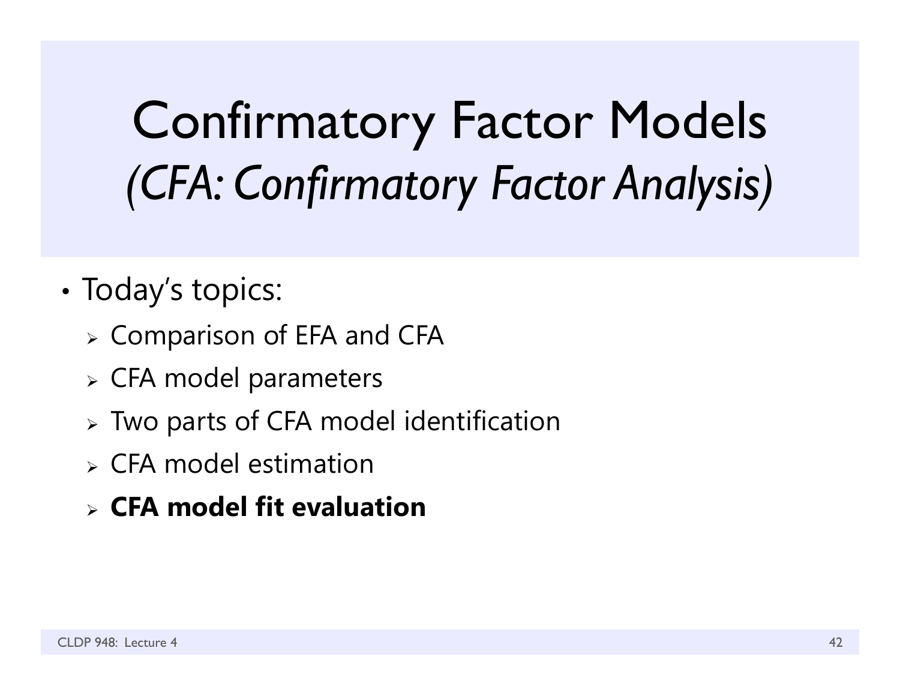# Confirmatory Factor Models
## *(CFA: Confirmatory Factor Analysis)*

- Today's topics:
  - Comparison of EFA and CFA
  - CFA model parameters
  - Two parts of CFA model identification
  - CFA model estimation
  - **CFA model fit evaluation**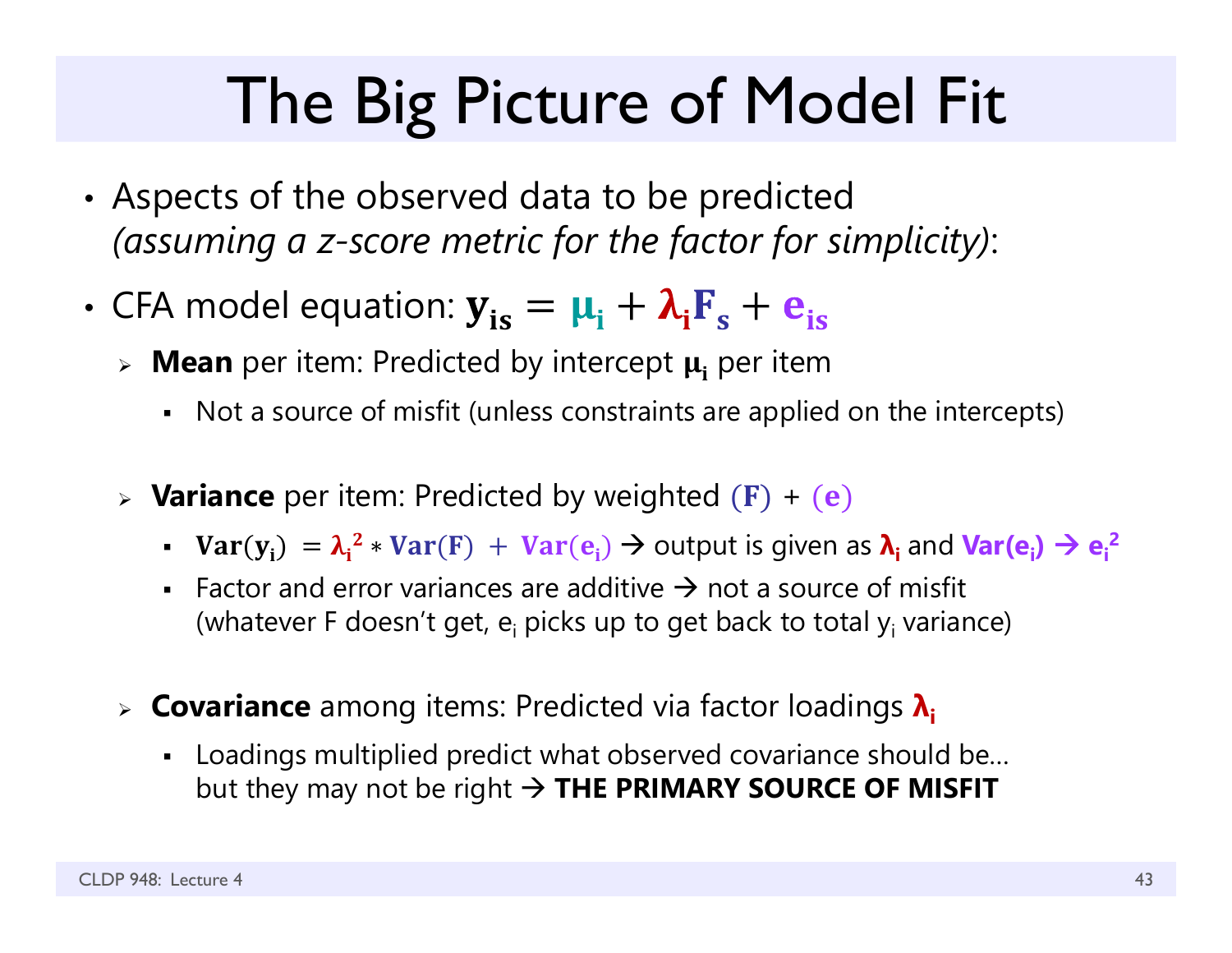# The Big Picture of Model Fit

- Aspects of the observed data to be predicted *(assuming a z-score metric for the factor for simplicity)*:
- CFA model equation: $\mathbf{y_{is}} = \boldsymbol{\mu}_\mathbf{i} + \boldsymbol{\lambda}_\mathbf{i}\mathbf{F_s} + \mathbf{e_{is}}$
  - **Mean** per item: Predicted by intercept $\boldsymbol{\mu}_\mathbf{i}$ per item
    - Not a source of misfit (unless constraints are applied on the intercepts)
  - **Variance** per item: Predicted by weighted $(\mathbf{F})$ + $(\mathbf{e})$
    - $\mathbf{Var(y_i)} = \boldsymbol{\lambda}_\mathbf{i}^\mathbf{2} * \mathbf{Var(F)} + \mathbf{Var(e_i)}$ → output is given as $\boldsymbol{\lambda}_\mathbf{i}$ and $\mathbf{Var(e_i)}$ → $\mathbf{e_i^2}$
    - Factor and error variances are additive → not a source of misfit (whatever F doesn't get, $e_i$ picks up to get back to total $y_i$ variance)
  - **Covariance** among items: Predicted via factor loadings $\boldsymbol{\lambda}_\mathbf{i}$
    - Loadings multiplied predict what observed covariance should be… but they may not be right → **THE PRIMARY SOURCE OF MISFIT**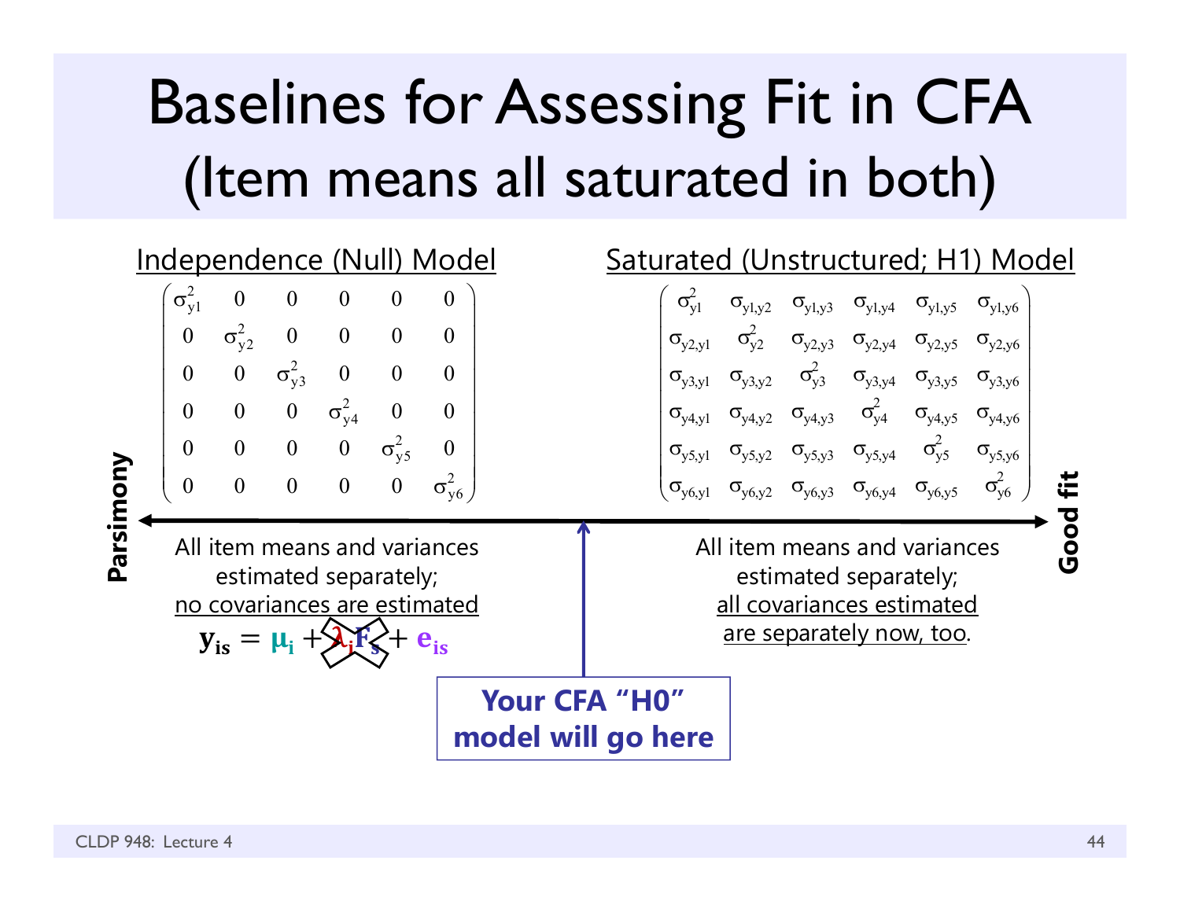# Baselines for Assessing Fit in CFA (Item means all saturated in both)

## Independence (Null) Model

$$
\begin{pmatrix}
\sigma^2_{y1} & 0 & 0 & 0 & 0 & 0 \\
0 & \sigma^2_{y2} & 0 & 0 & 0 & 0 \\
0 & 0 & \sigma^2_{y3} & 0 & 0 & 0 \\
0 & 0 & 0 & \sigma^2_{y4} & 0 & 0 \\
0 & 0 & 0 & 0 & \sigma^2_{y5} & 0 \\
0 & 0 & 0 & 0 & 0 & \sigma^2_{y6}
\end{pmatrix}
$$

All item means and variances estimated separately; no covariances are estimated

$$\mathbf{y_{is}} = \mu_i + \lambda_i F_s + e_{is}$$

(with $\lambda_i F_s$ crossed out)

## Saturated (Unstructured; H1) Model

$$
\begin{pmatrix}
\sigma^2_{y1} & \sigma_{y1,y2} & \sigma_{y1,y3} & \sigma_{y1,y4} & \sigma_{y1,y5} & \sigma_{y1,y6} \\
\sigma_{y2,y1} & \sigma^2_{y2} & \sigma_{y2,y3} & \sigma_{y2,y4} & \sigma_{y2,y5} & \sigma_{y2,y6} \\
\sigma_{y3,y1} & \sigma_{y3,y2} & \sigma^2_{y3} & \sigma_{y3,y4} & \sigma_{y3,y5} & \sigma_{y3,y6} \\
\sigma_{y4,y1} & \sigma_{y4,y2} & \sigma_{y4,y3} & \sigma^2_{y4} & \sigma_{y4,y5} & \sigma_{y4,y6} \\
\sigma_{y5,y1} & \sigma_{y5,y2} & \sigma_{y5,y3} & \sigma_{y5,y4} & \sigma^2_{y5} & \sigma_{y5,y6} \\
\sigma_{y6,y1} & \sigma_{y6,y2} & \sigma_{y6,y3} & \sigma_{y6,y4} & \sigma_{y6,y5} & \sigma^2_{y6}
\end{pmatrix}
$$

All item means and variances estimated separately; all covariances estimated are separately now, too.

**Parsimony** ⟷ **Good fit**

**Your CFA "H0" model will go here**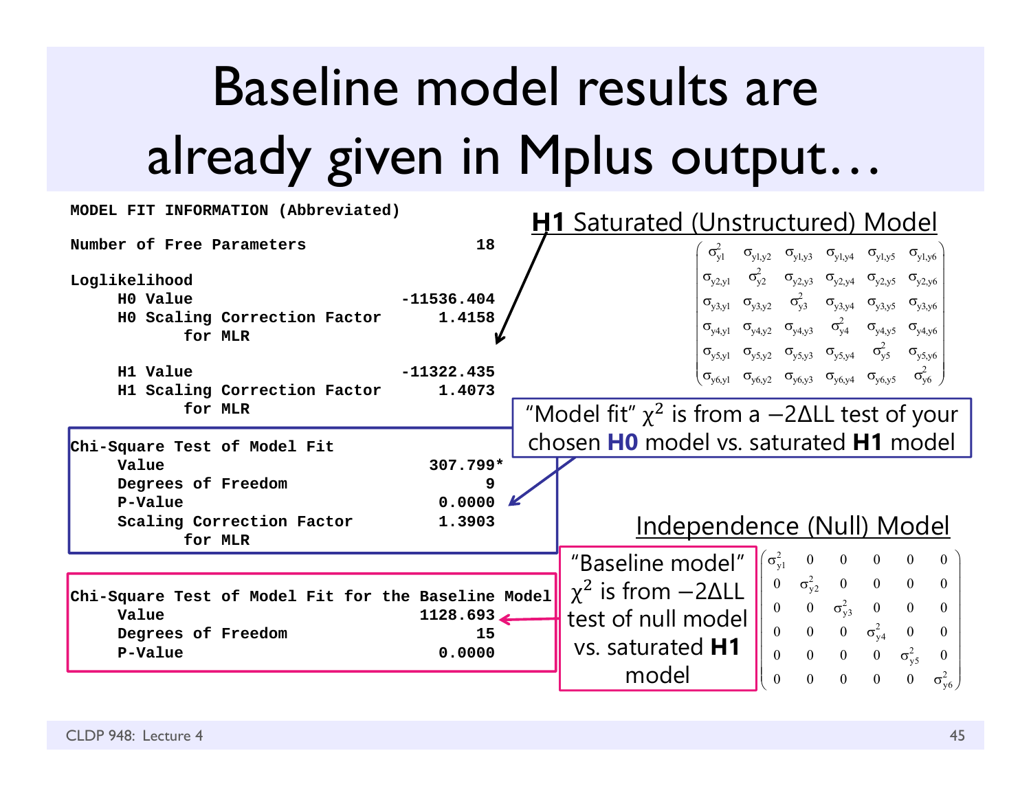# Baseline model results are already given in Mplus output…

```
MODEL FIT INFORMATION (Abbreviated)

Number of Free Parameters                        18

Loglikelihood
     H0 Value                            -11536.404
     H0 Scaling Correction Factor            1.4158
            for MLR

     H1 Value                            -11322.435
     H1 Scaling Correction Factor            1.4073
            for MLR

Chi-Square Test of Model Fit
     Value                                 307.799*
     Degrees of Freedom                           9
     P-Value                                 0.0000
     Scaling Correction Factor               1.3903
            for MLR

Chi-Square Test of Model Fit for the Baseline Model
     Value                                 1128.693
     Degrees of Freedom                          15
     P-Value                                 0.0000
```

**H1** Saturated (Unstructured) Model

$$\begin{pmatrix} \sigma^2_{y1} & \sigma_{y1,y2} & \sigma_{y1,y3} & \sigma_{y1,y4} & \sigma_{y1,y5} & \sigma_{y1,y6} \\ \sigma_{y2,y1} & \sigma^2_{y2} & \sigma_{y2,y3} & \sigma_{y2,y4} & \sigma_{y2,y5} & \sigma_{y2,y6} \\ \sigma_{y3,y1} & \sigma_{y3,y2} & \sigma^2_{y3} & \sigma_{y3,y4} & \sigma_{y3,y5} & \sigma_{y3,y6} \\ \sigma_{y4,y1} & \sigma_{y4,y2} & \sigma_{y4,y3} & \sigma^2_{y4} & \sigma_{y4,y5} & \sigma_{y4,y6} \\ \sigma_{y5,y1} & \sigma_{y5,y2} & \sigma_{y5,y3} & \sigma_{y5,y4} & \sigma^2_{y5} & \sigma_{y5,y6} \\ \sigma_{y6,y1} & \sigma_{y6,y2} & \sigma_{y6,y3} & \sigma_{y6,y4} & \sigma_{y6,y5} & \sigma^2_{y6} \end{pmatrix}$$

"Model fit" $\chi^2$ is from a $-2\Delta LL$ test of your chosen **H0** model vs. saturated **H1** model

Independence (Null) Model

$$\begin{pmatrix} \sigma^2_{y1} & 0 & 0 & 0 & 0 & 0 \\ 0 & \sigma^2_{y2} & 0 & 0 & 0 & 0 \\ 0 & 0 & \sigma^2_{y3} & 0 & 0 & 0 \\ 0 & 0 & 0 & \sigma^2_{y4} & 0 & 0 \\ 0 & 0 & 0 & 0 & \sigma^2_{y5} & 0 \\ 0 & 0 & 0 & 0 & 0 & \sigma^2_{y6} \end{pmatrix}$$

"Baseline model" $\chi^2$ is from $-2\Delta LL$ test of null model vs. saturated **H1** model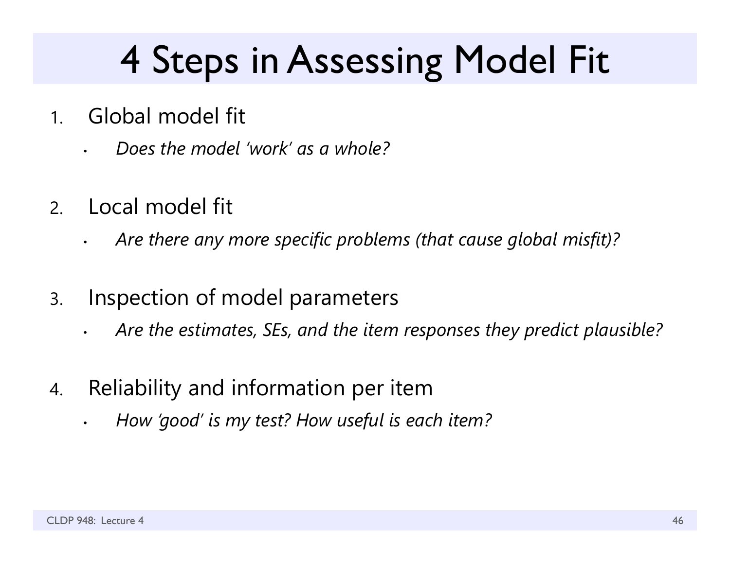# 4 Steps in Assessing Model Fit

1. Global model fit
   - *Does the model 'work' as a whole?*

2. Local model fit
   - *Are there any more specific problems (that cause global misfit)?*

3. Inspection of model parameters
   - *Are the estimates, SEs, and the item responses they predict plausible?*

4. Reliability and information per item
   - *How 'good' is my test? How useful is each item?*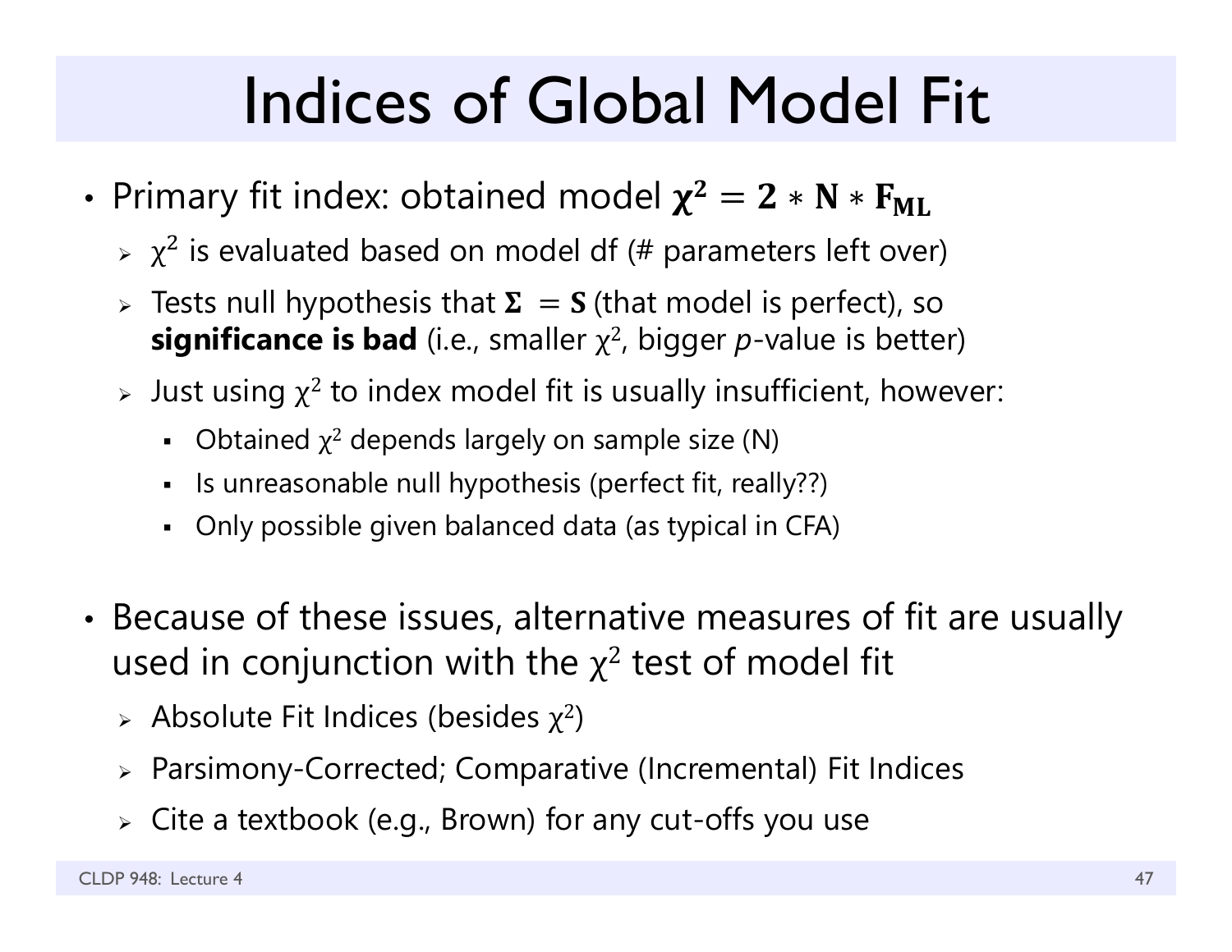# Indices of Global Model Fit

- Primary fit index: obtained model $\chi^2 = 2 * N * F_{ML}$
  - $\chi^2$ is evaluated based on model df (# parameters left over)
  - Tests null hypothesis that $\Sigma = S$ (that model is perfect), so **significance is bad** (i.e., smaller $\chi^2$, bigger *p*-value is better)
  - Just using $\chi^2$ to index model fit is usually insufficient, however:
    - Obtained $\chi^2$ depends largely on sample size (N)
    - Is unreasonable null hypothesis (perfect fit, really??)
    - Only possible given balanced data (as typical in CFA)

- Because of these issues, alternative measures of fit are usually used in conjunction with the $\chi^2$ test of model fit
  - Absolute Fit Indices (besides $\chi^2$)
  - Parsimony-Corrected; Comparative (Incremental) Fit Indices
  - Cite a textbook (e.g., Brown) for any cut-offs you use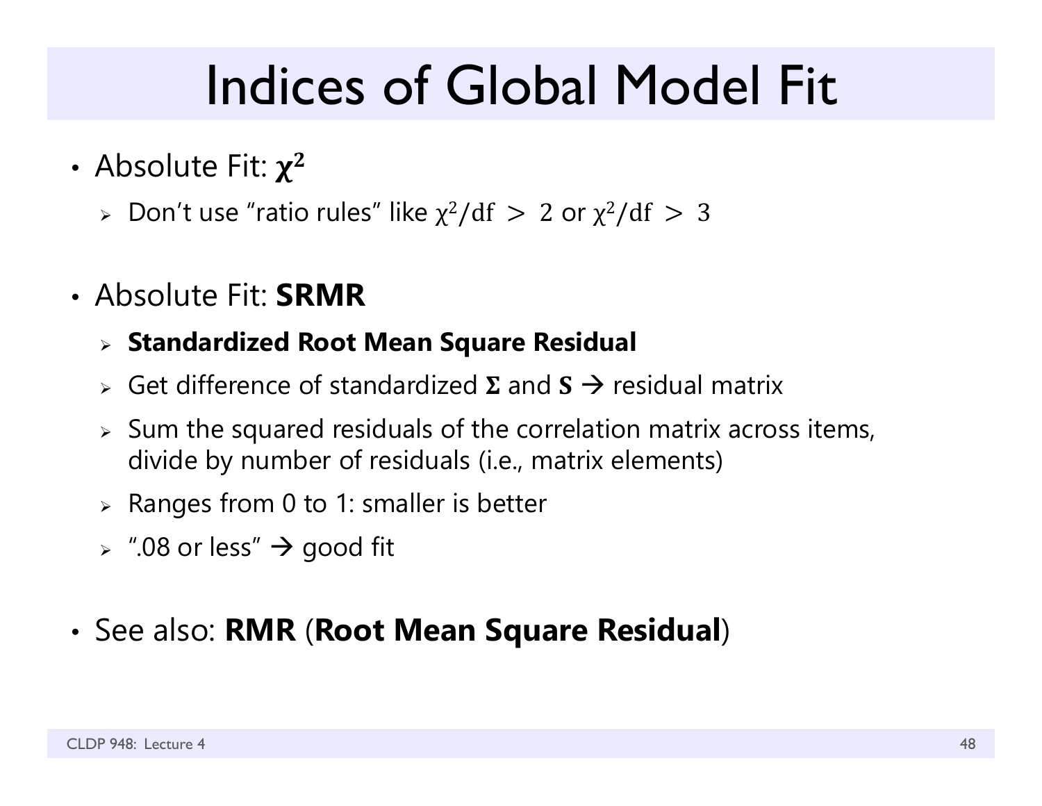# Indices of Global Model Fit

- Absolute Fit: $\boldsymbol{\chi^2}$
  - Don't use "ratio rules" like $\chi^2/\mathrm{df} > 2$ or $\chi^2/\mathrm{df} > 3$

- Absolute Fit: **SRMR**
  - **Standardized Root Mean Square Residual**
  - Get difference of standardized $\boldsymbol{\Sigma}$ and $\boldsymbol{S}$ → residual matrix
  - Sum the squared residuals of the correlation matrix across items, divide by number of residuals (i.e., matrix elements)
  - Ranges from 0 to 1: smaller is better
  - ".08 or less" → good fit

- See also: **RMR** (**Root Mean Square Residual**)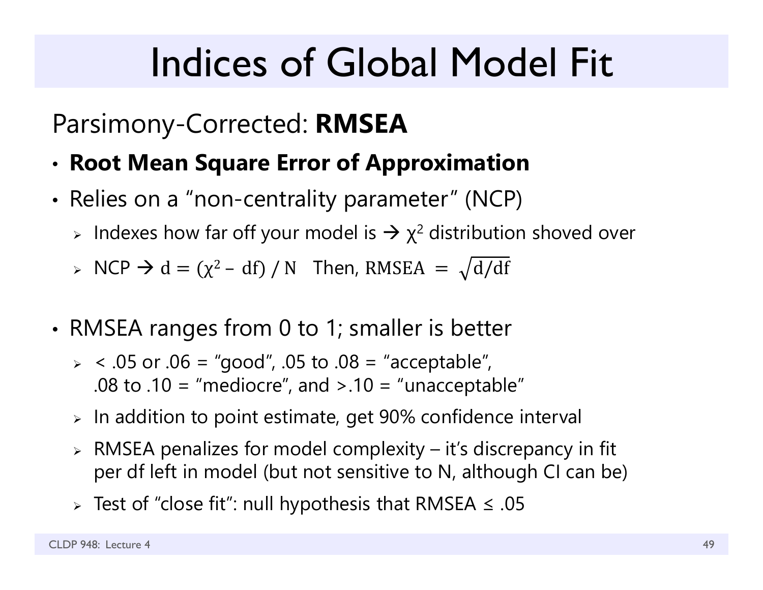# Indices of Global Model Fit

Parsimony-Corrected: **RMSEA**

- **Root Mean Square Error of Approximation**
- Relies on a "non-centrality parameter" (NCP)
  - Indexes how far off your model is → $\chi^2$ distribution shoved over
  - NCP → $d = (\chi^2 - df) / N$ Then, $RMSEA = \sqrt{d/df}$
- RMSEA ranges from 0 to 1; smaller is better
  - < .05 or .06 = "good", .05 to .08 = "acceptable", .08 to .10 = "mediocre", and >.10 = "unacceptable"
  - In addition to point estimate, get 90% confidence interval
  - RMSEA penalizes for model complexity – it's discrepancy in fit per df left in model (but not sensitive to N, although CI can be)
  - Test of "close fit": null hypothesis that RMSEA ≤ .05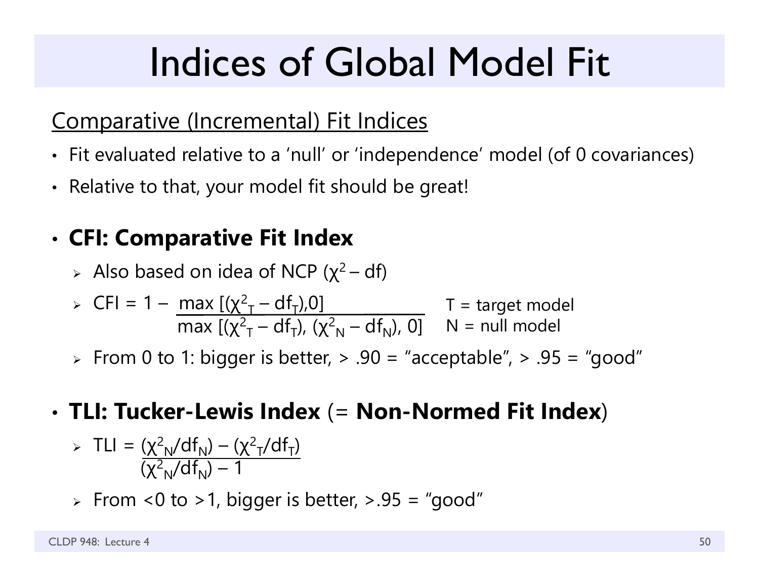# Indices of Global Model Fit

<u>Comparative (Incremental) Fit Indices</u>

- Fit evaluated relative to a 'null' or 'independence' model (of 0 covariances)
- Relative to that, your model fit should be great!

- **CFI: Comparative Fit Index**
  - Also based on idea of NCP ($\chi^2$ – df)
  - $$\text{CFI} = 1 - \frac{\max[(\chi^2_T - df_T), 0]}{\max[(\chi^2_T - df_T), (\chi^2_N - df_N), 0]}$$
    T = target model
    N = null model
  - From 0 to 1: bigger is better, > .90 = "acceptable", > .95 = "good"

- **TLI: Tucker-Lewis Index** (= **Non-Normed Fit Index**)
  - $$\text{TLI} = \frac{(\chi^2_N/df_N) - (\chi^2_T/df_T)}{(\chi^2_N/df_N) - 1}$$
  - From <0 to >1, bigger is better, >.95 = "good"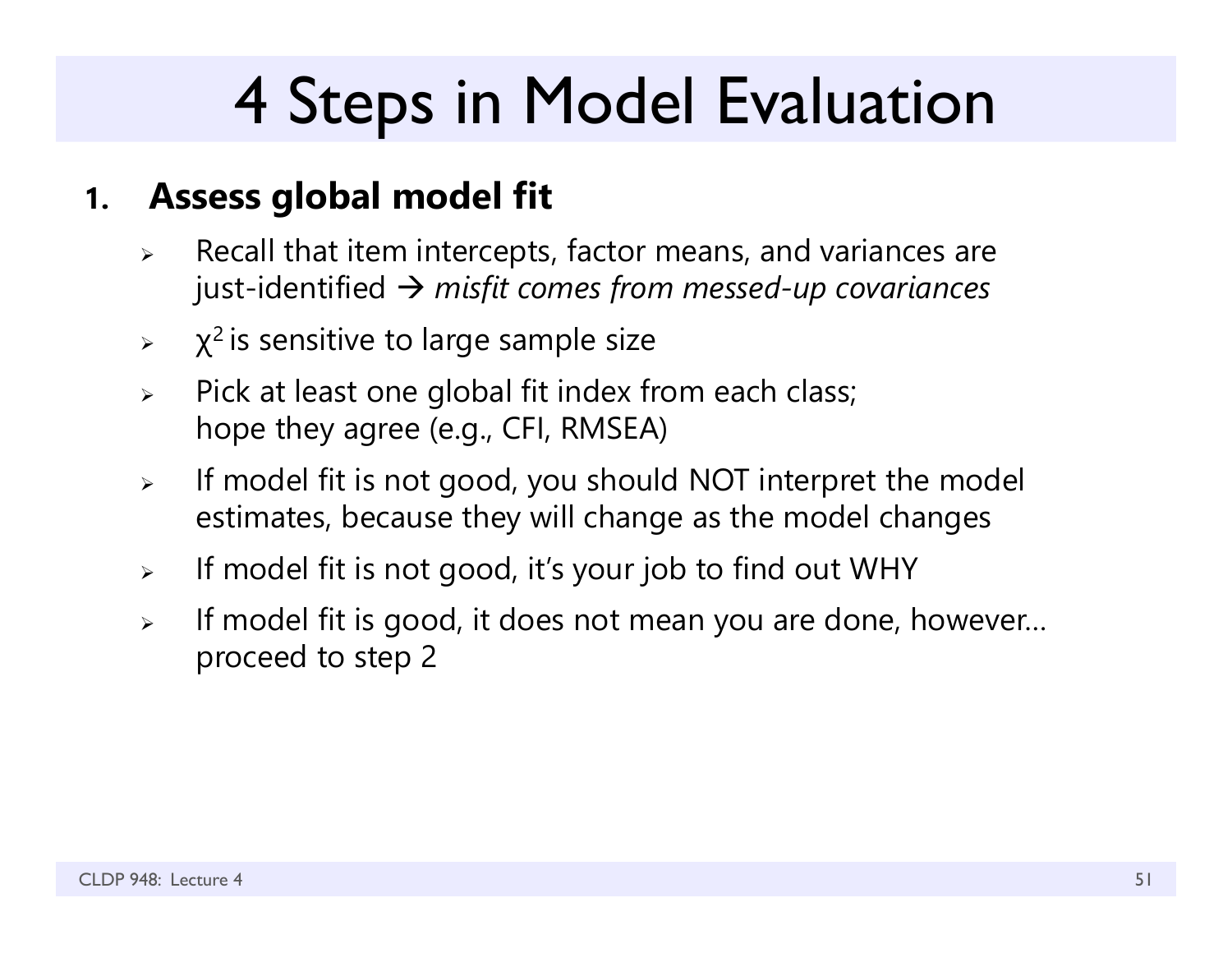# 4 Steps in Model Evaluation

1. **Assess global model fit**
   - Recall that item intercepts, factor means, and variances are just-identified → *misfit comes from messed-up covariances*
   - $\chi^2$ is sensitive to large sample size
   - Pick at least one global fit index from each class; hope they agree (e.g., CFI, RMSEA)
   - If model fit is not good, you should NOT interpret the model estimates, because they will change as the model changes
   - If model fit is not good, it's your job to find out WHY
   - If model fit is good, it does not mean you are done, however… proceed to step 2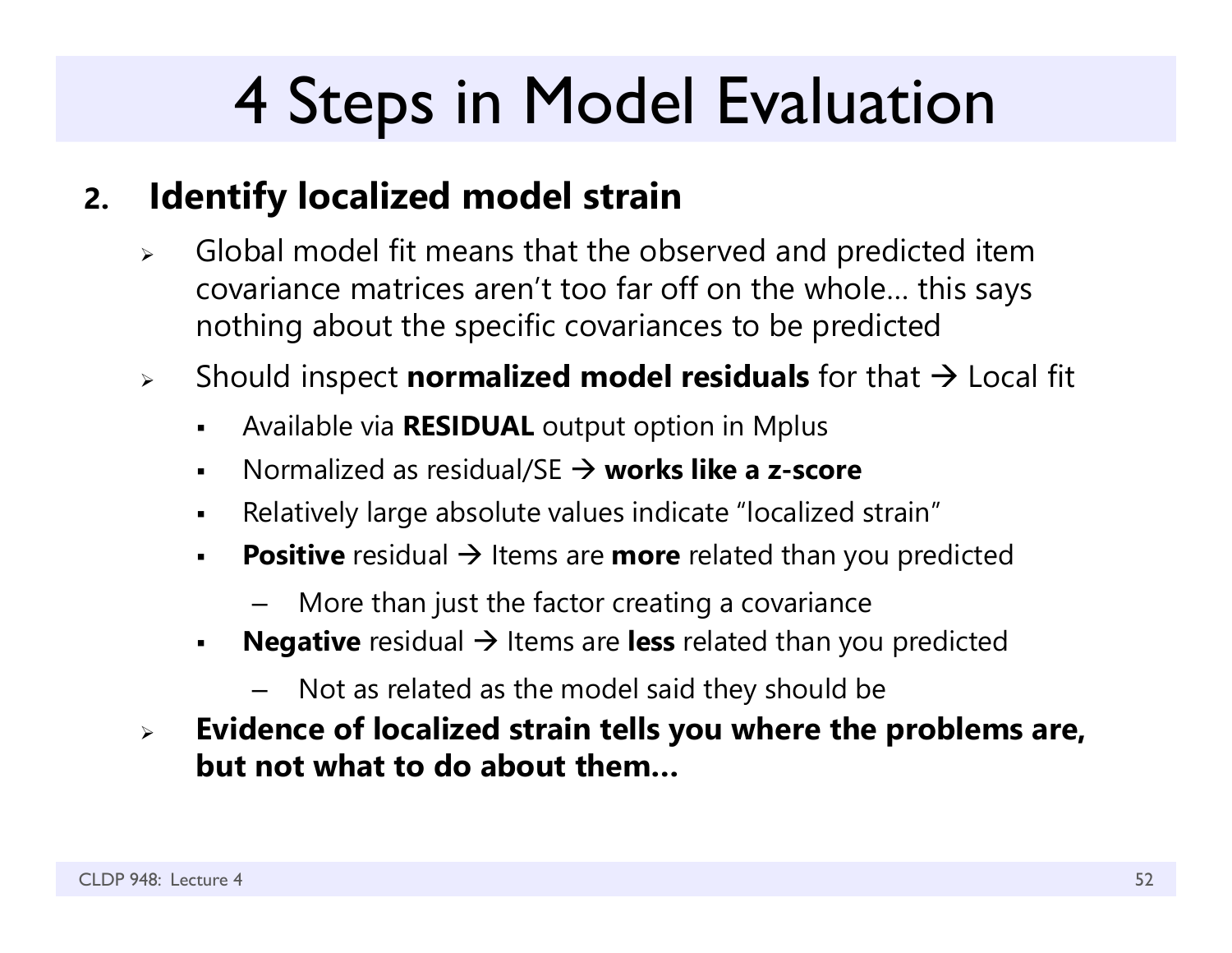# 4 Steps in Model Evaluation

2. **Identify localized model strain**

- Global model fit means that the observed and predicted item covariance matrices aren't too far off on the whole… this says nothing about the specific covariances to be predicted
- Should inspect **normalized model residuals** for that → Local fit
  - Available via **RESIDUAL** output option in Mplus
  - Normalized as residual/SE → **works like a z-score**
  - Relatively large absolute values indicate "localized strain"
  - **Positive** residual → Items are **more** related than you predicted
    - More than just the factor creating a covariance
  - **Negative** residual → Items are **less** related than you predicted
    - Not as related as the model said they should be
- **Evidence of localized strain tells you where the problems are, but not what to do about them…**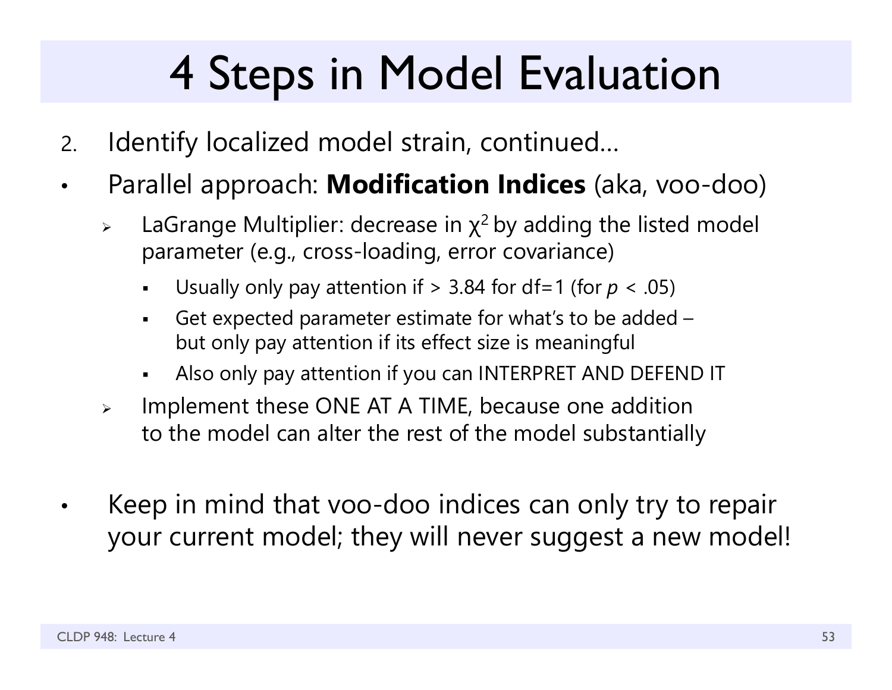# 4 Steps in Model Evaluation

2. Identify localized model strain, continued…

- Parallel approach: **Modification Indices** (aka, voo-doo)
  - LaGrange Multiplier: decrease in $\chi^2$ by adding the listed model parameter (e.g., cross-loading, error covariance)
    - Usually only pay attention if > 3.84 for df=1 (for $p < .05$)
    - Get expected parameter estimate for what's to be added – but only pay attention if its effect size is meaningful
    - Also only pay attention if you can INTERPRET AND DEFEND IT
  - Implement these ONE AT A TIME, because one addition to the model can alter the rest of the model substantially

- Keep in mind that voo-doo indices can only try to repair your current model; they will never suggest a new model!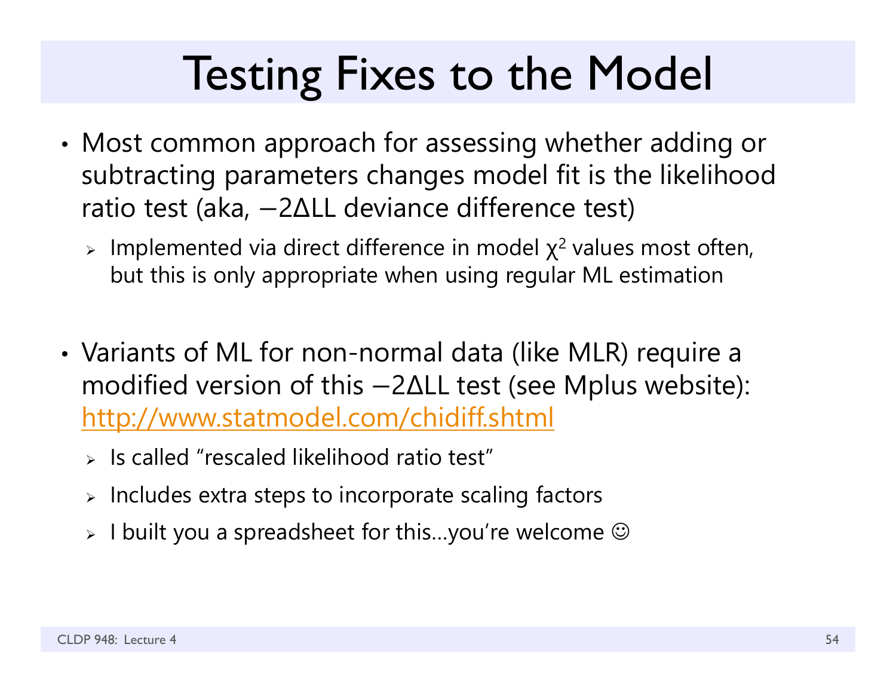# Testing Fixes to the Model

- Most common approach for assessing whether adding or subtracting parameters changes model fit is the likelihood ratio test (aka, $-2\Delta LL$ deviance difference test)
  - Implemented via direct difference in model $\chi^2$ values most often, but this is only appropriate when using regular ML estimation

- Variants of ML for non-normal data (like MLR) require a modified version of this $-2\Delta LL$ test (see Mplus website): http://www.statmodel.com/chidiff.shtml
  - Is called "rescaled likelihood ratio test"
  - Includes extra steps to incorporate scaling factors
  - I built you a spreadsheet for this…you're welcome ☺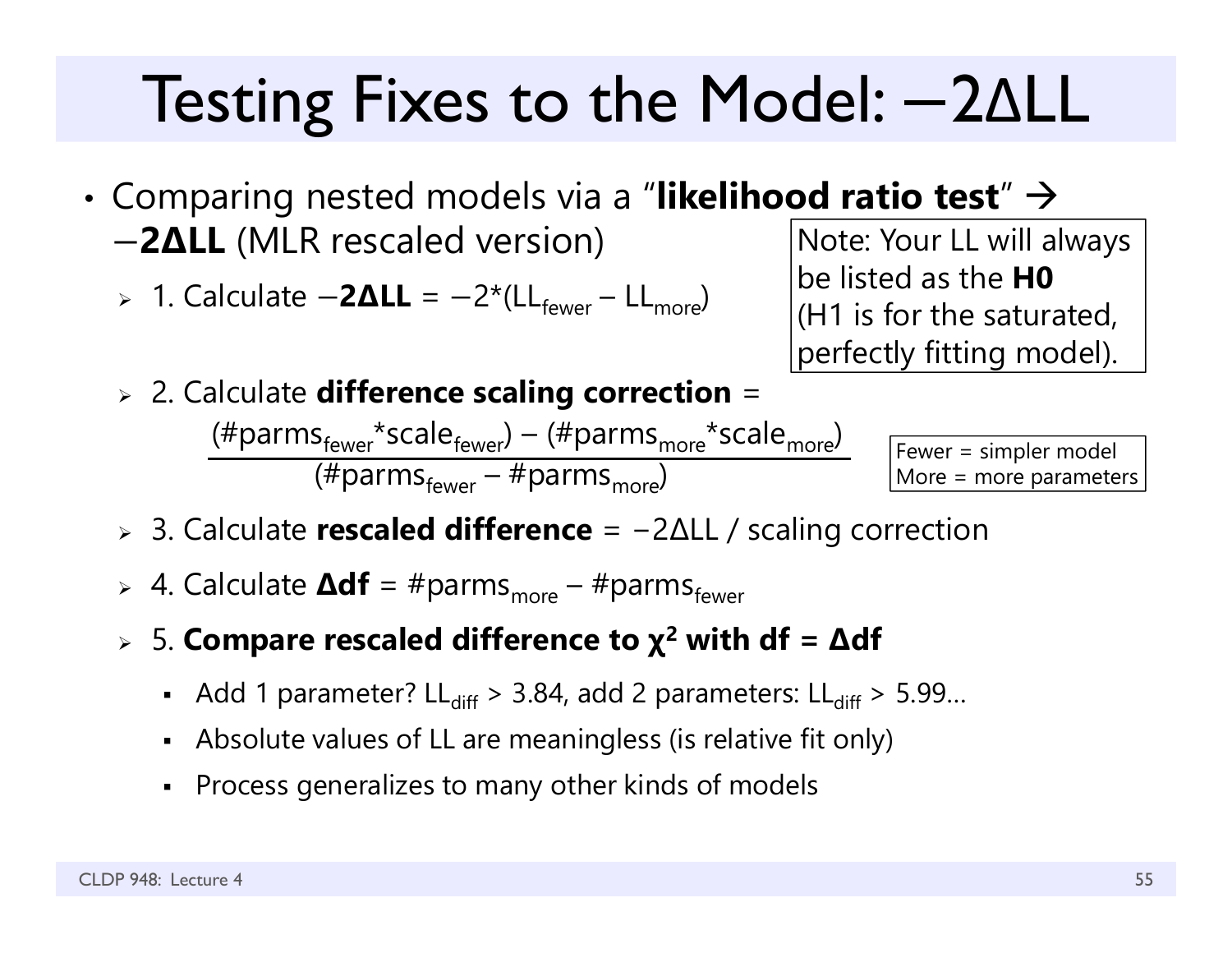# Testing Fixes to the Model: $-2\Delta LL$

- Comparing nested models via a "**likelihood ratio test**" → $-$**2ΔLL** (MLR rescaled version)

  > Note: Your LL will always be listed as the **H0** (H1 is for the saturated, perfectly fitting model).

  - 1. Calculate $-$**2ΔLL** = $-2*(LL_{fewer} - LL_{more})$
  - 2. Calculate **difference scaling correction** =
    $$\frac{(\#parms_{fewer}*scale_{fewer}) - (\#parms_{more}*scale_{more})}{(\#parms_{fewer} - \#parms_{more})}$$

    > Fewer = simpler model
    > More = more parameters

  - 3. Calculate **rescaled difference** = $-2\Delta LL$ / scaling correction
  - 4. Calculate **Δdf** = $\#parms_{more} - \#parms_{fewer}$
  - 5. **Compare rescaled difference to $\chi^2$ with df = Δdf**
    - Add 1 parameter? $LL_{diff} > 3.84$, add 2 parameters: $LL_{diff} > 5.99$…
    - Absolute values of LL are meaningless (is relative fit only)
    - Process generalizes to many other kinds of models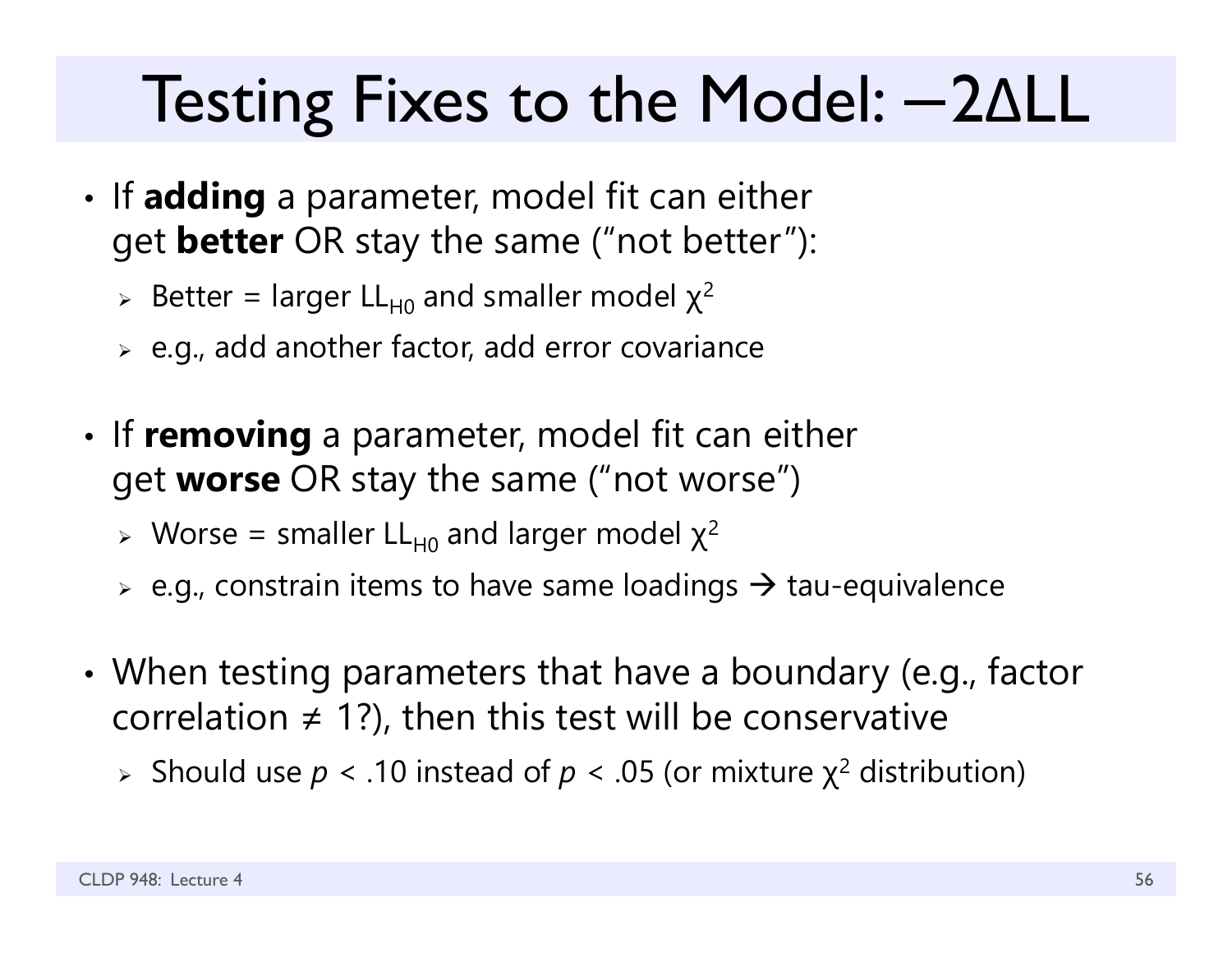# Testing Fixes to the Model: $-2\Delta LL$

- If **adding** a parameter, model fit can either get **better** OR stay the same ("not better"):
  - Better = larger $LL_{H0}$ and smaller model $\chi^2$
  - e.g., add another factor, add error covariance

- If **removing** a parameter, model fit can either get **worse** OR stay the same ("not worse")
  - Worse = smaller $LL_{H0}$ and larger model $\chi^2$
  - e.g., constrain items to have same loadings → tau-equivalence

- When testing parameters that have a boundary (e.g., factor correlation ≠ 1?), then this test will be conservative
  - Should use $p < .10$ instead of $p < .05$ (or mixture $\chi^2$ distribution)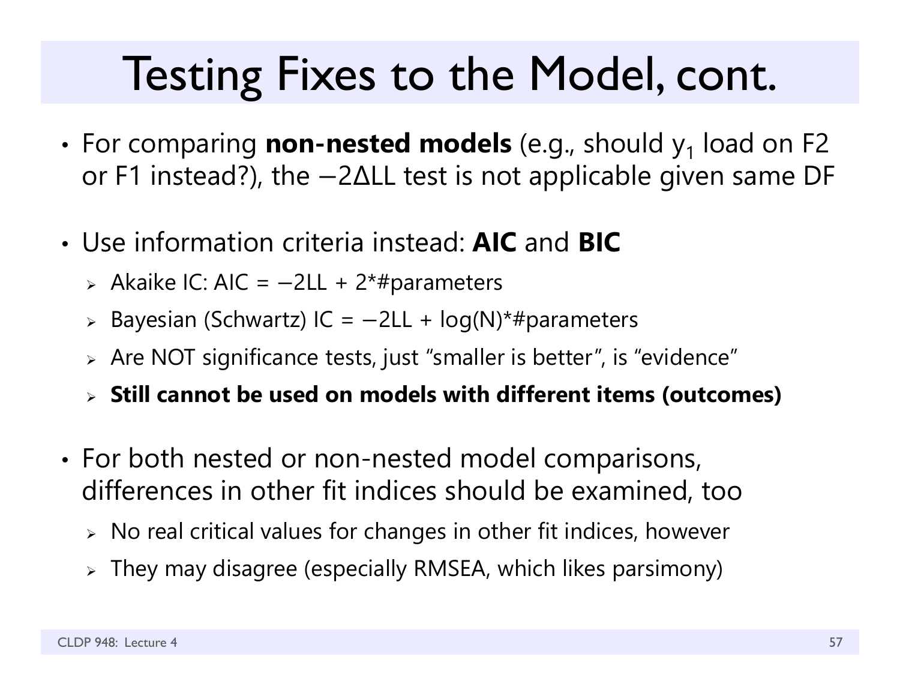# Testing Fixes to the Model, cont.

- For comparing **non-nested models** (e.g., should $y_1$ load on F2 or F1 instead?), the −2ΔLL test is not applicable given same DF

- Use information criteria instead: **AIC** and **BIC**
  - Akaike IC: AIC = −2LL + 2*#parameters
  - Bayesian (Schwartz) IC = −2LL + log(N)*#parameters
  - Are NOT significance tests, just "smaller is better", is "evidence"
  - **Still cannot be used on models with different items (outcomes)**

- For both nested or non-nested model comparisons, differences in other fit indices should be examined, too
  - No real critical values for changes in other fit indices, however
  - They may disagree (especially RMSEA, which likes parsimony)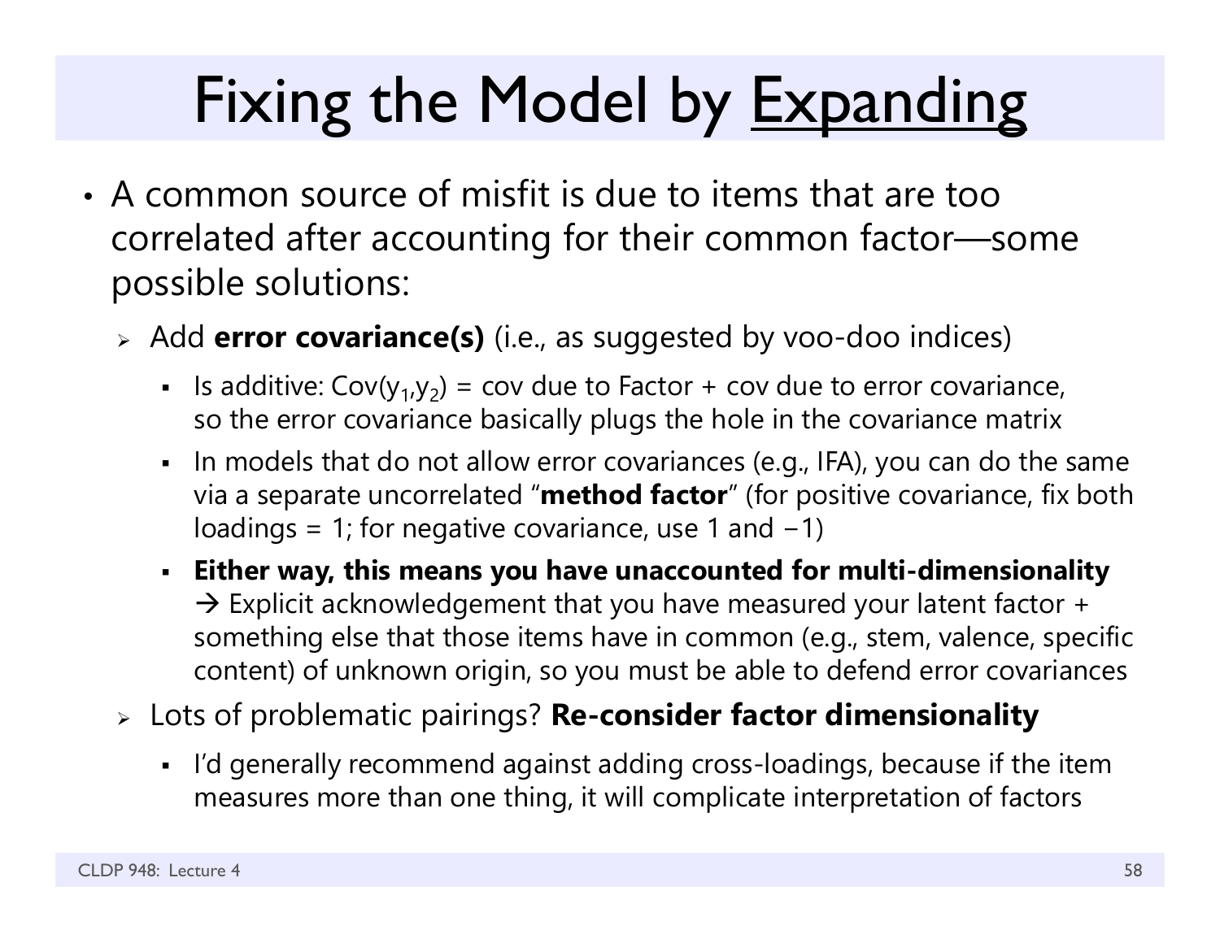# Fixing the Model by <u>Expanding</u>

- A common source of misfit is due to items that are too correlated after accounting for their common factor—some possible solutions:
  - Add **error covariance(s)** (i.e., as suggested by voo-doo indices)
    - Is additive: Cov($y_1$,$y_2$) = cov due to Factor + cov due to error covariance, so the error covariance basically plugs the hole in the covariance matrix
    - In models that do not allow error covariances (e.g., IFA), you can do the same via a separate uncorrelated "**method factor**" (for positive covariance, fix both loadings = 1; for negative covariance, use 1 and −1)
    - **Either way, this means you have unaccounted for multi-dimensionality** → Explicit acknowledgement that you have measured your latent factor + something else that those items have in common (e.g., stem, valence, specific content) of unknown origin, so you must be able to defend error covariances
  - Lots of problematic pairings? **Re-consider factor dimensionality**
    - I'd generally recommend against adding cross-loadings, because if the item measures more than one thing, it will complicate interpretation of factors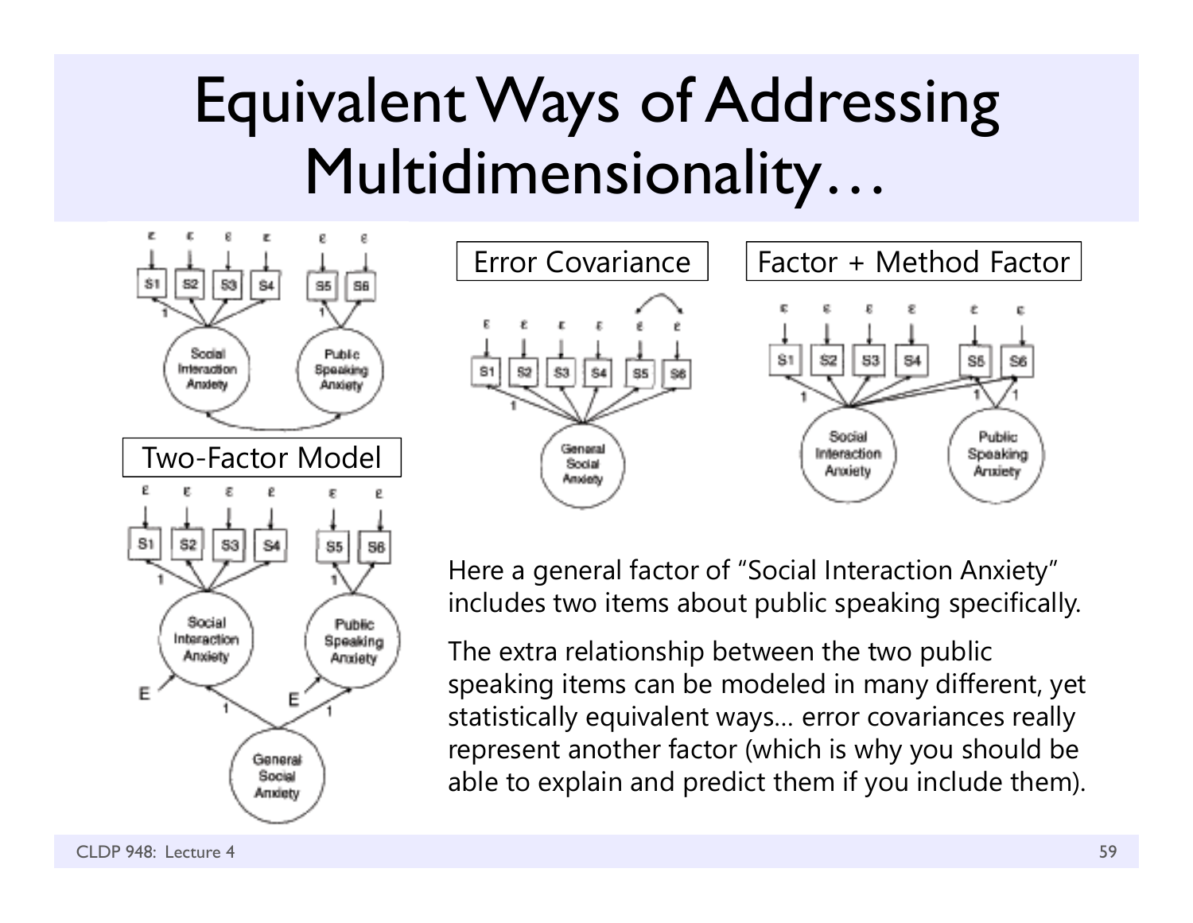# Equivalent Ways of Addressing Multidimensionality…

Two-Factor Model

Error Covariance

Factor + Method Factor

Here a general factor of "Social Interaction Anxiety" includes two items about public speaking specifically.

The extra relationship between the two public speaking items can be modeled in many different, yet statistically equivalent ways… error covariances really represent another factor (which is why you should be able to explain and predict them if you include them).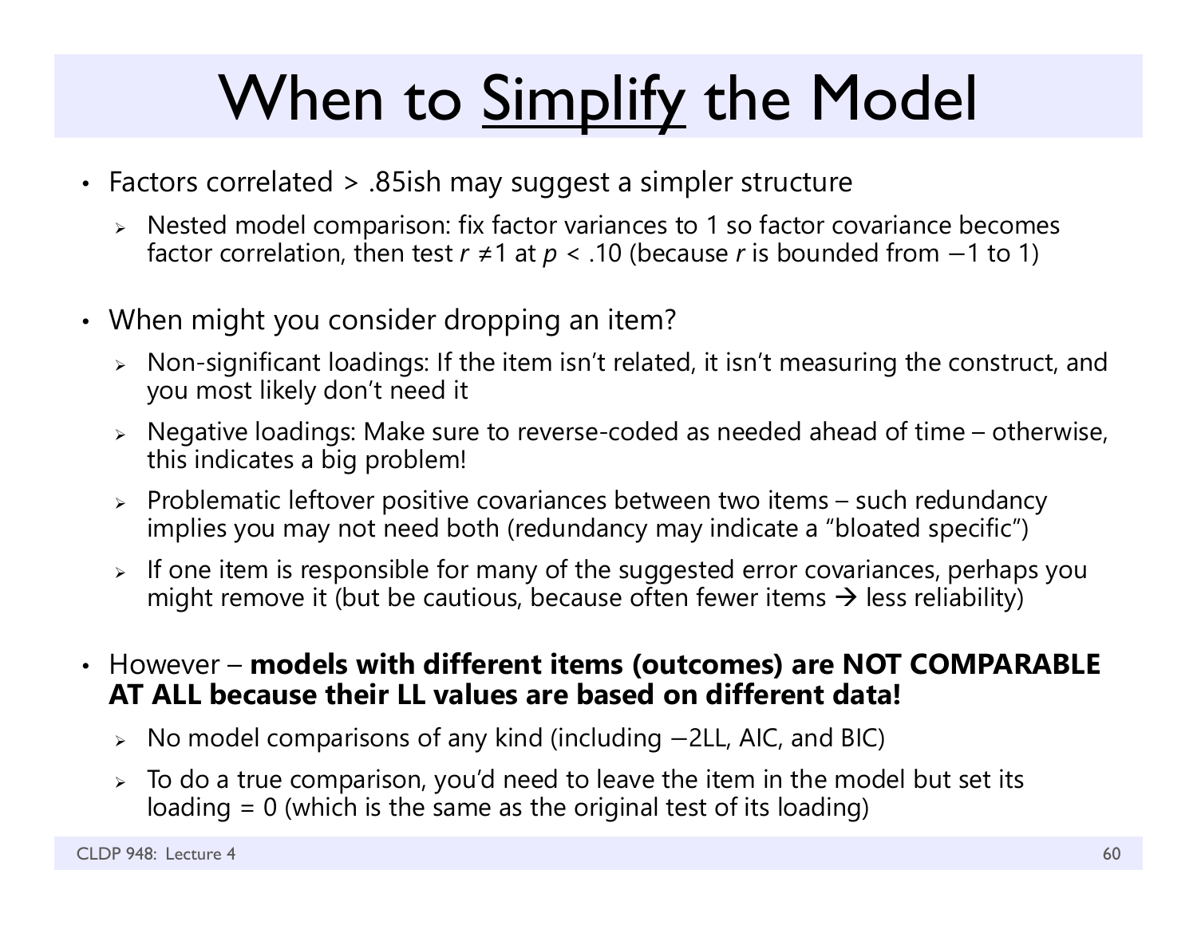# When to Simplify the Model

- Factors correlated > .85ish may suggest a simpler structure
  - Nested model comparison: fix factor variances to 1 so factor covariance becomes factor correlation, then test $r \neq 1$ at $p < .10$ (because $r$ is bounded from $-1$ to 1)
- When might you consider dropping an item?
  - Non-significant loadings: If the item isn't related, it isn't measuring the construct, and you most likely don't need it
  - Negative loadings: Make sure to reverse-coded as needed ahead of time – otherwise, this indicates a big problem!
  - Problematic leftover positive covariances between two items – such redundancy implies you may not need both (redundancy may indicate a "bloated specific")
  - If one item is responsible for many of the suggested error covariances, perhaps you might remove it (but be cautious, because often fewer items → less reliability)
- However – **models with different items (outcomes) are NOT COMPARABLE AT ALL because their LL values are based on different data!**
  - No model comparisons of any kind (including −2LL, AIC, and BIC)
  - To do a true comparison, you'd need to leave the item in the model but set its loading = 0 (which is the same as the original test of its loading)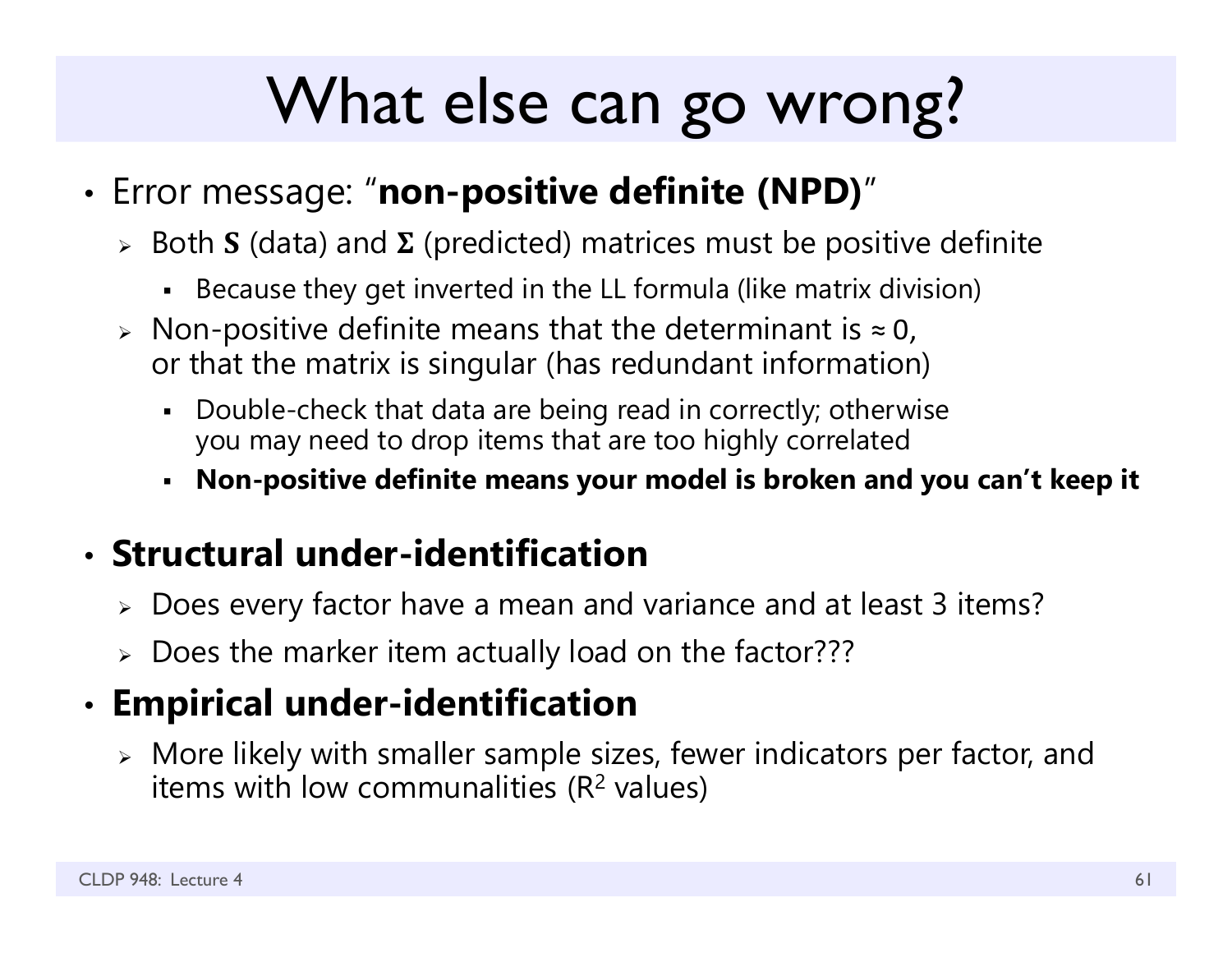# What else can go wrong?

- Error message: "**non-positive definite (NPD)**"
  - Both **S** (data) and **Σ** (predicted) matrices must be positive definite
    - Because they get inverted in the LL formula (like matrix division)
  - Non-positive definite means that the determinant is ≈ 0, or that the matrix is singular (has redundant information)
    - Double-check that data are being read in correctly; otherwise you may need to drop items that are too highly correlated
    - **Non-positive definite means your model is broken and you can't keep it**
- **Structural under-identification**
  - Does every factor have a mean and variance and at least 3 items?
  - Does the marker item actually load on the factor???
- **Empirical under-identification**
  - More likely with smaller sample sizes, fewer indicators per factor, and items with low communalities ($R^2$ values)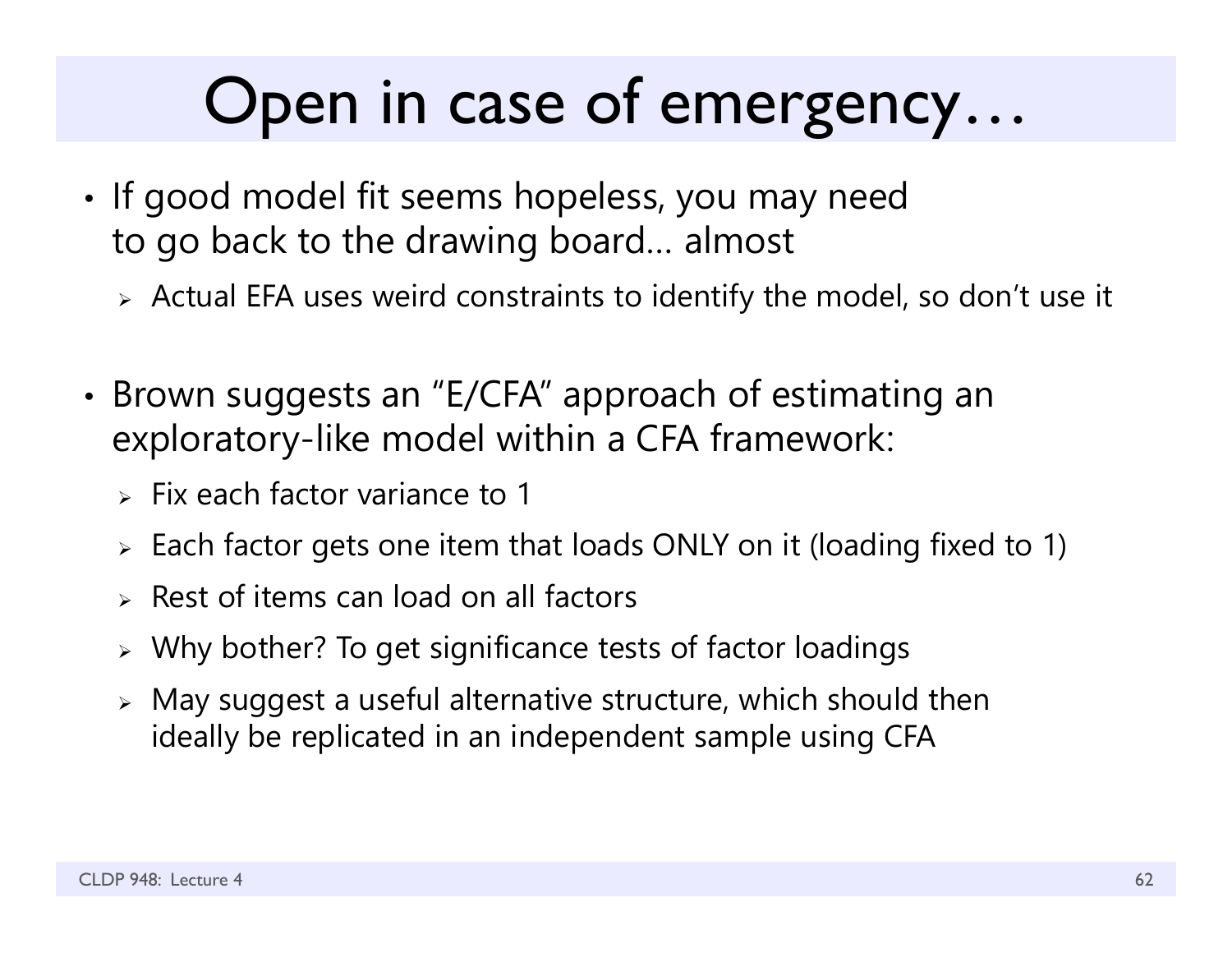# Open in case of emergency…

- If good model fit seems hopeless, you may need to go back to the drawing board… almost
  - Actual EFA uses weird constraints to identify the model, so don't use it

- Brown suggests an "E/CFA" approach of estimating an exploratory-like model within a CFA framework:
  - Fix each factor variance to 1
  - Each factor gets one item that loads ONLY on it (loading fixed to 1)
  - Rest of items can load on all factors
  - Why bother? To get significance tests of factor loadings
  - May suggest a useful alternative structure, which should then ideally be replicated in an independent sample using CFA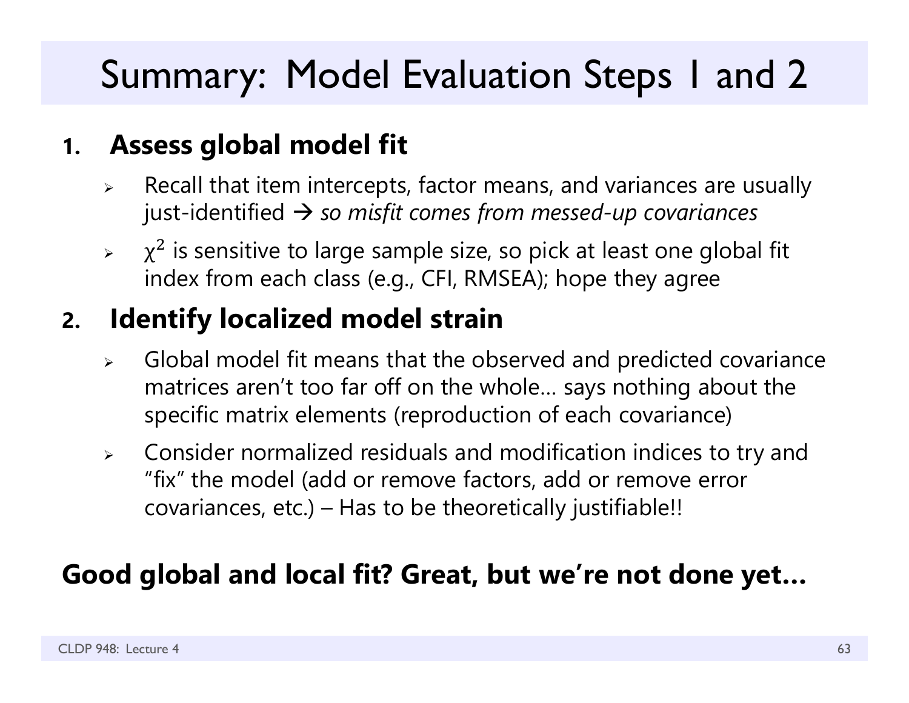# Summary: Model Evaluation Steps 1 and 2

1. **Assess global model fit**
   - Recall that item intercepts, factor means, and variances are usually just-identified → *so misfit comes from messed-up covariances*
   - $\chi^2$ is sensitive to large sample size, so pick at least one global fit index from each class (e.g., CFI, RMSEA); hope they agree

2. **Identify localized model strain**
   - Global model fit means that the observed and predicted covariance matrices aren't too far off on the whole… says nothing about the specific matrix elements (reproduction of each covariance)
   - Consider normalized residuals and modification indices to try and "fix" the model (add or remove factors, add or remove error covariances, etc.) – Has to be theoretically justifiable!!

**Good global and local fit? Great, but we're not done yet…**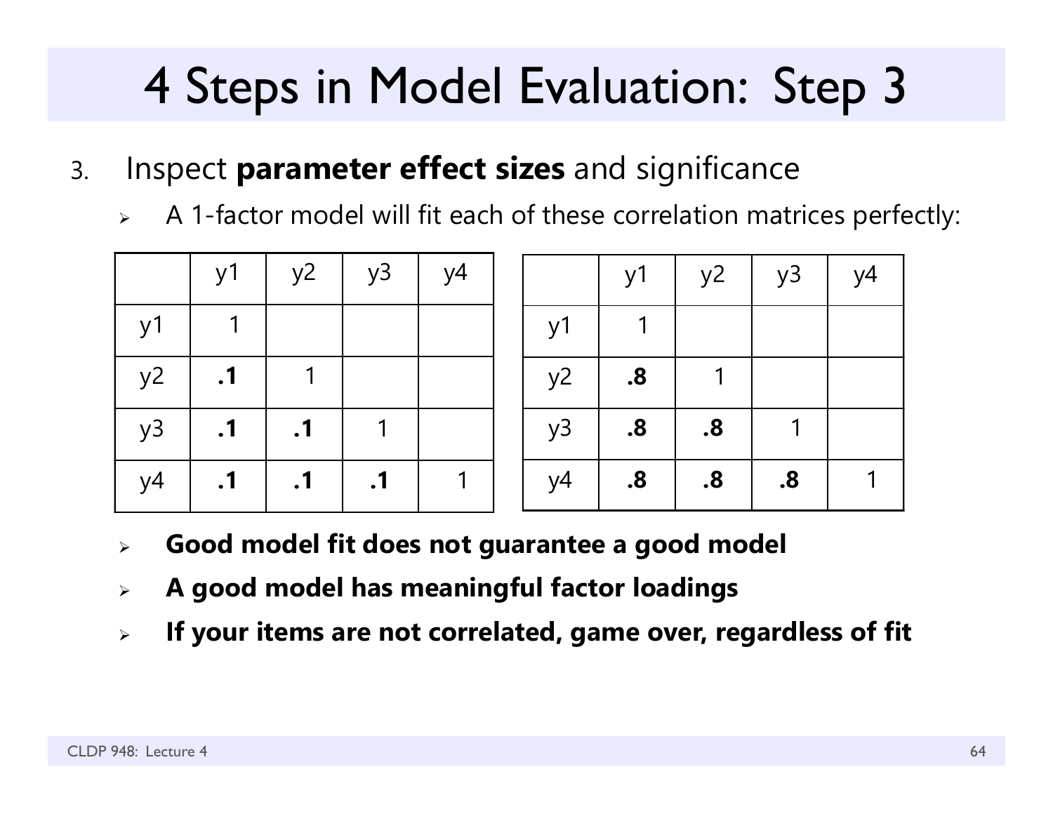# 4 Steps in Model Evaluation: Step 3

3. Inspect **parameter effect sizes** and significance
   - A 1-factor model will fit each of these correlation matrices perfectly:

| | y1 | y2 | y3 | y4 |
|---|---|---|---|---|
| y1 | 1 | | | |
| y2 | **.1** | 1 | | |
| y3 | **.1** | **.1** | 1 | |
| y4 | **.1** | **.1** | **.1** | 1 |

| | y1 | y2 | y3 | y4 |
|---|---|---|---|---|
| y1 | 1 | | | |
| y2 | **.8** | 1 | | |
| y3 | **.8** | **.8** | 1 | |
| y4 | **.8** | **.8** | **.8** | 1 |

   - **Good model fit does not guarantee a good model**
   - **A good model has meaningful factor loadings**
   - **If your items are not correlated, game over, regardless of fit**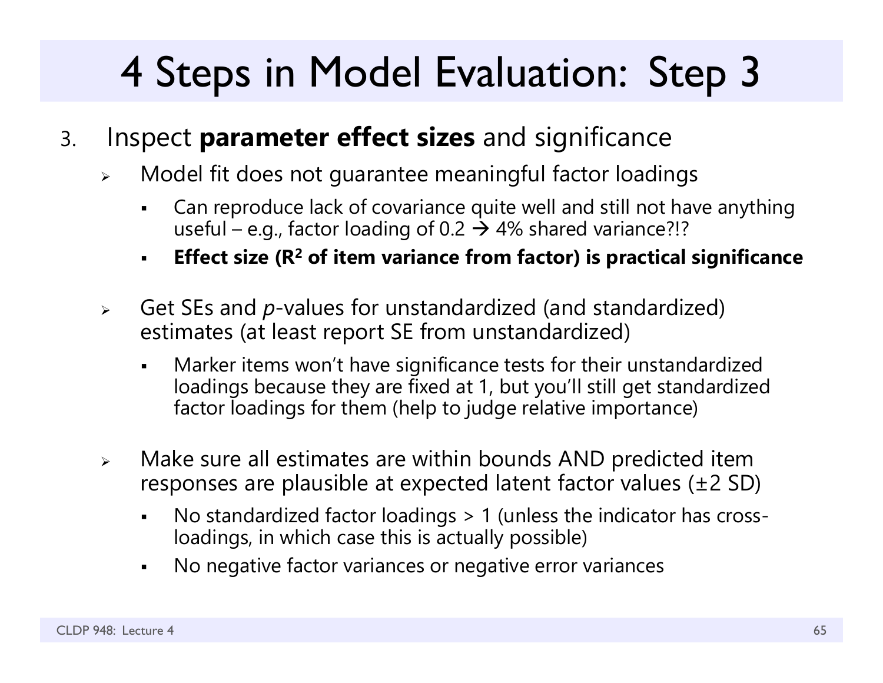# 4 Steps in Model Evaluation: Step 3

3. Inspect **parameter effect sizes** and significance
   - Model fit does not guarantee meaningful factor loadings
     - Can reproduce lack of covariance quite well and still not have anything useful – e.g., factor loading of 0.2 → 4% shared variance?!?
     - **Effect size ($R^2$ of item variance from factor) is practical significance**
   - Get SEs and *p*-values for unstandardized (and standardized) estimates (at least report SE from unstandardized)
     - Marker items won't have significance tests for their unstandardized loadings because they are fixed at 1, but you'll still get standardized factor loadings for them (help to judge relative importance)
   - Make sure all estimates are within bounds AND predicted item responses are plausible at expected latent factor values (±2 SD)
     - No standardized factor loadings > 1 (unless the indicator has cross-loadings, in which case this is actually possible)
     - No negative factor variances or negative error variances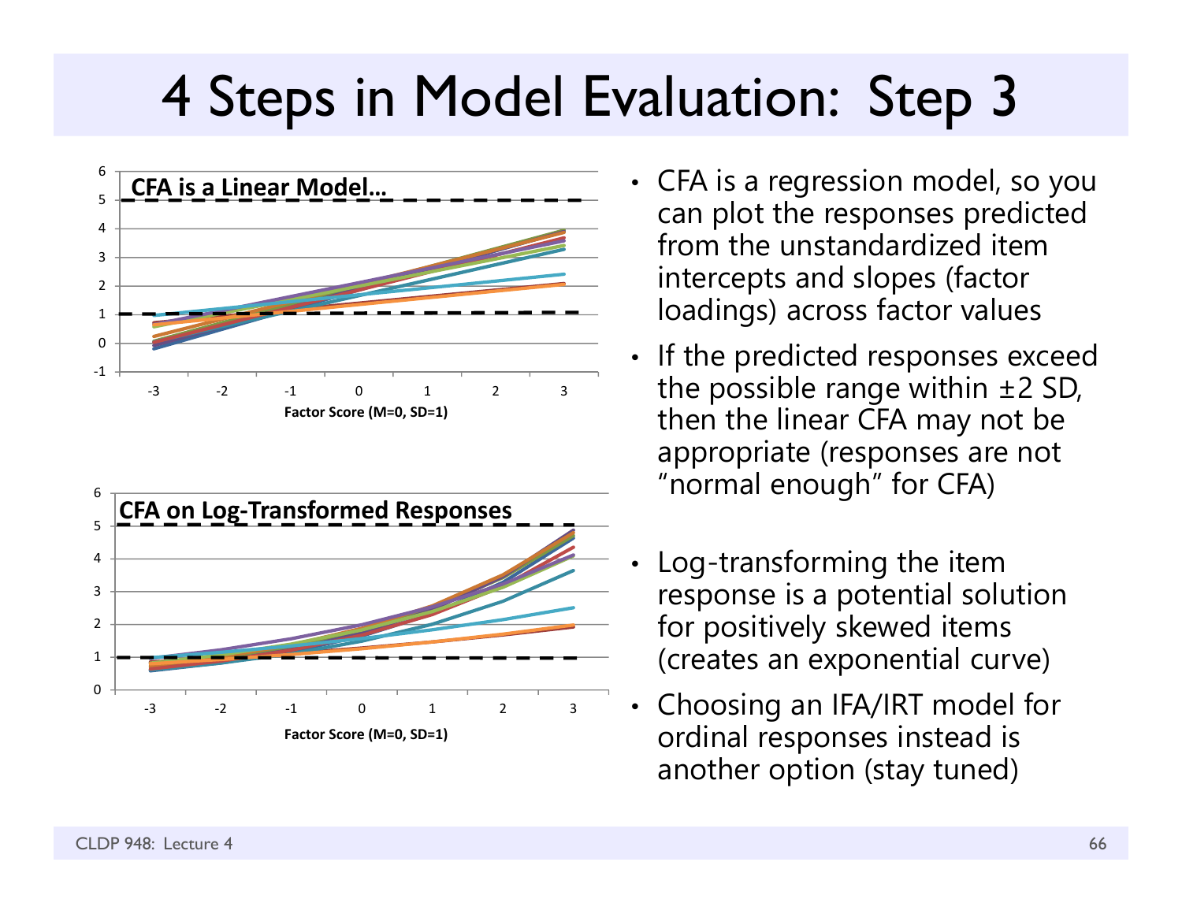# 4 Steps in Model Evaluation: Step 3

- CFA is a regression model, so you can plot the responses predicted from the unstandardized item intercepts and slopes (factor loadings) across factor values
- If the predicted responses exceed the possible range within ±2 SD, then the linear CFA may not be appropriate (responses are not "normal enough" for CFA)
- Log-transforming the item response is a potential solution for positively skewed items (creates an exponential curve)
- Choosing an IFA/IRT model for ordinal responses instead is another option (stay tuned)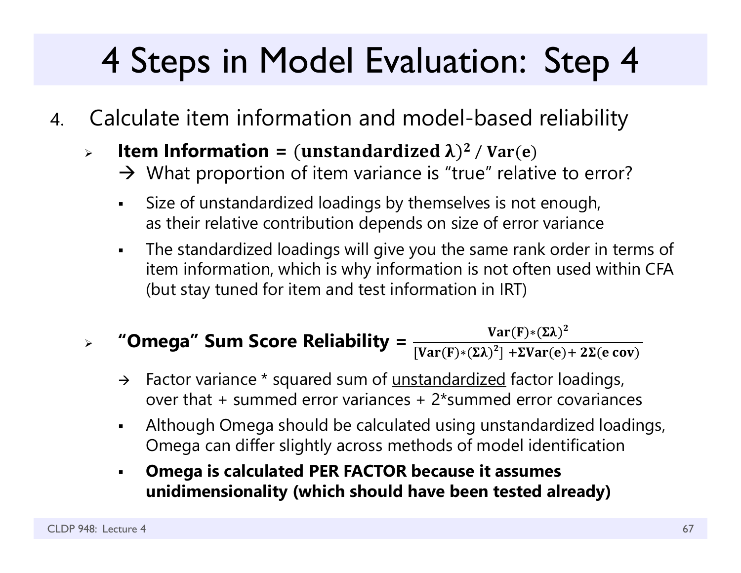# 4 Steps in Model Evaluation: Step 4

4. Calculate item information and model-based reliability

   - **Item Information =** $(\textbf{unstandardized}\ \boldsymbol{\lambda})^2\ /\ \textbf{Var}(\textbf{e})$
     → What proportion of item variance is "true" relative to error?
     - Size of unstandardized loadings by themselves is not enough, as their relative contribution depends on size of error variance
     - The standardized loadings will give you the same rank order in terms of item information, which is why information is not often used within CFA (but stay tuned for item and test information in IRT)

   - **"Omega" Sum Score Reliability =** $\dfrac{\textbf{Var}(\textbf{F})*(\boldsymbol{\Sigma\lambda})^2}{[\textbf{Var}(\textbf{F})*(\boldsymbol{\Sigma\lambda})^2] + \boldsymbol{\Sigma}\textbf{Var}(\textbf{e}) + \textbf{2}\boldsymbol{\Sigma}(\textbf{e cov})}$
     → Factor variance * squared sum of <u>unstandardized</u> factor loadings, over that + summed error variances + 2*summed error covariances
     - Although Omega should be calculated using unstandardized loadings, Omega can differ slightly across methods of model identification
     - **Omega is calculated PER FACTOR because it assumes unidimensionality (which should have been tested already)**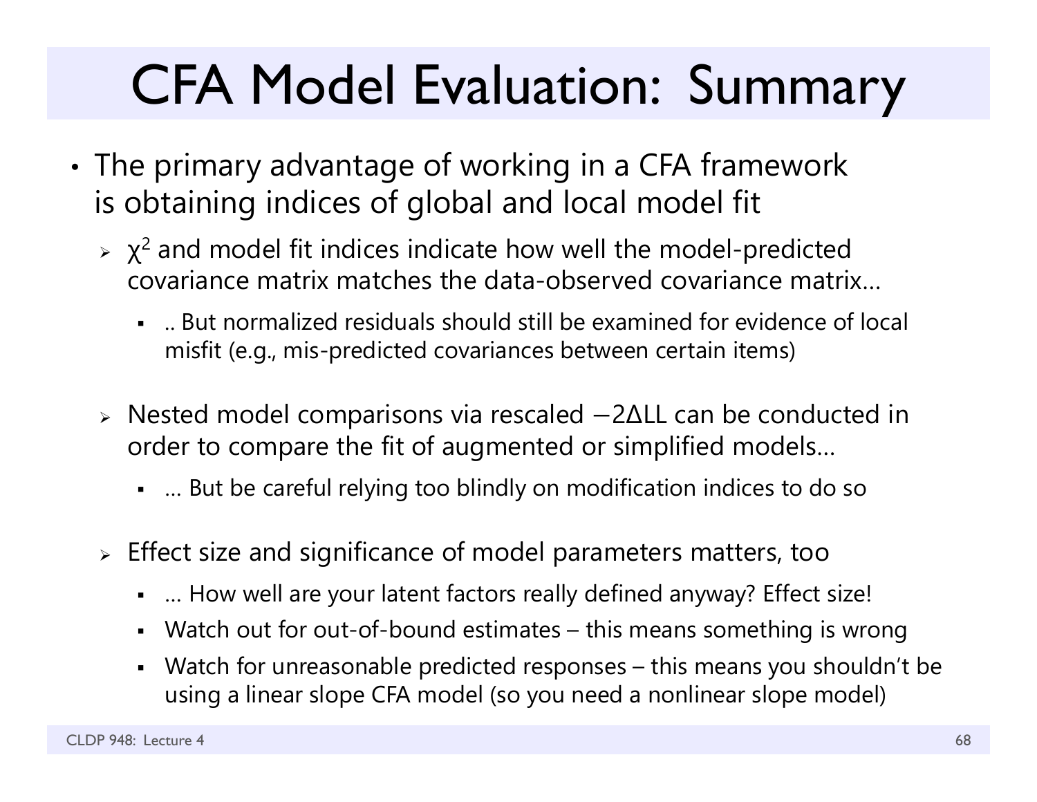# CFA Model Evaluation: Summary

- The primary advantage of working in a CFA framework is obtaining indices of global and local model fit
  - $\chi^2$ and model fit indices indicate how well the model-predicted covariance matrix matches the data-observed covariance matrix…
    - .. But normalized residuals should still be examined for evidence of local misfit (e.g., mis-predicted covariances between certain items)
  - Nested model comparisons via rescaled $-2\Delta LL$ can be conducted in order to compare the fit of augmented or simplified models…
    - … But be careful relying too blindly on modification indices to do so
  - Effect size and significance of model parameters matters, too
    - … How well are your latent factors really defined anyway? Effect size!
    - Watch out for out-of-bound estimates – this means something is wrong
    - Watch for unreasonable predicted responses – this means you shouldn't be using a linear slope CFA model (so you need a nonlinear slope model)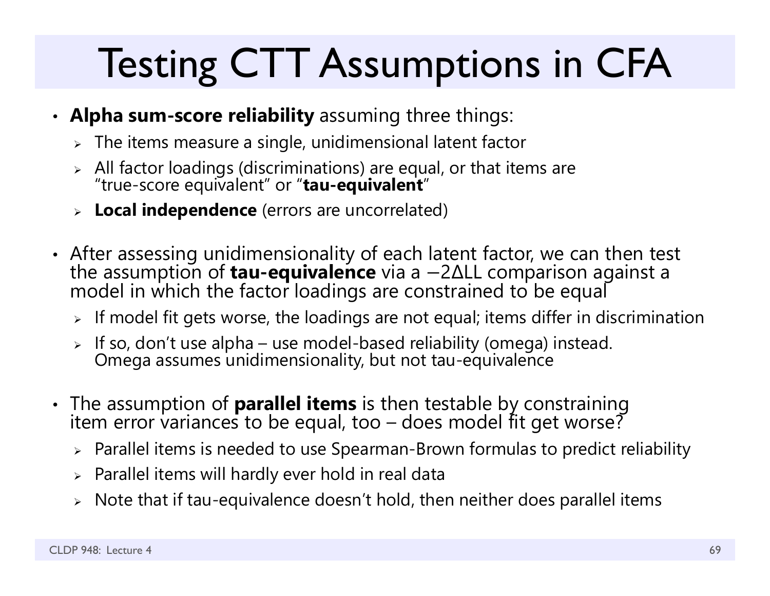# Testing CTT Assumptions in CFA

- **Alpha sum-score reliability** assuming three things:
  - The items measure a single, unidimensional latent factor
  - All factor loadings (discriminations) are equal, or that items are "true-score equivalent" or "**tau-equivalent**"
  - **Local independence** (errors are uncorrelated)
- After assessing unidimensionality of each latent factor, we can then test the assumption of **tau-equivalence** via a $-2\Delta LL$ comparison against a model in which the factor loadings are constrained to be equal
  - If model fit gets worse, the loadings are not equal; items differ in discrimination
  - If so, don't use alpha – use model-based reliability (omega) instead. Omega assumes unidimensionality, but not tau-equivalence
- The assumption of **parallel items** is then testable by constraining item error variances to be equal, too – does model fit get worse?
  - Parallel items is needed to use Spearman-Brown formulas to predict reliability
  - Parallel items will hardly ever hold in real data
  - Note that if tau-equivalence doesn't hold, then neither does parallel items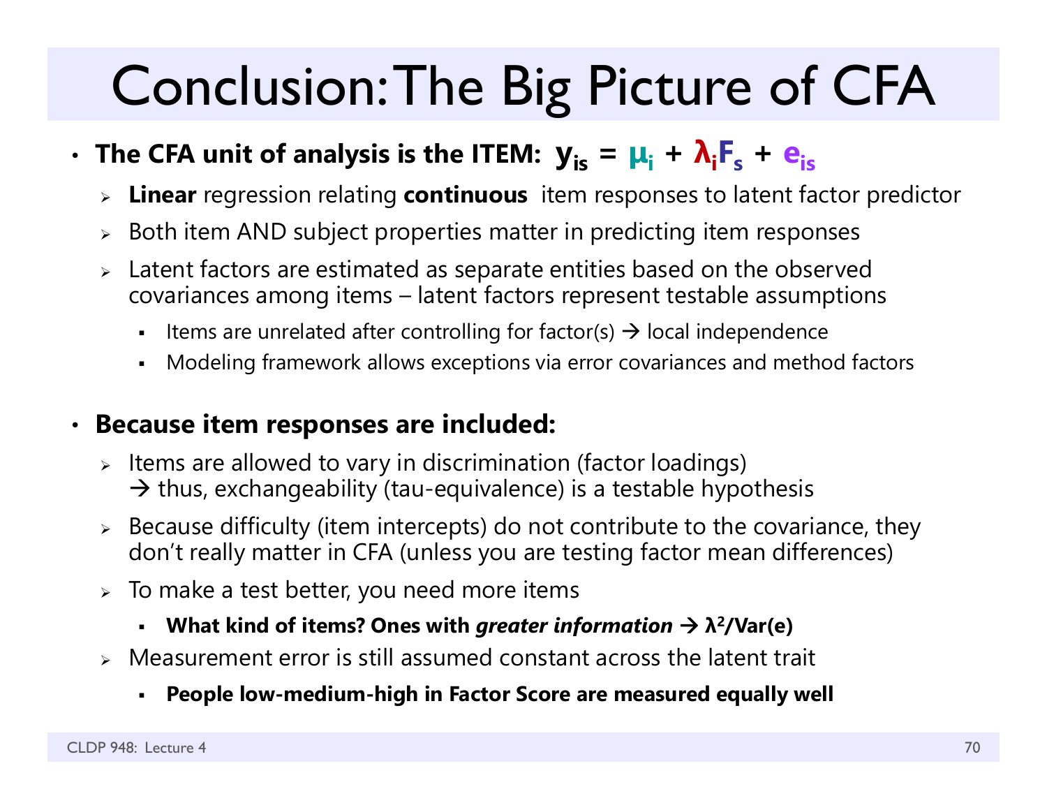# Conclusion: The Big Picture of CFA

- **The CFA unit of analysis is the ITEM: $y_{is} = \mu_i + \lambda_i F_s + e_{is}$**
  - **Linear** regression relating **continuous** item responses to latent factor predictor
  - Both item AND subject properties matter in predicting item responses
  - Latent factors are estimated as separate entities based on the observed covariances among items – latent factors represent testable assumptions
    - Items are unrelated after controlling for factor(s) → local independence
    - Modeling framework allows exceptions via error covariances and method factors

- **Because item responses are included:**
  - Items are allowed to vary in discrimination (factor loadings) → thus, exchangeability (tau-equivalence) is a testable hypothesis
  - Because difficulty (item intercepts) do not contribute to the covariance, they don't really matter in CFA (unless you are testing factor mean differences)
  - To make a test better, you need more items
    - **What kind of items? Ones with *greater information* → $\lambda^2$/Var(e)**
  - Measurement error is still assumed constant across the latent trait
    - **People low-medium-high in Factor Score are measured equally well**